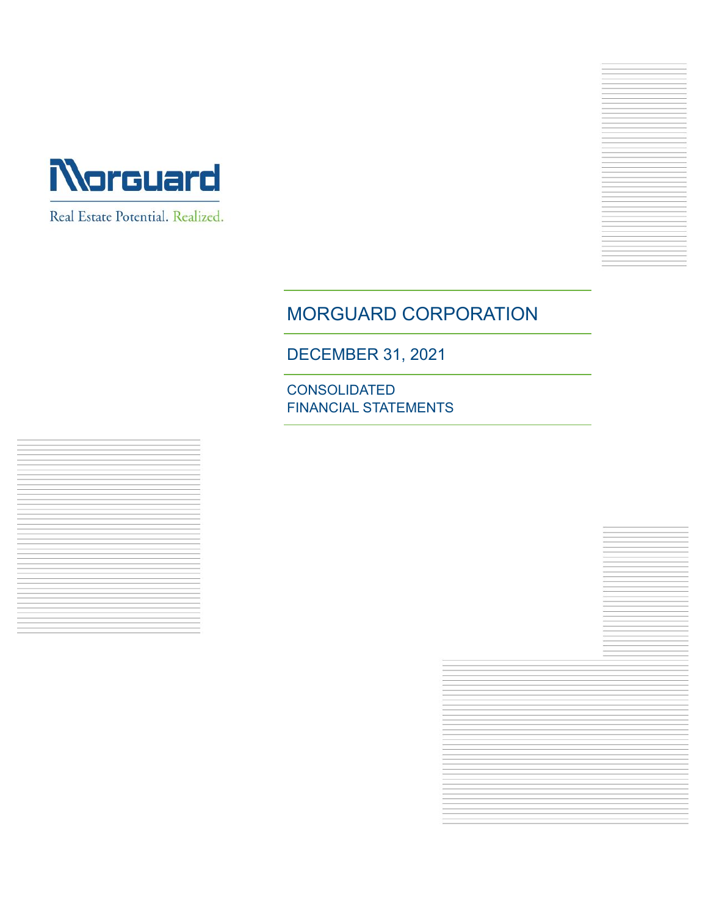Morguard

Real Estate Potential. Realized.

# MORGUARD CORPORATION

## DECEMBER 31, 2021

## CONSOLIDATED FINANCIAL STATEMENTS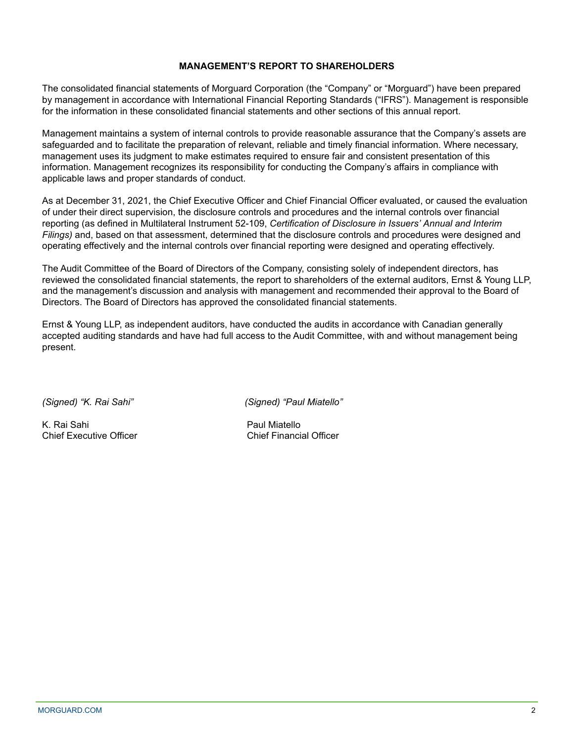## MANAGEMENT'S REPORT TO SHAREHOLDERS

The consolidated financial statements of Morguard Corporation (the "Company" or "Morguard") have been prepared by management in accordance with International Financial Reporting Standards ("IFRS"). Management is responsible for the information in these consolidated financial statements and other sections of this annual report.

Management maintains a system of internal controls to provide reasonable assurance that the Company's assets are safeguarded and to facilitate the preparation of relevant, reliable and timely financial information. Where necessary, management uses its judgment to make estimates required to ensure fair and consistent presentation of this information. Management recognizes its responsibility for conducting the Company's affairs in compliance with applicable laws and proper standards of conduct.

As at December 31, 2021, the Chief Executive Officer and Chief Financial Officer evaluated, or caused the evaluation of under their direct supervision, the disclosure controls and procedures and the internal controls over financial reporting (as defined in Multilateral Instrument 52-109, *Certification of Disclosure in Issuers' Annual and Interim Filings)* and, based on that assessment, determined that the disclosure controls and procedures were designed and operating effectively and the internal controls over financial reporting were designed and operating effectively.

The Audit Committee of the Board of Directors of the Company, consisting solely of independent directors, has reviewed the consolidated financial statements, the report to shareholders of the external auditors, Ernst & Young LLP, and the management's discussion and analysis with management and recommended their approval to the Board of Directors. The Board of Directors has approved the consolidated financial statements.

Ernst & Young LLP, as independent auditors, have conducted the audits in accordance with Canadian generally accepted auditing standards and have had full access to the Audit Committee, with and without management being present.

*(Signed) "K. Rai Sahi"*

K. Rai Sahi
Chief Executive Officer

*(Signed) "Paul Miatello"*

Paul Miatello
Chief Financial Officer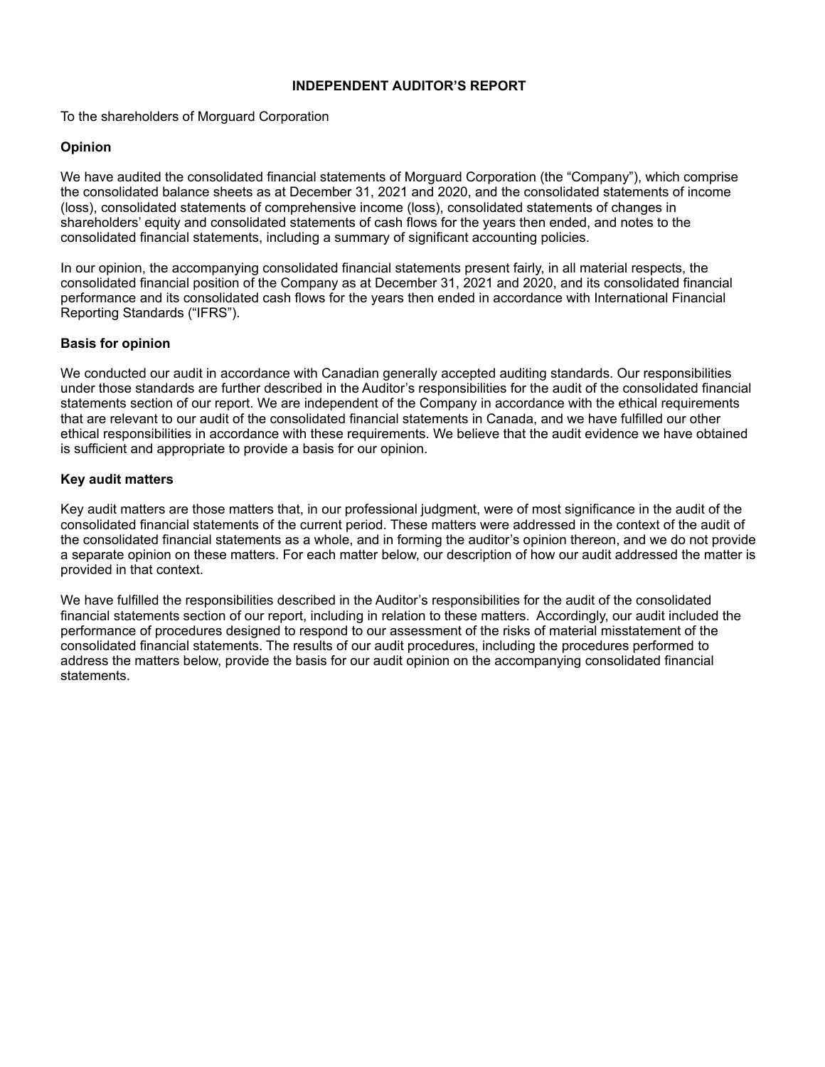# INDEPENDENT AUDITOR'S REPORT

To the shareholders of Morguard Corporation

## Opinion

We have audited the consolidated financial statements of Morguard Corporation (the "Company"), which comprise the consolidated balance sheets as at December 31, 2021 and 2020, and the consolidated statements of income (loss), consolidated statements of comprehensive income (loss), consolidated statements of changes in shareholders' equity and consolidated statements of cash flows for the years then ended, and notes to the consolidated financial statements, including a summary of significant accounting policies.

In our opinion, the accompanying consolidated financial statements present fairly, in all material respects, the consolidated financial position of the Company as at December 31, 2021 and 2020, and its consolidated financial performance and its consolidated cash flows for the years then ended in accordance with International Financial Reporting Standards ("IFRS").

## Basis for opinion

We conducted our audit in accordance with Canadian generally accepted auditing standards. Our responsibilities under those standards are further described in the Auditor's responsibilities for the audit of the consolidated financial statements section of our report. We are independent of the Company in accordance with the ethical requirements that are relevant to our audit of the consolidated financial statements in Canada, and we have fulfilled our other ethical responsibilities in accordance with these requirements. We believe that the audit evidence we have obtained is sufficient and appropriate to provide a basis for our opinion.

## Key audit matters

Key audit matters are those matters that, in our professional judgment, were of most significance in the audit of the consolidated financial statements of the current period. These matters were addressed in the context of the audit of the consolidated financial statements as a whole, and in forming the auditor's opinion thereon, and we do not provide a separate opinion on these matters. For each matter below, our description of how our audit addressed the matter is provided in that context.

We have fulfilled the responsibilities described in the Auditor's responsibilities for the audit of the consolidated financial statements section of our report, including in relation to these matters. Accordingly, our audit included the performance of procedures designed to respond to our assessment of the risks of material misstatement of the consolidated financial statements. The results of our audit procedures, including the procedures performed to address the matters below, provide the basis for our audit opinion on the accompanying consolidated financial statements.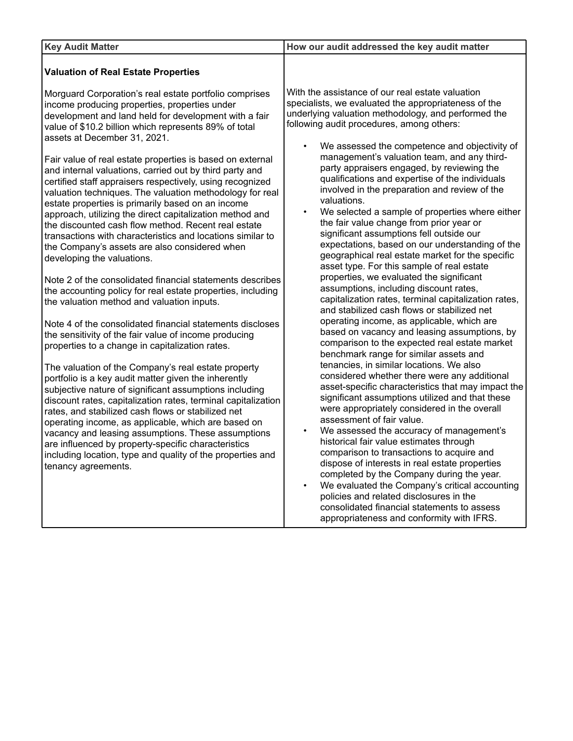| Key Audit Matter | How our audit addressed the key audit matter |
|---|---|
| **Valuation of Real Estate Properties**<br><br>Morguard Corporation's real estate portfolio comprises income producing properties, properties under development and land held for development with a fair value of $10.2 billion which represents 89% of total assets at December 31, 2021.<br><br>Fair value of real estate properties is based on external and internal valuations, carried out by third party and certified staff appraisers respectively, using recognized valuation techniques. The valuation methodology for real estate properties is primarily based on an income approach, utilizing the direct capitalization method and the discounted cash flow method. Recent real estate transactions with characteristics and locations similar to the Company's assets are also considered when developing the valuations.<br><br>Note 2 of the consolidated financial statements describes the accounting policy for real estate properties, including the valuation method and valuation inputs.<br><br>Note 4 of the consolidated financial statements discloses the sensitivity of the fair value of income producing properties to a change in capitalization rates.<br><br>The valuation of the Company's real estate property portfolio is a key audit matter given the inherently subjective nature of significant assumptions including discount rates, capitalization rates, terminal capitalization rates, and stabilized cash flows or stabilized net operating income, as applicable, which are based on vacancy and leasing assumptions. These assumptions are influenced by property-specific characteristics including location, type and quality of the properties and tenancy agreements. | With the assistance of our real estate valuation specialists, we evaluated the appropriateness of the underlying valuation methodology, and performed the following audit procedures, among others:<br><br>• We assessed the competence and objectivity of management's valuation team, and any third-party appraisers engaged, by reviewing the qualifications and expertise of the individuals involved in the preparation and review of the valuations.<br>• We selected a sample of properties where either the fair value change from prior year or significant assumptions fell outside our expectations, based on our understanding of the geographical real estate market for the specific asset type. For this sample of real estate properties, we evaluated the significant assumptions, including discount rates, capitalization rates, terminal capitalization rates, and stabilized cash flows or stabilized net operating income, as applicable, which are based on vacancy and leasing assumptions, by comparison to the expected real estate market benchmark range for similar assets and tenancies, in similar locations. We also considered whether there were any additional asset-specific characteristics that may impact the significant assumptions utilized and that these were appropriately considered in the overall assessment of fair value.<br>• We assessed the accuracy of management's historical fair value estimates through comparison to transactions to acquire and dispose of interests in real estate properties completed by the Company during the year.<br>• We evaluated the Company's critical accounting policies and related disclosures in the consolidated financial statements to assess appropriateness and conformity with IFRS. |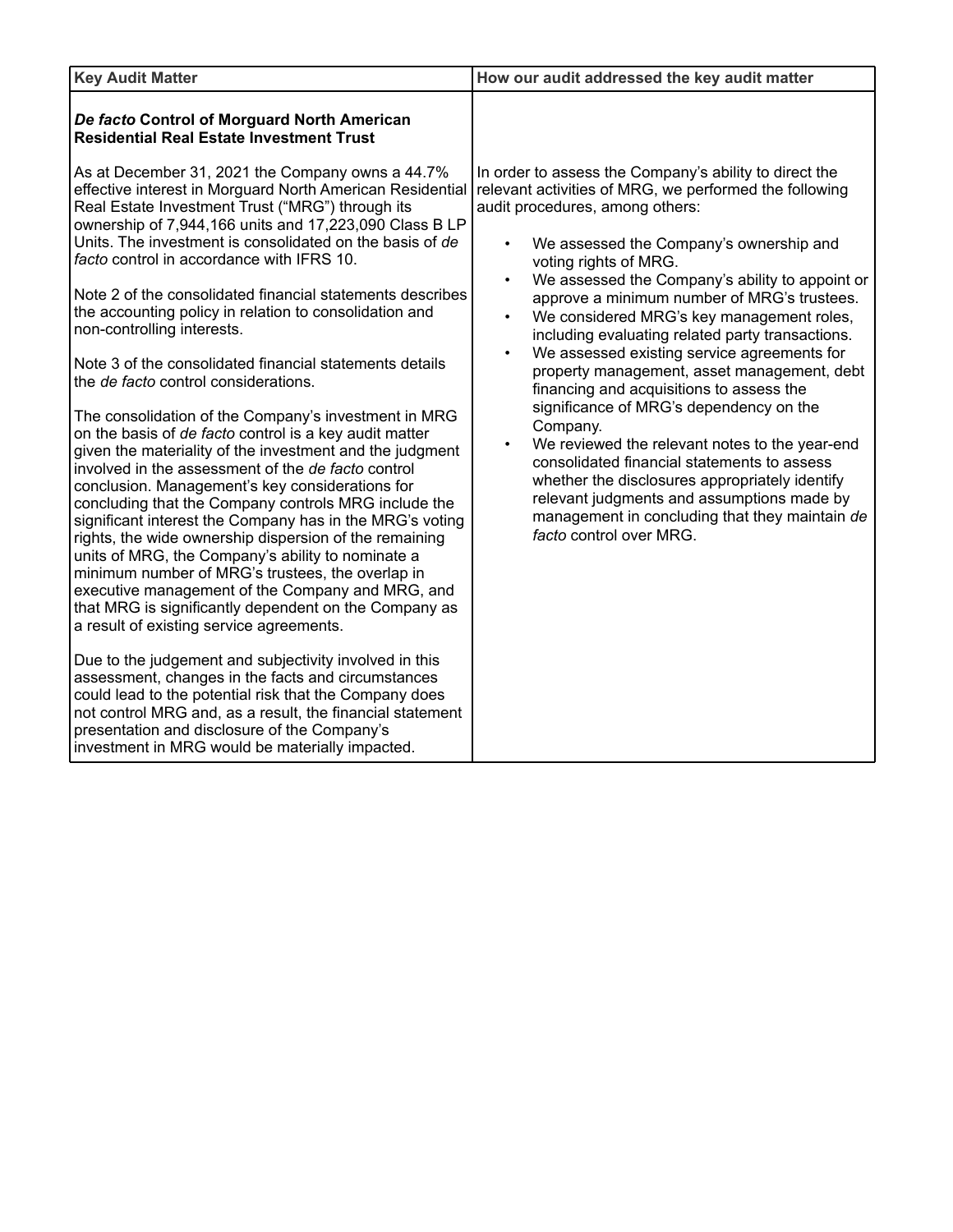| Key Audit Matter | How our audit addressed the key audit matter |
|---|---|
| ***De facto* Control of Morguard North American Residential Real Estate Investment Trust**<br><br>As at December 31, 2021 the Company owns a 44.7% effective interest in Morguard North American Residential Real Estate Investment Trust ("MRG") through its ownership of 7,944,166 units and 17,223,090 Class B LP Units. The investment is consolidated on the basis of *de facto* control in accordance with IFRS 10.<br><br>Note 2 of the consolidated financial statements describes the accounting policy in relation to consolidation and non-controlling interests.<br><br>Note 3 of the consolidated financial statements details the *de facto* control considerations.<br><br>The consolidation of the Company's investment in MRG on the basis of *de facto* control is a key audit matter given the materiality of the investment and the judgment involved in the assessment of the *de facto* control conclusion. Management's key considerations for concluding that the Company controls MRG include the significant interest the Company has in the MRG's voting rights, the wide ownership dispersion of the remaining units of MRG, the Company's ability to nominate a minimum number of MRG's trustees, the overlap in executive management of the Company and MRG, and that MRG is significantly dependent on the Company as a result of existing service agreements.<br><br>Due to the judgement and subjectivity involved in this assessment, changes in the facts and circumstances could lead to the potential risk that the Company does not control MRG and, as a result, the financial statement presentation and disclosure of the Company's investment in MRG would be materially impacted. | In order to assess the Company's ability to direct the relevant activities of MRG, we performed the following audit procedures, among others:<br><br>• We assessed the Company's ownership and voting rights of MRG.<br>• We assessed the Company's ability to appoint or approve a minimum number of MRG's trustees.<br>• We considered MRG's key management roles, including evaluating related party transactions.<br>• We assessed existing service agreements for property management, asset management, debt financing and acquisitions to assess the significance of MRG's dependency on the Company.<br>• We reviewed the relevant notes to the year-end consolidated financial statements to assess whether the disclosures appropriately identify relevant judgments and assumptions made by management in concluding that they maintain *de facto* control over MRG. |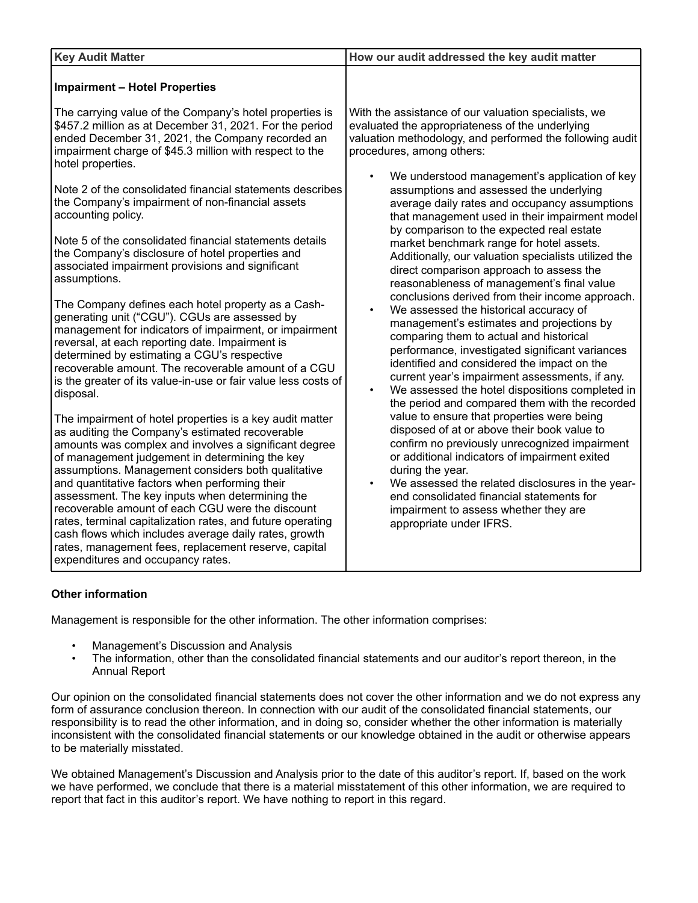| Key Audit Matter | How our audit addressed the key audit matter |
|---|---|
| **Impairment – Hotel Properties**<br><br>The carrying value of the Company's hotel properties is \$457.2 million as at December 31, 2021. For the period ended December 31, 2021, the Company recorded an impairment charge of \$45.3 million with respect to the hotel properties.<br><br>Note 2 of the consolidated financial statements describes the Company's impairment of non-financial assets accounting policy.<br><br>Note 5 of the consolidated financial statements details the Company's disclosure of hotel properties and associated impairment provisions and significant assumptions.<br><br>The Company defines each hotel property as a Cash-generating unit ("CGU"). CGUs are assessed by management for indicators of impairment, or impairment reversal, at each reporting date. Impairment is determined by estimating a CGU's respective recoverable amount. The recoverable amount of a CGU is the greater of its value-in-use or fair value less costs of disposal.<br><br>The impairment of hotel properties is a key audit matter as auditing the Company's estimated recoverable amounts was complex and involves a significant degree of management judgement in determining the key assumptions. Management considers both qualitative and quantitative factors when performing their assessment. The key inputs when determining the recoverable amount of each CGU were the discount rates, terminal capitalization rates, and future operating cash flows which includes average daily rates, growth rates, management fees, replacement reserve, capital expenditures and occupancy rates. | With the assistance of our valuation specialists, we evaluated the appropriateness of the underlying valuation methodology, and performed the following audit procedures, among others:<br><br>• We understood management's application of key assumptions and assessed the underlying average daily rates and occupancy assumptions that management used in their impairment model by comparison to the expected real estate market benchmark range for hotel assets. Additionally, our valuation specialists utilized the direct comparison approach to assess the reasonableness of management's final value conclusions derived from their income approach.<br>• We assessed the historical accuracy of management's estimates and projections by comparing them to actual and historical performance, investigated significant variances identified and considered the impact on the current year's impairment assessments, if any.<br>• We assessed the hotel dispositions completed in the period and compared them with the recorded value to ensure that properties were being disposed of at or above their book value to confirm no previously unrecognized impairment or additional indicators of impairment exited during the year.<br>• We assessed the related disclosures in the year-end consolidated financial statements for impairment to assess whether they are appropriate under IFRS. |

**Other information**

Management is responsible for the other information. The other information comprises:

- Management's Discussion and Analysis
- The information, other than the consolidated financial statements and our auditor's report thereon, in the Annual Report

Our opinion on the consolidated financial statements does not cover the other information and we do not express any form of assurance conclusion thereon. In connection with our audit of the consolidated financial statements, our responsibility is to read the other information, and in doing so, consider whether the other information is materially inconsistent with the consolidated financial statements or our knowledge obtained in the audit or otherwise appears to be materially misstated.

We obtained Management's Discussion and Analysis prior to the date of this auditor's report. If, based on the work we have performed, we conclude that there is a material misstatement of this other information, we are required to report that fact in this auditor's report. We have nothing to report in this regard.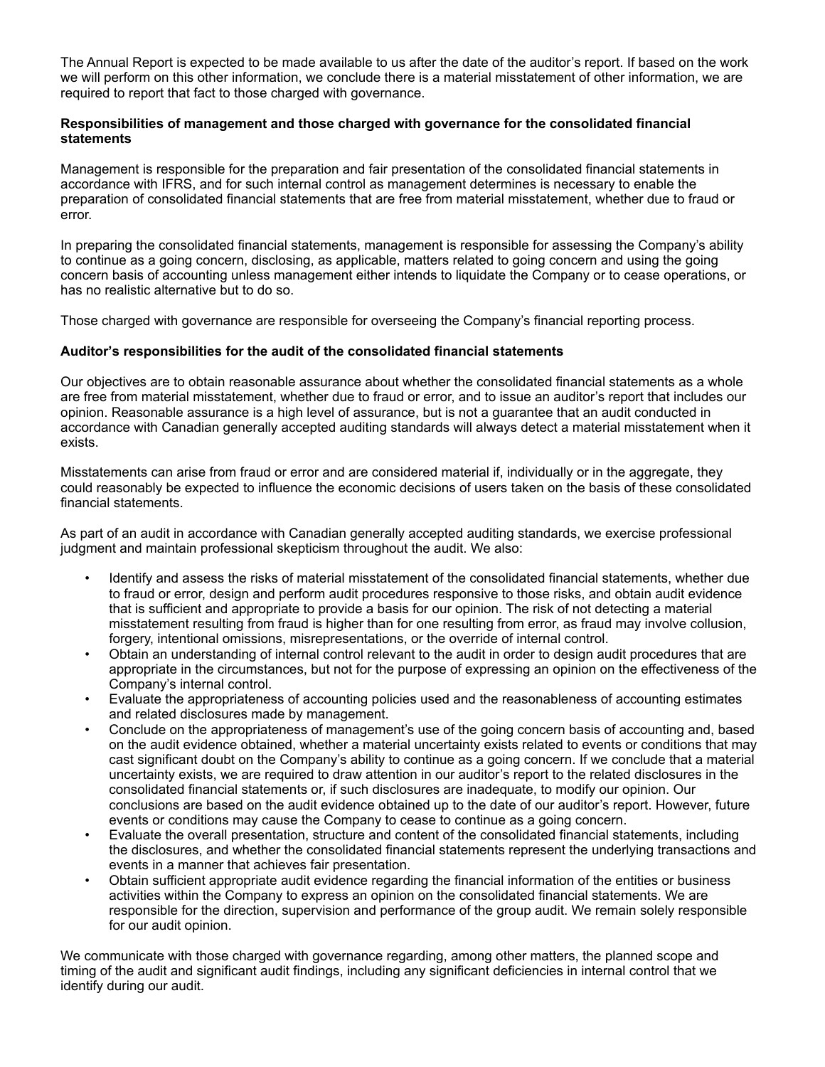The Annual Report is expected to be made available to us after the date of the auditor's report. If based on the work we will perform on this other information, we conclude there is a material misstatement of other information, we are required to report that fact to those charged with governance.

**Responsibilities of management and those charged with governance for the consolidated financial statements**

Management is responsible for the preparation and fair presentation of the consolidated financial statements in accordance with IFRS, and for such internal control as management determines is necessary to enable the preparation of consolidated financial statements that are free from material misstatement, whether due to fraud or error.

In preparing the consolidated financial statements, management is responsible for assessing the Company's ability to continue as a going concern, disclosing, as applicable, matters related to going concern and using the going concern basis of accounting unless management either intends to liquidate the Company or to cease operations, or has no realistic alternative but to do so.

Those charged with governance are responsible for overseeing the Company's financial reporting process.

**Auditor's responsibilities for the audit of the consolidated financial statements**

Our objectives are to obtain reasonable assurance about whether the consolidated financial statements as a whole are free from material misstatement, whether due to fraud or error, and to issue an auditor's report that includes our opinion. Reasonable assurance is a high level of assurance, but is not a guarantee that an audit conducted in accordance with Canadian generally accepted auditing standards will always detect a material misstatement when it exists.

Misstatements can arise from fraud or error and are considered material if, individually or in the aggregate, they could reasonably be expected to influence the economic decisions of users taken on the basis of these consolidated financial statements.

As part of an audit in accordance with Canadian generally accepted auditing standards, we exercise professional judgment and maintain professional skepticism throughout the audit. We also:

- Identify and assess the risks of material misstatement of the consolidated financial statements, whether due to fraud or error, design and perform audit procedures responsive to those risks, and obtain audit evidence that is sufficient and appropriate to provide a basis for our opinion. The risk of not detecting a material misstatement resulting from fraud is higher than for one resulting from error, as fraud may involve collusion, forgery, intentional omissions, misrepresentations, or the override of internal control.
- Obtain an understanding of internal control relevant to the audit in order to design audit procedures that are appropriate in the circumstances, but not for the purpose of expressing an opinion on the effectiveness of the Company's internal control.
- Evaluate the appropriateness of accounting policies used and the reasonableness of accounting estimates and related disclosures made by management.
- Conclude on the appropriateness of management's use of the going concern basis of accounting and, based on the audit evidence obtained, whether a material uncertainty exists related to events or conditions that may cast significant doubt on the Company's ability to continue as a going concern. If we conclude that a material uncertainty exists, we are required to draw attention in our auditor's report to the related disclosures in the consolidated financial statements or, if such disclosures are inadequate, to modify our opinion. Our conclusions are based on the audit evidence obtained up to the date of our auditor's report. However, future events or conditions may cause the Company to cease to continue as a going concern.
- Evaluate the overall presentation, structure and content of the consolidated financial statements, including the disclosures, and whether the consolidated financial statements represent the underlying transactions and events in a manner that achieves fair presentation.
- Obtain sufficient appropriate audit evidence regarding the financial information of the entities or business activities within the Company to express an opinion on the consolidated financial statements. We are responsible for the direction, supervision and performance of the group audit. We remain solely responsible for our audit opinion.

We communicate with those charged with governance regarding, among other matters, the planned scope and timing of the audit and significant audit findings, including any significant deficiencies in internal control that we identify during our audit.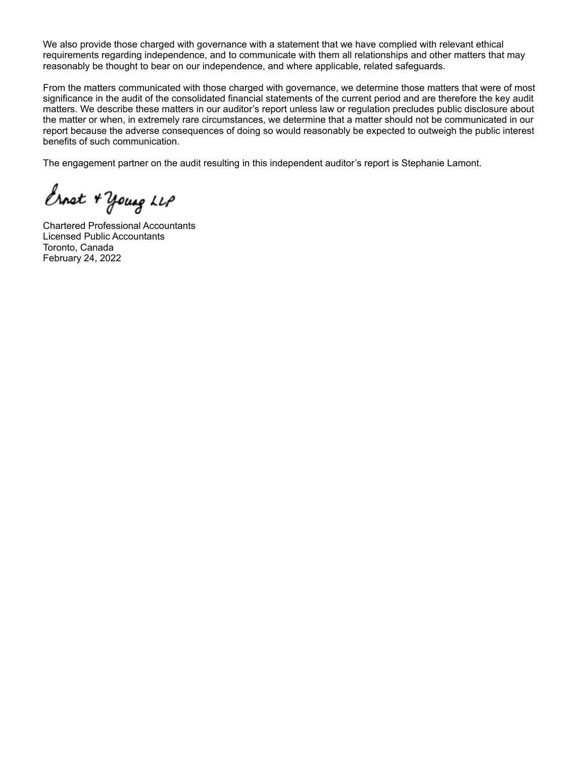We also provide those charged with governance with a statement that we have complied with relevant ethical requirements regarding independence, and to communicate with them all relationships and other matters that may reasonably be thought to bear on our independence, and where applicable, related safeguards.

From the matters communicated with those charged with governance, we determine those matters that were of most significance in the audit of the consolidated financial statements of the current period and are therefore the key audit matters. We describe these matters in our auditor's report unless law or regulation precludes public disclosure about the matter or when, in extremely rare circumstances, we determine that a matter should not be communicated in our report because the adverse consequences of doing so would reasonably be expected to outweigh the public interest benefits of such communication.

The engagement partner on the audit resulting in this independent auditor's report is Stephanie Lamont.

Ernst & Young LLP

Chartered Professional Accountants
Licensed Public Accountants
Toronto, Canada
February 24, 2022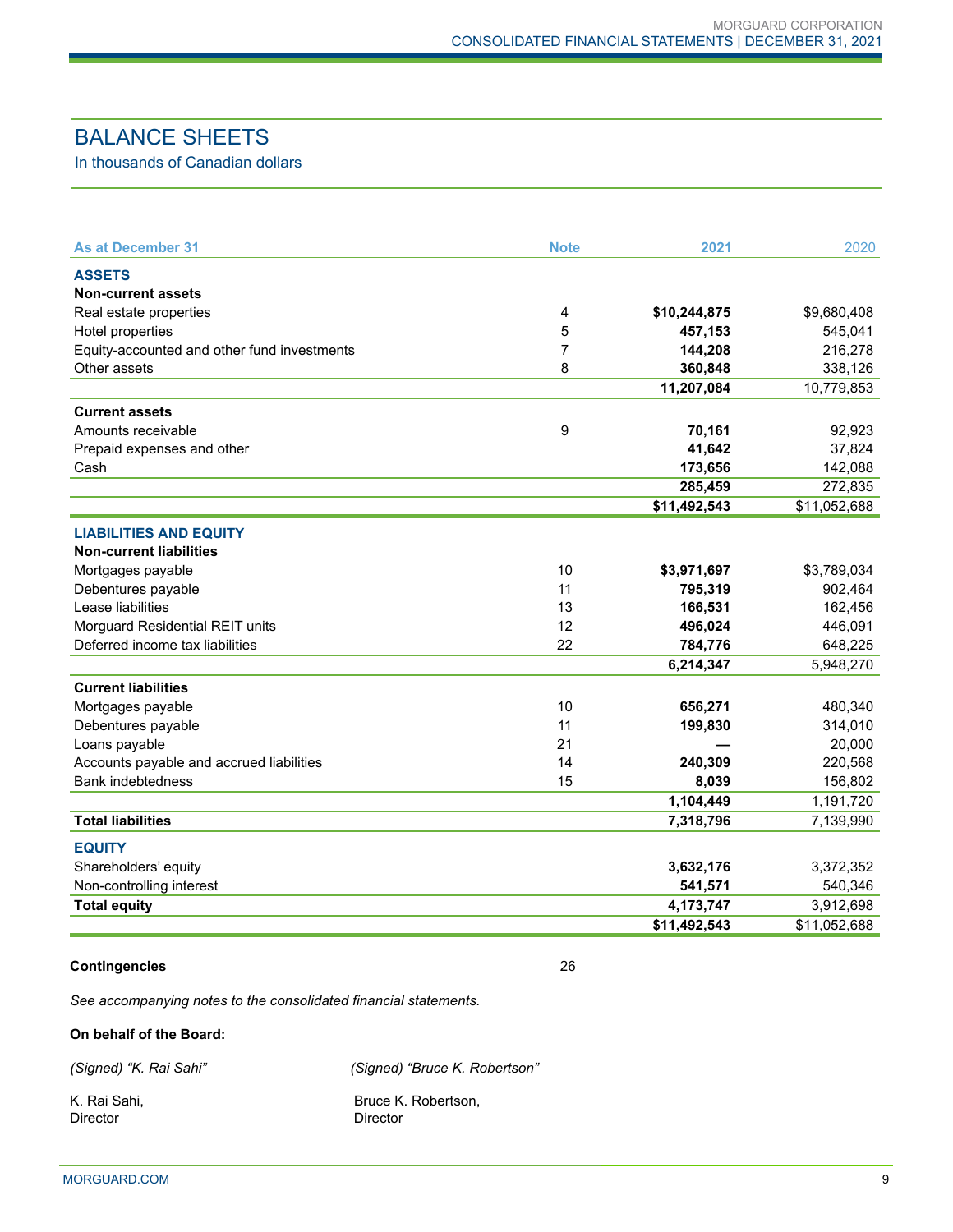# BALANCE SHEETS

In thousands of Canadian dollars

| As at December 31 | Note | 2021 | 2020 |
|---|---|---|---|
| **ASSETS** | | | |
| **Non-current assets** | | | |
| Real estate properties | 4 | **$10,244,875** | $9,680,408 |
| Hotel properties | 5 | **457,153** | 545,041 |
| Equity-accounted and other fund investments | 7 | **144,208** | 216,278 |
| Other assets | 8 | **360,848** | 338,126 |
| | | **11,207,084** | 10,779,853 |
| **Current assets** | | | |
| Amounts receivable | 9 | **70,161** | 92,923 |
| Prepaid expenses and other | | **41,642** | 37,824 |
| Cash | | **173,656** | 142,088 |
| | | **285,459** | 272,835 |
| | | **$11,492,543** | $11,052,688 |
| **LIABILITIES AND EQUITY** | | | |
| **Non-current liabilities** | | | |
| Mortgages payable | 10 | **$3,971,697** | $3,789,034 |
| Debentures payable | 11 | **795,319** | 902,464 |
| Lease liabilities | 13 | **166,531** | 162,456 |
| Morguard Residential REIT units | 12 | **496,024** | 446,091 |
| Deferred income tax liabilities | 22 | **784,776** | 648,225 |
| | | **6,214,347** | 5,948,270 |
| **Current liabilities** | | | |
| Mortgages payable | 10 | **656,271** | 480,340 |
| Debentures payable | 11 | **199,830** | 314,010 |
| Loans payable | 21 | **—** | 20,000 |
| Accounts payable and accrued liabilities | 14 | **240,309** | 220,568 |
| Bank indebtedness | 15 | **8,039** | 156,802 |
| | | **1,104,449** | 1,191,720 |
| **Total liabilities** | | **7,318,796** | 7,139,990 |
| **EQUITY** | | | |
| Shareholders' equity | | **3,632,176** | 3,372,352 |
| Non-controlling interest | | **541,571** | 540,346 |
| **Total equity** | | **4,173,747** | 3,912,698 |
| | | **$11,492,543** | $11,052,688 |

**Contingencies** 26

*See accompanying notes to the consolidated financial statements.*

**On behalf of the Board:**

*(Signed) "K. Rai Sahi"*

K. Rai Sahi,
Director

*(Signed) "Bruce K. Robertson"*

Bruce K. Robertson,
Director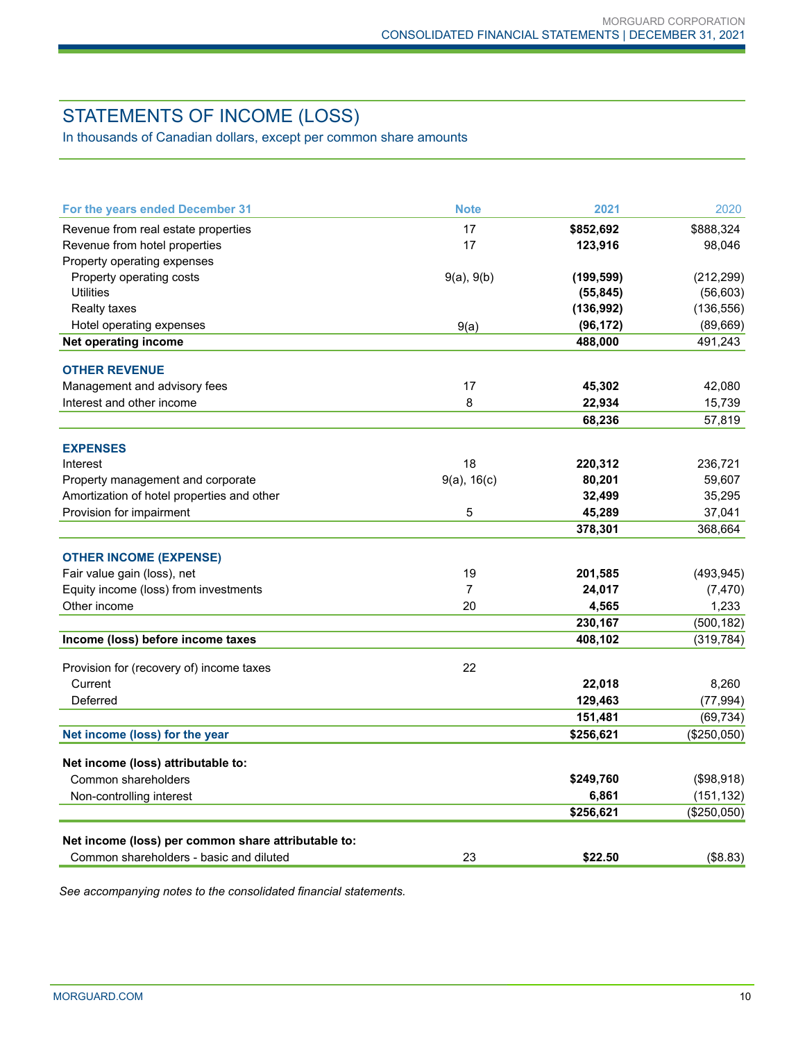# STATEMENTS OF INCOME (LOSS)

In thousands of Canadian dollars, except per common share amounts

| For the years ended December 31 | Note | 2021 | 2020 |
|---|---|---|---|
| Revenue from real estate properties | 17 | **$852,692** | $888,324 |
| Revenue from hotel properties | 17 | **123,916** | 98,046 |
| Property operating expenses | | | |
| Property operating costs | 9(a), 9(b) | **(199,599)** | (212,299) |
| Utilities | | **(55,845)** | (56,603) |
| Realty taxes | | **(136,992)** | (136,556) |
| Hotel operating expenses | 9(a) | **(96,172)** | (89,669) |
| **Net operating income** | | **488,000** | 491,243 |
| **OTHER REVENUE** | | | |
| Management and advisory fees | 17 | **45,302** | 42,080 |
| Interest and other income | 8 | **22,934** | 15,739 |
| | | **68,236** | 57,819 |
| **EXPENSES** | | | |
| Interest | 18 | **220,312** | 236,721 |
| Property management and corporate | 9(a), 16(c) | **80,201** | 59,607 |
| Amortization of hotel properties and other | | **32,499** | 35,295 |
| Provision for impairment | 5 | **45,289** | 37,041 |
| | | **378,301** | 368,664 |
| **OTHER INCOME (EXPENSE)** | | | |
| Fair value gain (loss), net | 19 | **201,585** | (493,945) |
| Equity income (loss) from investments | 7 | **24,017** | (7,470) |
| Other income | 20 | **4,565** | 1,233 |
| | | **230,167** | (500,182) |
| **Income (loss) before income taxes** | | **408,102** | (319,784) |
| Provision for (recovery of) income taxes | 22 | | |
| Current | | **22,018** | 8,260 |
| Deferred | | **129,463** | (77,994) |
| | | **151,481** | (69,734) |
| **Net income (loss) for the year** | | **$256,621** | ($250,050) |
| **Net income (loss) attributable to:** | | | |
| Common shareholders | | **$249,760** | ($98,918) |
| Non-controlling interest | | **6,861** | (151,132) |
| | | **$256,621** | ($250,050) |
| **Net income (loss) per common share attributable to:** | | | |
| Common shareholders - basic and diluted | 23 | **$22.50** | ($8.83) |

*See accompanying notes to the consolidated financial statements.*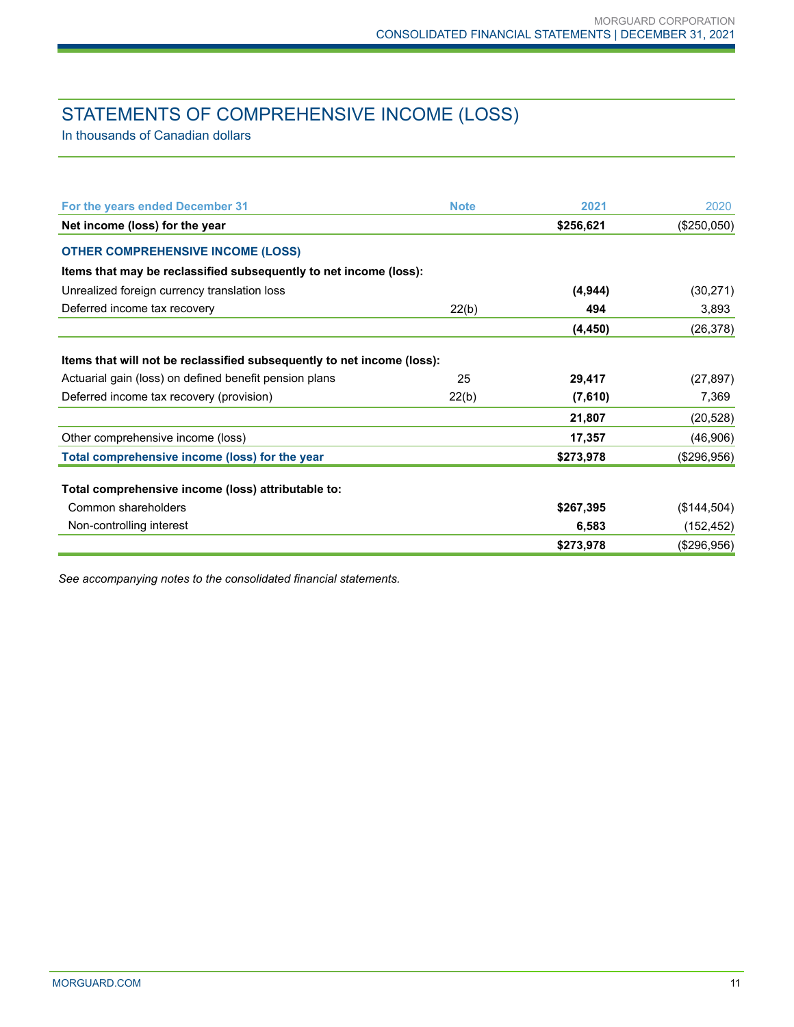## STATEMENTS OF COMPREHENSIVE INCOME (LOSS)

In thousands of Canadian dollars

| For the years ended December 31 | Note | 2021 | 2020 |
|---|---|---|---|
| **Net income (loss) for the year** | | **$256,621** | ($250,050) |
| **OTHER COMPREHENSIVE INCOME (LOSS)** | | | |
| **Items that may be reclassified subsequently to net income (loss):** | | | |
| Unrealized foreign currency translation loss | | **(4,944)** | (30,271) |
| Deferred income tax recovery | 22(b) | **494** | 3,893 |
| | | **(4,450)** | (26,378) |
| **Items that will not be reclassified subsequently to net income (loss):** | | | |
| Actuarial gain (loss) on defined benefit pension plans | 25 | **29,417** | (27,897) |
| Deferred income tax recovery (provision) | 22(b) | **(7,610)** | 7,369 |
| | | **21,807** | (20,528) |
| Other comprehensive income (loss) | | **17,357** | (46,906) |
| **Total comprehensive income (loss) for the year** | | **$273,978** | ($296,956) |
| **Total comprehensive income (loss) attributable to:** | | | |
| Common shareholders | | **$267,395** | ($144,504) |
| Non-controlling interest | | **6,583** | (152,452) |
| | | **$273,978** | ($296,956) |

*See accompanying notes to the consolidated financial statements.*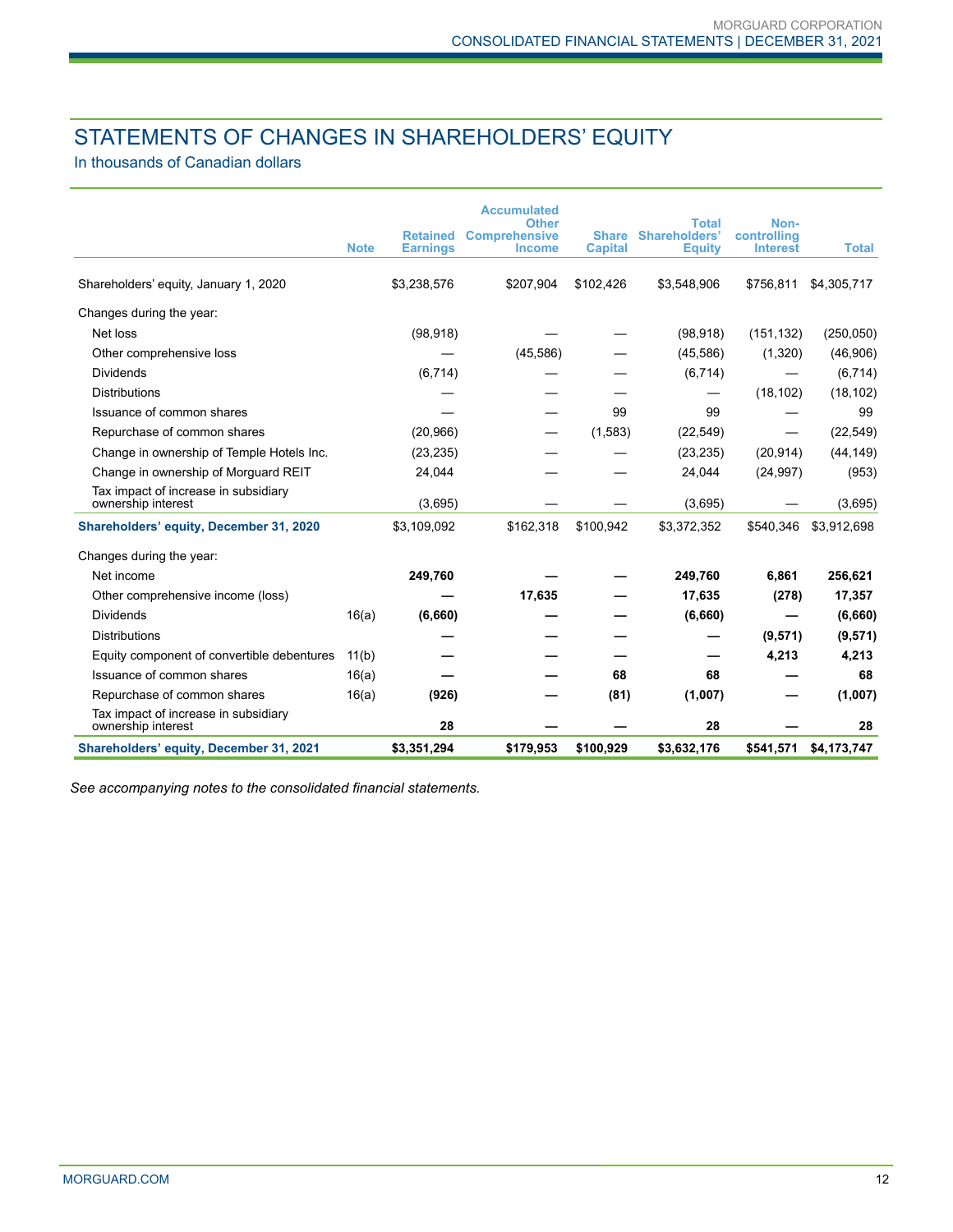# STATEMENTS OF CHANGES IN SHAREHOLDERS' EQUITY

In thousands of Canadian dollars

| | Note | Retained Earnings | Accumulated Other Comprehensive Income | Share Capital | Total Shareholders' Equity | Non-controlling Interest | Total |
|---|---|---|---|---|---|---|---|
| Shareholders' equity, January 1, 2020 | | $3,238,576 | $207,904 | $102,426 | $3,548,906 | $756,811 | $4,305,717 |
| Changes during the year: | | | | | | | |
| Net loss | | (98,918) | — | — | (98,918) | (151,132) | (250,050) |
| Other comprehensive loss | | — | (45,586) | — | (45,586) | (1,320) | (46,906) |
| Dividends | | (6,714) | — | — | (6,714) | — | (6,714) |
| Distributions | | — | — | — | — | (18,102) | (18,102) |
| Issuance of common shares | | — | — | 99 | 99 | — | 99 |
| Repurchase of common shares | | (20,966) | — | (1,583) | (22,549) | — | (22,549) |
| Change in ownership of Temple Hotels Inc. | | (23,235) | — | — | (23,235) | (20,914) | (44,149) |
| Change in ownership of Morguard REIT | | 24,044 | — | — | 24,044 | (24,997) | (953) |
| Tax impact of increase in subsidiary ownership interest | | (3,695) | — | — | (3,695) | — | (3,695) |
| **Shareholders' equity, December 31, 2020** | | $3,109,092 | $162,318 | $100,942 | $3,372,352 | $540,346 | $3,912,698 |
| Changes during the year: | | | | | | | |
| Net income | | **249,760** | **—** | **—** | **249,760** | **6,861** | **256,621** |
| Other comprehensive income (loss) | | **—** | **17,635** | **—** | **17,635** | **(278)** | **17,357** |
| Dividends | 16(a) | **(6,660)** | **—** | **—** | **(6,660)** | **—** | **(6,660)** |
| Distributions | | **—** | **—** | **—** | **—** | **(9,571)** | **(9,571)** |
| Equity component of convertible debentures | 11(b) | **—** | **—** | **—** | **—** | **4,213** | **4,213** |
| Issuance of common shares | 16(a) | **—** | **—** | **68** | **68** | **—** | **68** |
| Repurchase of common shares | 16(a) | **(926)** | **—** | **(81)** | **(1,007)** | **—** | **(1,007)** |
| Tax impact of increase in subsidiary ownership interest | | **28** | **—** | **—** | **28** | **—** | **28** |
| **Shareholders' equity, December 31, 2021** | | **$3,351,294** | **$179,953** | **$100,929** | **$3,632,176** | **$541,571** | **$4,173,747** |

*See accompanying notes to the consolidated financial statements.*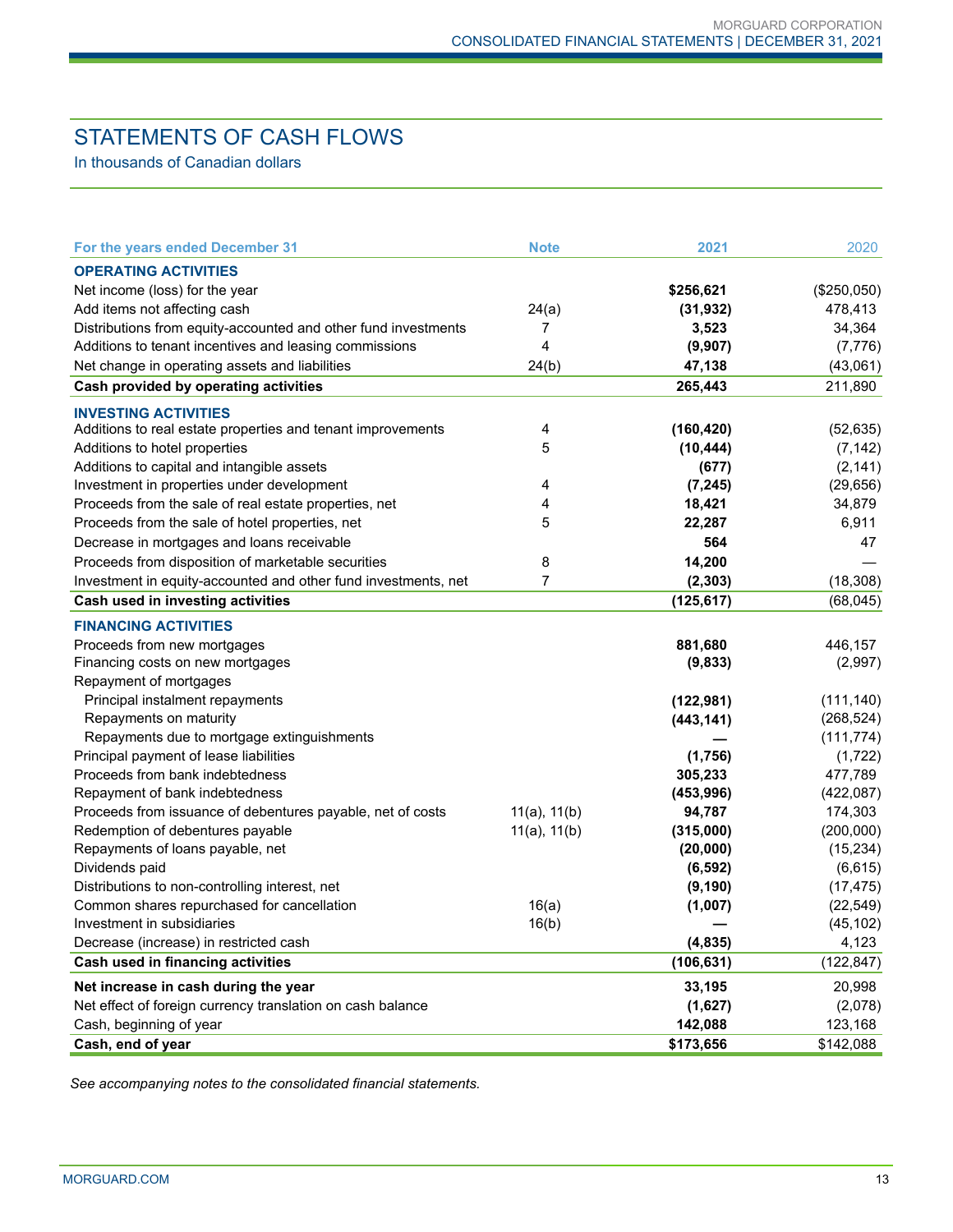# STATEMENTS OF CASH FLOWS

In thousands of Canadian dollars

| For the years ended December 31 | Note | 2021 | 2020 |
|---|---|---|---|
| **OPERATING ACTIVITIES** | | | |
| Net income (loss) for the year | | **$256,621** | ($250,050) |
| Add items not affecting cash | 24(a) | **(31,932)** | 478,413 |
| Distributions from equity-accounted and other fund investments | 7 | **3,523** | 34,364 |
| Additions to tenant incentives and leasing commissions | 4 | **(9,907)** | (7,776) |
| Net change in operating assets and liabilities | 24(b) | **47,138** | (43,061) |
| **Cash provided by operating activities** | | **265,443** | 211,890 |
| **INVESTING ACTIVITIES** | | | |
| Additions to real estate properties and tenant improvements | 4 | **(160,420)** | (52,635) |
| Additions to hotel properties | 5 | **(10,444)** | (7,142) |
| Additions to capital and intangible assets | | **(677)** | (2,141) |
| Investment in properties under development | 4 | **(7,245)** | (29,656) |
| Proceeds from the sale of real estate properties, net | 4 | **18,421** | 34,879 |
| Proceeds from the sale of hotel properties, net | 5 | **22,287** | 6,911 |
| Decrease in mortgages and loans receivable | | **564** | 47 |
| Proceeds from disposition of marketable securities | 8 | **14,200** | — |
| Investment in equity-accounted and other fund investments, net | 7 | **(2,303)** | (18,308) |
| **Cash used in investing activities** | | **(125,617)** | (68,045) |
| **FINANCING ACTIVITIES** | | | |
| Proceeds from new mortgages | | **881,680** | 446,157 |
| Financing costs on new mortgages | | **(9,833)** | (2,997) |
| Repayment of mortgages | | | |
| Principal instalment repayments | | **(122,981)** | (111,140) |
| Repayments on maturity | | **(443,141)** | (268,524) |
| Repayments due to mortgage extinguishments | | **—** | (111,774) |
| Principal payment of lease liabilities | | **(1,756)** | (1,722) |
| Proceeds from bank indebtedness | | **305,233** | 477,789 |
| Repayment of bank indebtedness | | **(453,996)** | (422,087) |
| Proceeds from issuance of debentures payable, net of costs | 11(a), 11(b) | **94,787** | 174,303 |
| Redemption of debentures payable | 11(a), 11(b) | **(315,000)** | (200,000) |
| Repayments of loans payable, net | | **(20,000)** | (15,234) |
| Dividends paid | | **(6,592)** | (6,615) |
| Distributions to non-controlling interest, net | | **(9,190)** | (17,475) |
| Common shares repurchased for cancellation | 16(a) | **(1,007)** | (22,549) |
| Investment in subsidiaries | 16(b) | **—** | (45,102) |
| Decrease (increase) in restricted cash | | **(4,835)** | 4,123 |
| **Cash used in financing activities** | | **(106,631)** | (122,847) |
| **Net increase in cash during the year** | | **33,195** | 20,998 |
| Net effect of foreign currency translation on cash balance | | **(1,627)** | (2,078) |
| Cash, beginning of year | | **142,088** | 123,168 |
| **Cash, end of year** | | **$173,656** | $142,088 |

*See accompanying notes to the consolidated financial statements.*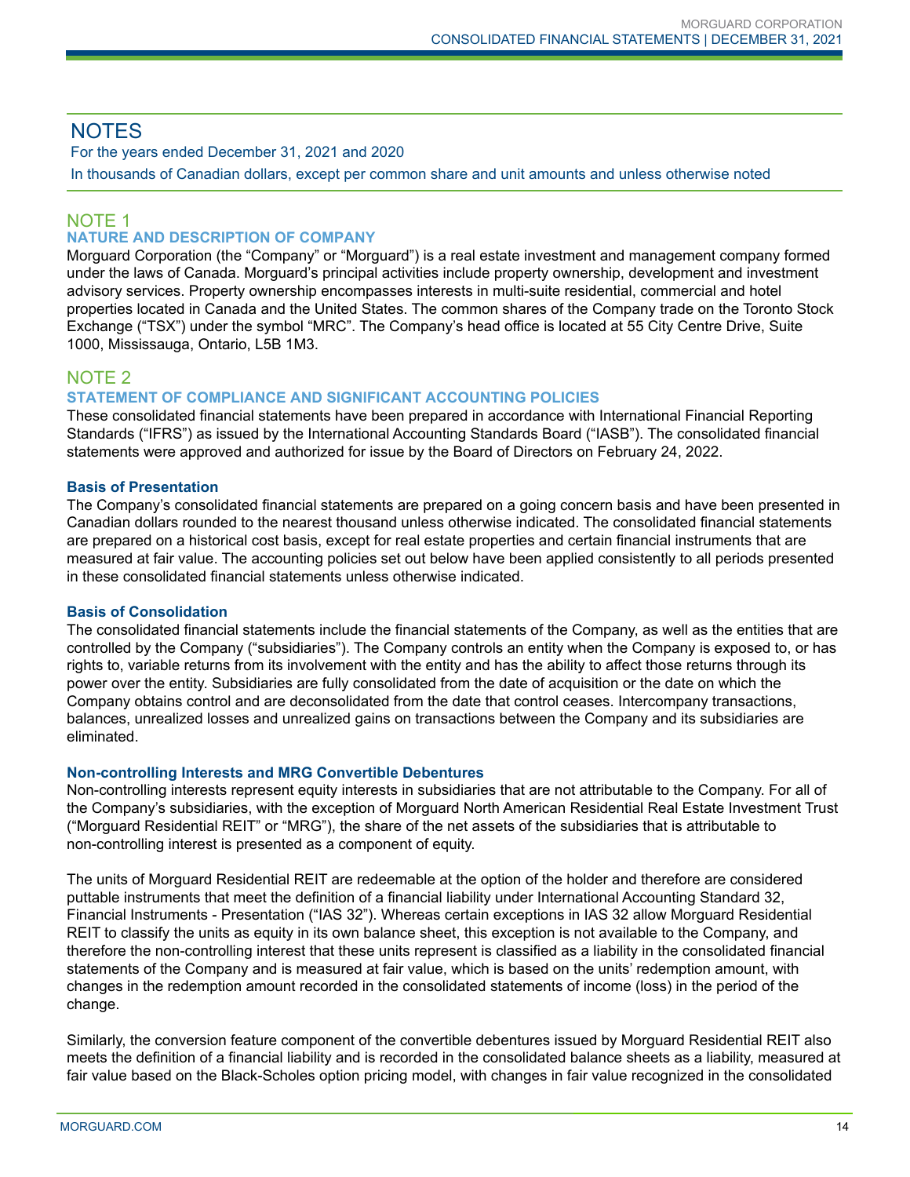# NOTES

For the years ended December 31, 2021 and 2020

In thousands of Canadian dollars, except per common share and unit amounts and unless otherwise noted

## NOTE 1

### NATURE AND DESCRIPTION OF COMPANY

Morguard Corporation (the "Company" or "Morguard") is a real estate investment and management company formed under the laws of Canada. Morguard's principal activities include property ownership, development and investment advisory services. Property ownership encompasses interests in multi-suite residential, commercial and hotel properties located in Canada and the United States. The common shares of the Company trade on the Toronto Stock Exchange ("TSX") under the symbol "MRC". The Company's head office is located at 55 City Centre Drive, Suite 1000, Mississauga, Ontario, L5B 1M3.

## NOTE 2

### STATEMENT OF COMPLIANCE AND SIGNIFICANT ACCOUNTING POLICIES

These consolidated financial statements have been prepared in accordance with International Financial Reporting Standards ("IFRS") as issued by the International Accounting Standards Board ("IASB"). The consolidated financial statements were approved and authorized for issue by the Board of Directors on February 24, 2022.

#### Basis of Presentation

The Company's consolidated financial statements are prepared on a going concern basis and have been presented in Canadian dollars rounded to the nearest thousand unless otherwise indicated. The consolidated financial statements are prepared on a historical cost basis, except for real estate properties and certain financial instruments that are measured at fair value. The accounting policies set out below have been applied consistently to all periods presented in these consolidated financial statements unless otherwise indicated.

#### Basis of Consolidation

The consolidated financial statements include the financial statements of the Company, as well as the entities that are controlled by the Company ("subsidiaries"). The Company controls an entity when the Company is exposed to, or has rights to, variable returns from its involvement with the entity and has the ability to affect those returns through its power over the entity. Subsidiaries are fully consolidated from the date of acquisition or the date on which the Company obtains control and are deconsolidated from the date that control ceases. Intercompany transactions, balances, unrealized losses and unrealized gains on transactions between the Company and its subsidiaries are eliminated.

#### Non-controlling Interests and MRG Convertible Debentures

Non-controlling interests represent equity interests in subsidiaries that are not attributable to the Company. For all of the Company's subsidiaries, with the exception of Morguard North American Residential Real Estate Investment Trust ("Morguard Residential REIT" or "MRG"), the share of the net assets of the subsidiaries that is attributable to non-controlling interest is presented as a component of equity.

The units of Morguard Residential REIT are redeemable at the option of the holder and therefore are considered puttable instruments that meet the definition of a financial liability under International Accounting Standard 32, Financial Instruments - Presentation ("IAS 32"). Whereas certain exceptions in IAS 32 allow Morguard Residential REIT to classify the units as equity in its own balance sheet, this exception is not available to the Company, and therefore the non-controlling interest that these units represent is classified as a liability in the consolidated financial statements of the Company and is measured at fair value, which is based on the units' redemption amount, with changes in the redemption amount recorded in the consolidated statements of income (loss) in the period of the change.

Similarly, the conversion feature component of the convertible debentures issued by Morguard Residential REIT also meets the definition of a financial liability and is recorded in the consolidated balance sheets as a liability, measured at fair value based on the Black-Scholes option pricing model, with changes in fair value recognized in the consolidated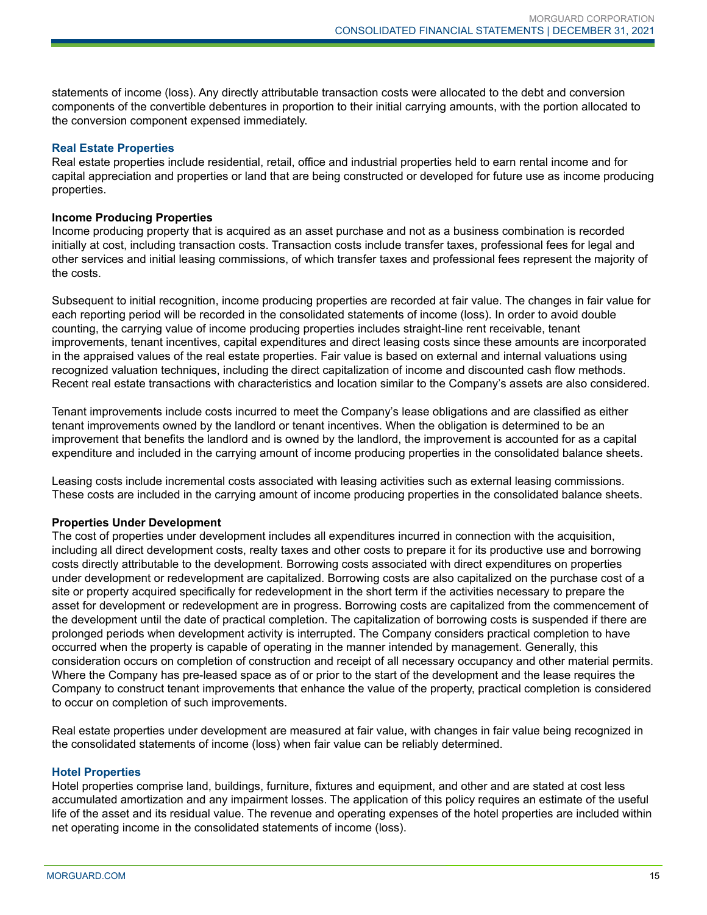statements of income (loss). Any directly attributable transaction costs were allocated to the debt and conversion components of the convertible debentures in proportion to their initial carrying amounts, with the portion allocated to the conversion component expensed immediately.

### Real Estate Properties

Real estate properties include residential, retail, office and industrial properties held to earn rental income and for capital appreciation and properties or land that are being constructed or developed for future use as income producing properties.

#### Income Producing Properties

Income producing property that is acquired as an asset purchase and not as a business combination is recorded initially at cost, including transaction costs. Transaction costs include transfer taxes, professional fees for legal and other services and initial leasing commissions, of which transfer taxes and professional fees represent the majority of the costs.

Subsequent to initial recognition, income producing properties are recorded at fair value. The changes in fair value for each reporting period will be recorded in the consolidated statements of income (loss). In order to avoid double counting, the carrying value of income producing properties includes straight-line rent receivable, tenant improvements, tenant incentives, capital expenditures and direct leasing costs since these amounts are incorporated in the appraised values of the real estate properties. Fair value is based on external and internal valuations using recognized valuation techniques, including the direct capitalization of income and discounted cash flow methods. Recent real estate transactions with characteristics and location similar to the Company's assets are also considered.

Tenant improvements include costs incurred to meet the Company's lease obligations and are classified as either tenant improvements owned by the landlord or tenant incentives. When the obligation is determined to be an improvement that benefits the landlord and is owned by the landlord, the improvement is accounted for as a capital expenditure and included in the carrying amount of income producing properties in the consolidated balance sheets.

Leasing costs include incremental costs associated with leasing activities such as external leasing commissions. These costs are included in the carrying amount of income producing properties in the consolidated balance sheets.

#### Properties Under Development

The cost of properties under development includes all expenditures incurred in connection with the acquisition, including all direct development costs, realty taxes and other costs to prepare it for its productive use and borrowing costs directly attributable to the development. Borrowing costs associated with direct expenditures on properties under development or redevelopment are capitalized. Borrowing costs are also capitalized on the purchase cost of a site or property acquired specifically for redevelopment in the short term if the activities necessary to prepare the asset for development or redevelopment are in progress. Borrowing costs are capitalized from the commencement of the development until the date of practical completion. The capitalization of borrowing costs is suspended if there are prolonged periods when development activity is interrupted. The Company considers practical completion to have occurred when the property is capable of operating in the manner intended by management. Generally, this consideration occurs on completion of construction and receipt of all necessary occupancy and other material permits. Where the Company has pre-leased space as of or prior to the start of the development and the lease requires the Company to construct tenant improvements that enhance the value of the property, practical completion is considered to occur on completion of such improvements.

Real estate properties under development are measured at fair value, with changes in fair value being recognized in the consolidated statements of income (loss) when fair value can be reliably determined.

### Hotel Properties

Hotel properties comprise land, buildings, furniture, fixtures and equipment, and other and are stated at cost less accumulated amortization and any impairment losses. The application of this policy requires an estimate of the useful life of the asset and its residual value. The revenue and operating expenses of the hotel properties are included within net operating income in the consolidated statements of income (loss).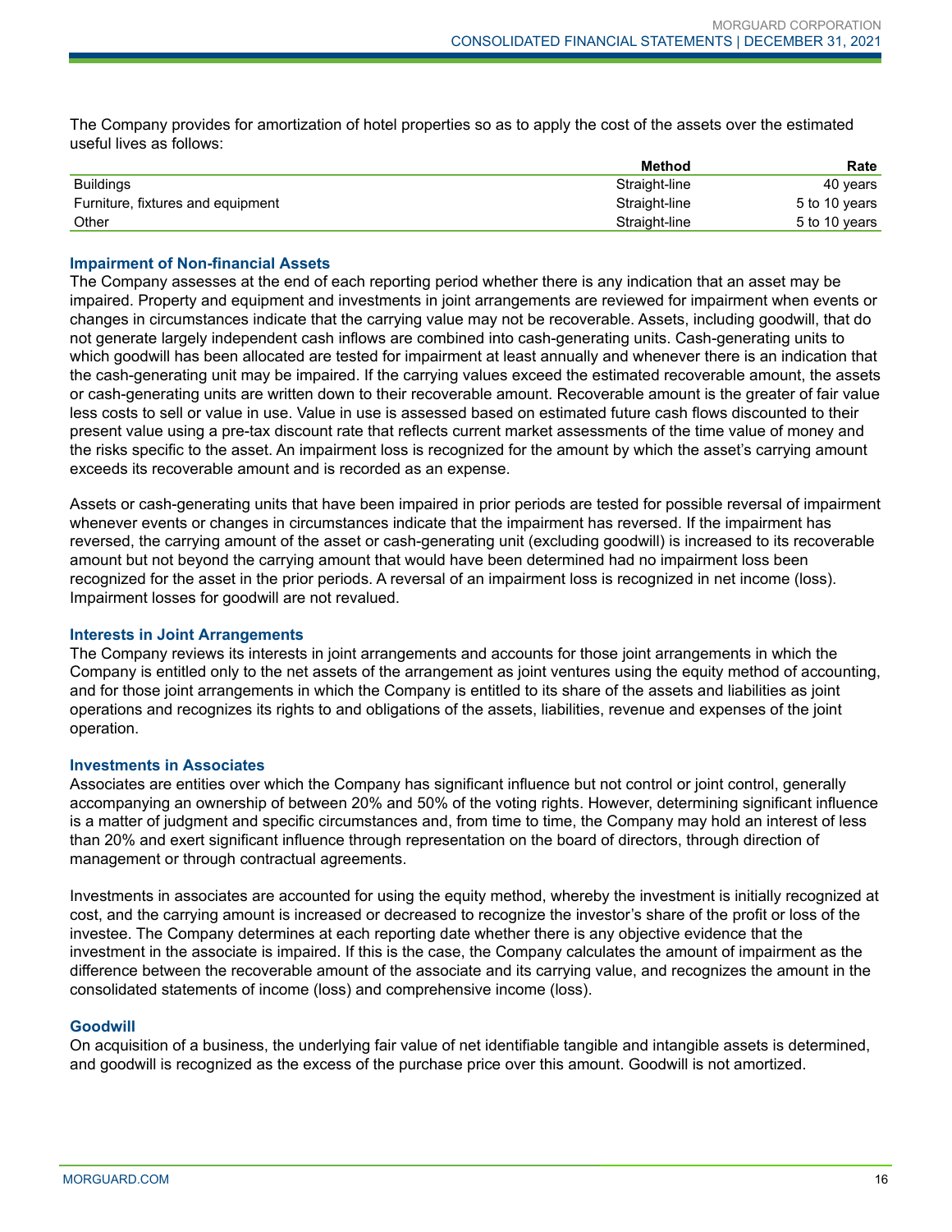The Company provides for amortization of hotel properties so as to apply the cost of the assets over the estimated useful lives as follows:

| | Method | Rate |
|---|---|---|
| Buildings | Straight-line | 40 years |
| Furniture, fixtures and equipment | Straight-line | 5 to 10 years |
| Other | Straight-line | 5 to 10 years |

### Impairment of Non-financial Assets

The Company assesses at the end of each reporting period whether there is any indication that an asset may be impaired. Property and equipment and investments in joint arrangements are reviewed for impairment when events or changes in circumstances indicate that the carrying value may not be recoverable. Assets, including goodwill, that do not generate largely independent cash inflows are combined into cash-generating units. Cash-generating units to which goodwill has been allocated are tested for impairment at least annually and whenever there is an indication that the cash-generating unit may be impaired. If the carrying values exceed the estimated recoverable amount, the assets or cash-generating units are written down to their recoverable amount. Recoverable amount is the greater of fair value less costs to sell or value in use. Value in use is assessed based on estimated future cash flows discounted to their present value using a pre-tax discount rate that reflects current market assessments of the time value of money and the risks specific to the asset. An impairment loss is recognized for the amount by which the asset's carrying amount exceeds its recoverable amount and is recorded as an expense.

Assets or cash-generating units that have been impaired in prior periods are tested for possible reversal of impairment whenever events or changes in circumstances indicate that the impairment has reversed. If the impairment has reversed, the carrying amount of the asset or cash-generating unit (excluding goodwill) is increased to its recoverable amount but not beyond the carrying amount that would have been determined had no impairment loss been recognized for the asset in the prior periods. A reversal of an impairment loss is recognized in net income (loss). Impairment losses for goodwill are not revalued.

### Interests in Joint Arrangements

The Company reviews its interests in joint arrangements and accounts for those joint arrangements in which the Company is entitled only to the net assets of the arrangement as joint ventures using the equity method of accounting, and for those joint arrangements in which the Company is entitled to its share of the assets and liabilities as joint operations and recognizes its rights to and obligations of the assets, liabilities, revenue and expenses of the joint operation.

### Investments in Associates

Associates are entities over which the Company has significant influence but not control or joint control, generally accompanying an ownership of between 20% and 50% of the voting rights. However, determining significant influence is a matter of judgment and specific circumstances and, from time to time, the Company may hold an interest of less than 20% and exert significant influence through representation on the board of directors, through direction of management or through contractual agreements.

Investments in associates are accounted for using the equity method, whereby the investment is initially recognized at cost, and the carrying amount is increased or decreased to recognize the investor's share of the profit or loss of the investee. The Company determines at each reporting date whether there is any objective evidence that the investment in the associate is impaired. If this is the case, the Company calculates the amount of impairment as the difference between the recoverable amount of the associate and its carrying value, and recognizes the amount in the consolidated statements of income (loss) and comprehensive income (loss).

### Goodwill

On acquisition of a business, the underlying fair value of net identifiable tangible and intangible assets is determined, and goodwill is recognized as the excess of the purchase price over this amount. Goodwill is not amortized.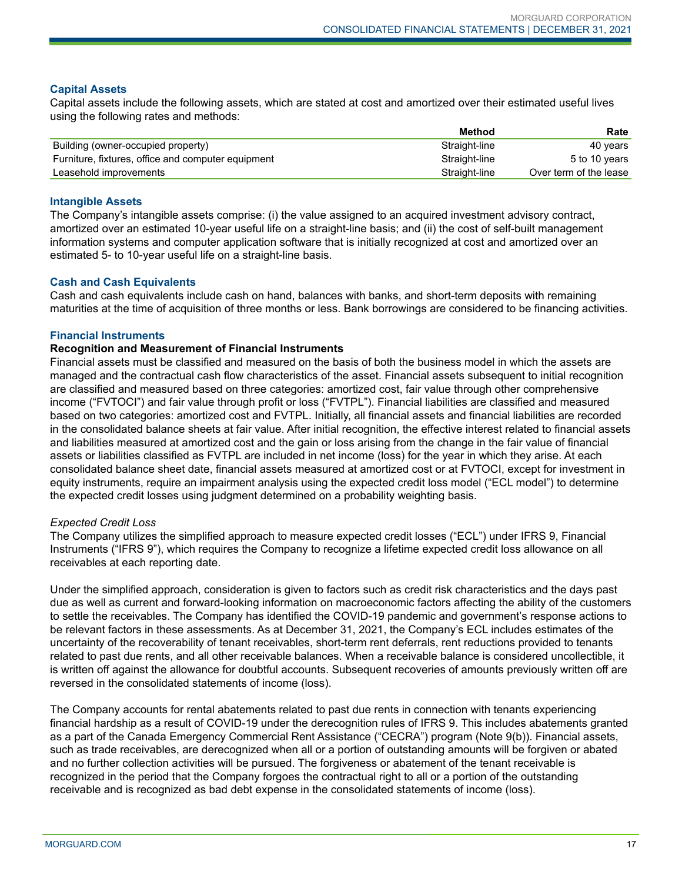### Capital Assets

Capital assets include the following assets, which are stated at cost and amortized over their estimated useful lives using the following rates and methods:

| | Method | Rate |
|---|---|---|
| Building (owner-occupied property) | Straight-line | 40 years |
| Furniture, fixtures, office and computer equipment | Straight-line | 5 to 10 years |
| Leasehold improvements | Straight-line | Over term of the lease |

### Intangible Assets

The Company's intangible assets comprise: (i) the value assigned to an acquired investment advisory contract, amortized over an estimated 10-year useful life on a straight-line basis; and (ii) the cost of self-built management information systems and computer application software that is initially recognized at cost and amortized over an estimated 5- to 10-year useful life on a straight-line basis.

### Cash and Cash Equivalents

Cash and cash equivalents include cash on hand, balances with banks, and short-term deposits with remaining maturities at the time of acquisition of three months or less. Bank borrowings are considered to be financing activities.

### Financial Instruments

**Recognition and Measurement of Financial Instruments**

Financial assets must be classified and measured on the basis of both the business model in which the assets are managed and the contractual cash flow characteristics of the asset. Financial assets subsequent to initial recognition are classified and measured based on three categories: amortized cost, fair value through other comprehensive income ("FVTOCI") and fair value through profit or loss ("FVTPL"). Financial liabilities are classified and measured based on two categories: amortized cost and FVTPL. Initially, all financial assets and financial liabilities are recorded in the consolidated balance sheets at fair value. After initial recognition, the effective interest related to financial assets and liabilities measured at amortized cost and the gain or loss arising from the change in the fair value of financial assets or liabilities classified as FVTPL are included in net income (loss) for the year in which they arise. At each consolidated balance sheet date, financial assets measured at amortized cost or at FVTOCI, except for investment in equity instruments, require an impairment analysis using the expected credit loss model ("ECL model") to determine the expected credit losses using judgment determined on a probability weighting basis.

*Expected Credit Loss*

The Company utilizes the simplified approach to measure expected credit losses ("ECL") under IFRS 9, Financial Instruments ("IFRS 9"), which requires the Company to recognize a lifetime expected credit loss allowance on all receivables at each reporting date.

Under the simplified approach, consideration is given to factors such as credit risk characteristics and the days past due as well as current and forward-looking information on macroeconomic factors affecting the ability of the customers to settle the receivables. The Company has identified the COVID-19 pandemic and government's response actions to be relevant factors in these assessments. As at December 31, 2021, the Company's ECL includes estimates of the uncertainty of the recoverability of tenant receivables, short-term rent deferrals, rent reductions provided to tenants related to past due rents, and all other receivable balances. When a receivable balance is considered uncollectible, it is written off against the allowance for doubtful accounts. Subsequent recoveries of amounts previously written off are reversed in the consolidated statements of income (loss).

The Company accounts for rental abatements related to past due rents in connection with tenants experiencing financial hardship as a result of COVID-19 under the derecognition rules of IFRS 9. This includes abatements granted as a part of the Canada Emergency Commercial Rent Assistance ("CECRA") program (Note 9(b)). Financial assets, such as trade receivables, are derecognized when all or a portion of outstanding amounts will be forgiven or abated and no further collection activities will be pursued. The forgiveness or abatement of the tenant receivable is recognized in the period that the Company forgoes the contractual right to all or a portion of the outstanding receivable and is recognized as bad debt expense in the consolidated statements of income (loss).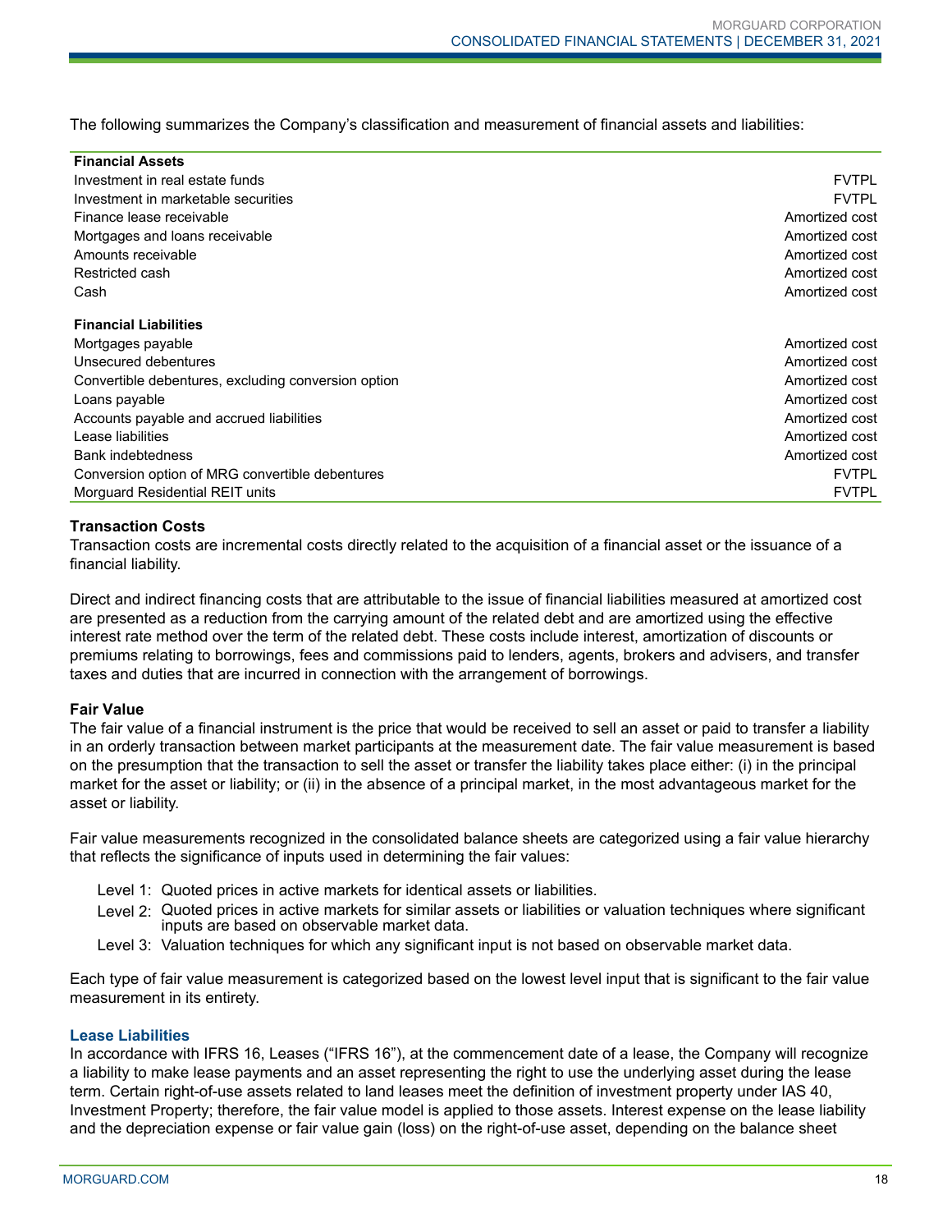The following summarizes the Company's classification and measurement of financial assets and liabilities:

| | |
|---|---|
| **Financial Assets** | |
| Investment in real estate funds | FVTPL |
| Investment in marketable securities | FVTPL |
| Finance lease receivable | Amortized cost |
| Mortgages and loans receivable | Amortized cost |
| Amounts receivable | Amortized cost |
| Restricted cash | Amortized cost |
| Cash | Amortized cost |
| **Financial Liabilities** | |
| Mortgages payable | Amortized cost |
| Unsecured debentures | Amortized cost |
| Convertible debentures, excluding conversion option | Amortized cost |
| Loans payable | Amortized cost |
| Accounts payable and accrued liabilities | Amortized cost |
| Lease liabilities | Amortized cost |
| Bank indebtedness | Amortized cost |
| Conversion option of MRG convertible debentures | FVTPL |
| Morguard Residential REIT units | FVTPL |

**Transaction Costs**

Transaction costs are incremental costs directly related to the acquisition of a financial asset or the issuance of a financial liability.

Direct and indirect financing costs that are attributable to the issue of financial liabilities measured at amortized cost are presented as a reduction from the carrying amount of the related debt and are amortized using the effective interest rate method over the term of the related debt. These costs include interest, amortization of discounts or premiums relating to borrowings, fees and commissions paid to lenders, agents, brokers and advisers, and transfer taxes and duties that are incurred in connection with the arrangement of borrowings.

**Fair Value**

The fair value of a financial instrument is the price that would be received to sell an asset or paid to transfer a liability in an orderly transaction between market participants at the measurement date. The fair value measurement is based on the presumption that the transaction to sell the asset or transfer the liability takes place either: (i) in the principal market for the asset or liability; or (ii) in the absence of a principal market, in the most advantageous market for the asset or liability.

Fair value measurements recognized in the consolidated balance sheets are categorized using a fair value hierarchy that reflects the significance of inputs used in determining the fair values:

- Level 1: Quoted prices in active markets for identical assets or liabilities.
- Level 2: Quoted prices in active markets for similar assets or liabilities or valuation techniques where significant inputs are based on observable market data.
- Level 3: Valuation techniques for which any significant input is not based on observable market data.

Each type of fair value measurement is categorized based on the lowest level input that is significant to the fair value measurement in its entirety.

### Lease Liabilities

In accordance with IFRS 16, Leases ("IFRS 16"), at the commencement date of a lease, the Company will recognize a liability to make lease payments and an asset representing the right to use the underlying asset during the lease term. Certain right-of-use assets related to land leases meet the definition of investment property under IAS 40, Investment Property; therefore, the fair value model is applied to those assets. Interest expense on the lease liability and the depreciation expense or fair value gain (loss) on the right-of-use asset, depending on the balance sheet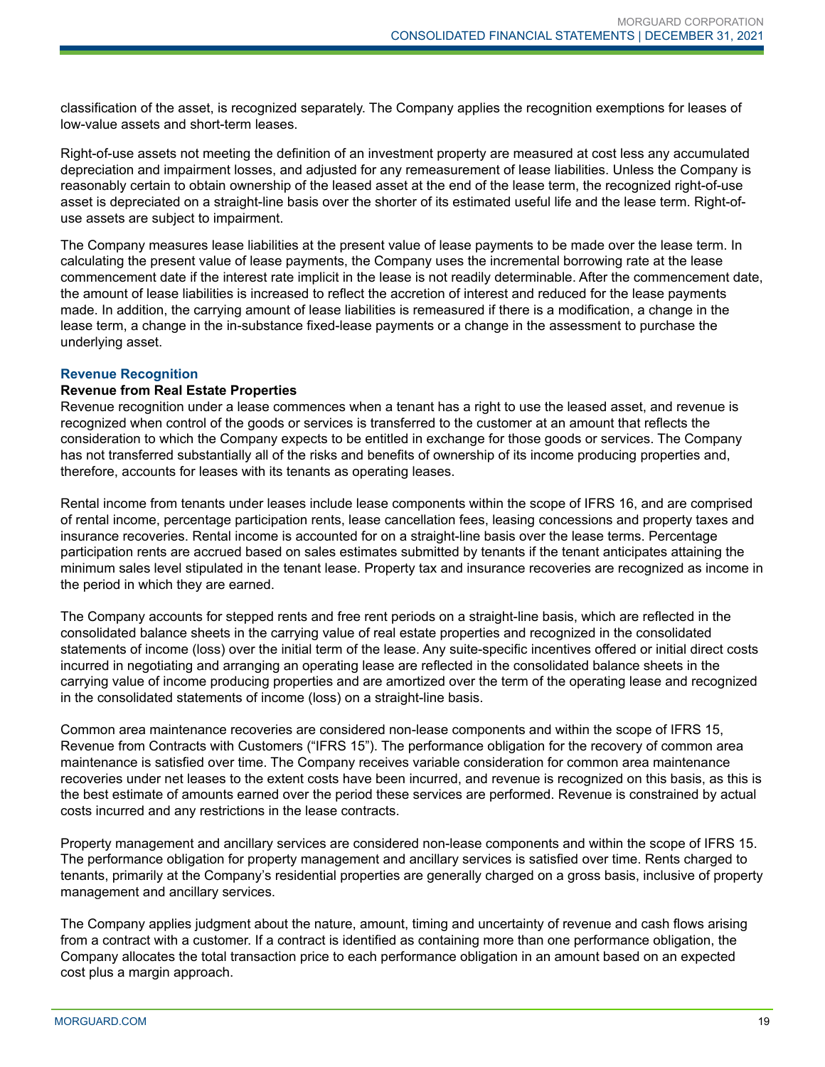classification of the asset, is recognized separately. The Company applies the recognition exemptions for leases of low-value assets and short-term leases.

Right-of-use assets not meeting the definition of an investment property are measured at cost less any accumulated depreciation and impairment losses, and adjusted for any remeasurement of lease liabilities. Unless the Company is reasonably certain to obtain ownership of the leased asset at the end of the lease term, the recognized right-of-use asset is depreciated on a straight-line basis over the shorter of its estimated useful life and the lease term. Right-of-use assets are subject to impairment.

The Company measures lease liabilities at the present value of lease payments to be made over the lease term. In calculating the present value of lease payments, the Company uses the incremental borrowing rate at the lease commencement date if the interest rate implicit in the lease is not readily determinable. After the commencement date, the amount of lease liabilities is increased to reflect the accretion of interest and reduced for the lease payments made. In addition, the carrying amount of lease liabilities is remeasured if there is a modification, a change in the lease term, a change in the in-substance fixed-lease payments or a change in the assessment to purchase the underlying asset.

## Revenue Recognition

### Revenue from Real Estate Properties

Revenue recognition under a lease commences when a tenant has a right to use the leased asset, and revenue is recognized when control of the goods or services is transferred to the customer at an amount that reflects the consideration to which the Company expects to be entitled in exchange for those goods or services. The Company has not transferred substantially all of the risks and benefits of ownership of its income producing properties and, therefore, accounts for leases with its tenants as operating leases.

Rental income from tenants under leases include lease components within the scope of IFRS 16, and are comprised of rental income, percentage participation rents, lease cancellation fees, leasing concessions and property taxes and insurance recoveries. Rental income is accounted for on a straight-line basis over the lease terms. Percentage participation rents are accrued based on sales estimates submitted by tenants if the tenant anticipates attaining the minimum sales level stipulated in the tenant lease. Property tax and insurance recoveries are recognized as income in the period in which they are earned.

The Company accounts for stepped rents and free rent periods on a straight-line basis, which are reflected in the consolidated balance sheets in the carrying value of real estate properties and recognized in the consolidated statements of income (loss) over the initial term of the lease. Any suite-specific incentives offered or initial direct costs incurred in negotiating and arranging an operating lease are reflected in the consolidated balance sheets in the carrying value of income producing properties and are amortized over the term of the operating lease and recognized in the consolidated statements of income (loss) on a straight-line basis.

Common area maintenance recoveries are considered non-lease components and within the scope of IFRS 15, Revenue from Contracts with Customers ("IFRS 15"). The performance obligation for the recovery of common area maintenance is satisfied over time. The Company receives variable consideration for common area maintenance recoveries under net leases to the extent costs have been incurred, and revenue is recognized on this basis, as this is the best estimate of amounts earned over the period these services are performed. Revenue is constrained by actual costs incurred and any restrictions in the lease contracts.

Property management and ancillary services are considered non-lease components and within the scope of IFRS 15. The performance obligation for property management and ancillary services is satisfied over time. Rents charged to tenants, primarily at the Company's residential properties are generally charged on a gross basis, inclusive of property management and ancillary services.

The Company applies judgment about the nature, amount, timing and uncertainty of revenue and cash flows arising from a contract with a customer. If a contract is identified as containing more than one performance obligation, the Company allocates the total transaction price to each performance obligation in an amount based on an expected cost plus a margin approach.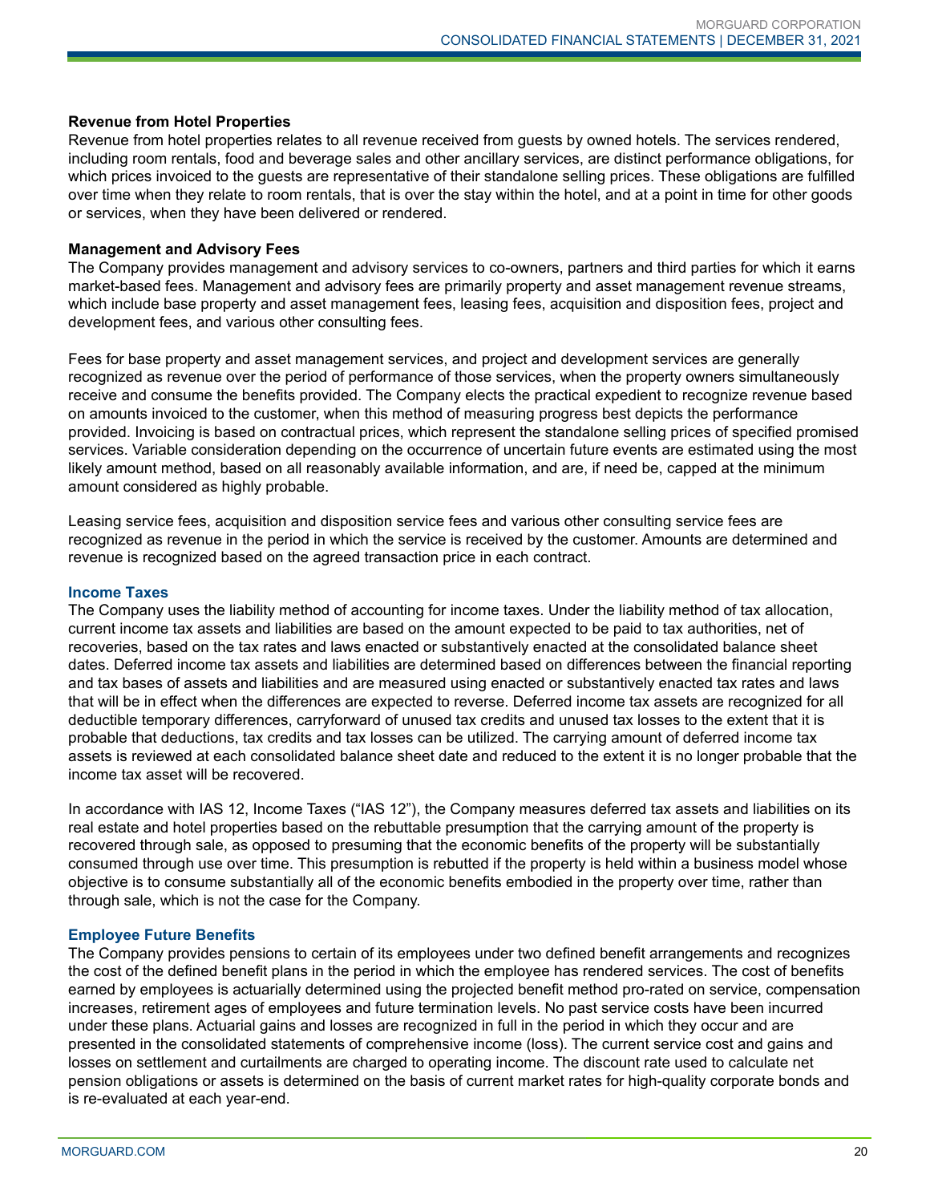#### Revenue from Hotel Properties

Revenue from hotel properties relates to all revenue received from guests by owned hotels. The services rendered, including room rentals, food and beverage sales and other ancillary services, are distinct performance obligations, for which prices invoiced to the guests are representative of their standalone selling prices. These obligations are fulfilled over time when they relate to room rentals, that is over the stay within the hotel, and at a point in time for other goods or services, when they have been delivered or rendered.

#### Management and Advisory Fees

The Company provides management and advisory services to co-owners, partners and third parties for which it earns market-based fees. Management and advisory fees are primarily property and asset management revenue streams, which include base property and asset management fees, leasing fees, acquisition and disposition fees, project and development fees, and various other consulting fees.

Fees for base property and asset management services, and project and development services are generally recognized as revenue over the period of performance of those services, when the property owners simultaneously receive and consume the benefits provided. The Company elects the practical expedient to recognize revenue based on amounts invoiced to the customer, when this method of measuring progress best depicts the performance provided. Invoicing is based on contractual prices, which represent the standalone selling prices of specified promised services. Variable consideration depending on the occurrence of uncertain future events are estimated using the most likely amount method, based on all reasonably available information, and are, if need be, capped at the minimum amount considered as highly probable.

Leasing service fees, acquisition and disposition service fees and various other consulting service fees are recognized as revenue in the period in which the service is received by the customer. Amounts are determined and revenue is recognized based on the agreed transaction price in each contract.

### Income Taxes

The Company uses the liability method of accounting for income taxes. Under the liability method of tax allocation, current income tax assets and liabilities are based on the amount expected to be paid to tax authorities, net of recoveries, based on the tax rates and laws enacted or substantively enacted at the consolidated balance sheet dates. Deferred income tax assets and liabilities are determined based on differences between the financial reporting and tax bases of assets and liabilities and are measured using enacted or substantively enacted tax rates and laws that will be in effect when the differences are expected to reverse. Deferred income tax assets are recognized for all deductible temporary differences, carryforward of unused tax credits and unused tax losses to the extent that it is probable that deductions, tax credits and tax losses can be utilized. The carrying amount of deferred income tax assets is reviewed at each consolidated balance sheet date and reduced to the extent it is no longer probable that the income tax asset will be recovered.

In accordance with IAS 12, Income Taxes ("IAS 12"), the Company measures deferred tax assets and liabilities on its real estate and hotel properties based on the rebuttable presumption that the carrying amount of the property is recovered through sale, as opposed to presuming that the economic benefits of the property will be substantially consumed through use over time. This presumption is rebutted if the property is held within a business model whose objective is to consume substantially all of the economic benefits embodied in the property over time, rather than through sale, which is not the case for the Company.

### Employee Future Benefits

The Company provides pensions to certain of its employees under two defined benefit arrangements and recognizes the cost of the defined benefit plans in the period in which the employee has rendered services. The cost of benefits earned by employees is actuarially determined using the projected benefit method pro-rated on service, compensation increases, retirement ages of employees and future termination levels. No past service costs have been incurred under these plans. Actuarial gains and losses are recognized in full in the period in which they occur and are presented in the consolidated statements of comprehensive income (loss). The current service cost and gains and losses on settlement and curtailments are charged to operating income. The discount rate used to calculate net pension obligations or assets is determined on the basis of current market rates for high-quality corporate bonds and is re-evaluated at each year-end.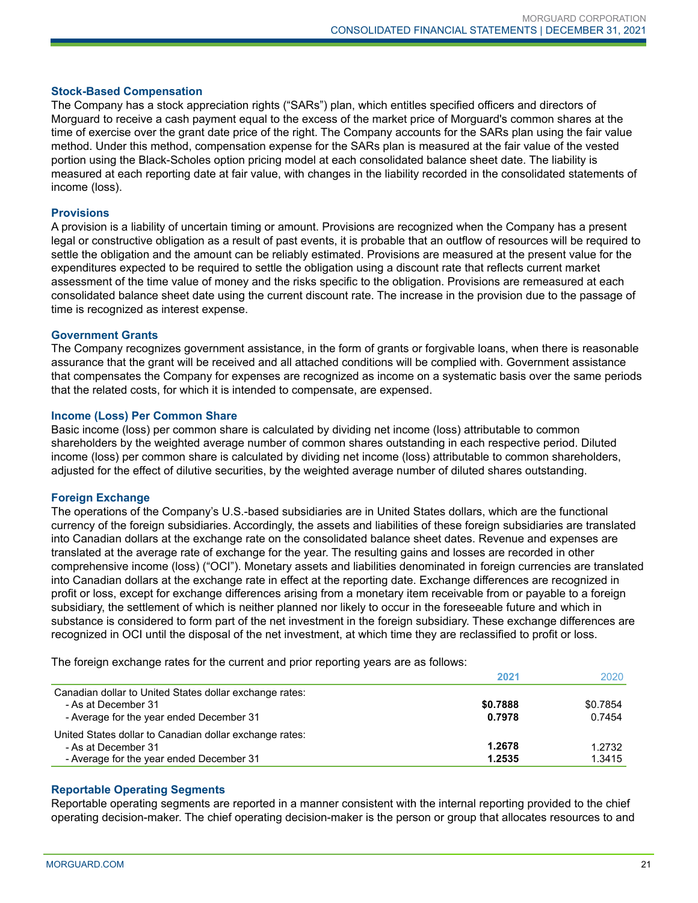### Stock-Based Compensation

The Company has a stock appreciation rights ("SARs") plan, which entitles specified officers and directors of Morguard to receive a cash payment equal to the excess of the market price of Morguard's common shares at the time of exercise over the grant date price of the right. The Company accounts for the SARs plan using the fair value method. Under this method, compensation expense for the SARs plan is measured at the fair value of the vested portion using the Black-Scholes option pricing model at each consolidated balance sheet date. The liability is measured at each reporting date at fair value, with changes in the liability recorded in the consolidated statements of income (loss).

### Provisions

A provision is a liability of uncertain timing or amount. Provisions are recognized when the Company has a present legal or constructive obligation as a result of past events, it is probable that an outflow of resources will be required to settle the obligation and the amount can be reliably estimated. Provisions are measured at the present value for the expenditures expected to be required to settle the obligation using a discount rate that reflects current market assessment of the time value of money and the risks specific to the obligation. Provisions are remeasured at each consolidated balance sheet date using the current discount rate. The increase in the provision due to the passage of time is recognized as interest expense.

### Government Grants

The Company recognizes government assistance, in the form of grants or forgivable loans, when there is reasonable assurance that the grant will be received and all attached conditions will be complied with. Government assistance that compensates the Company for expenses are recognized as income on a systematic basis over the same periods that the related costs, for which it is intended to compensate, are expensed.

### Income (Loss) Per Common Share

Basic income (loss) per common share is calculated by dividing net income (loss) attributable to common shareholders by the weighted average number of common shares outstanding in each respective period. Diluted income (loss) per common share is calculated by dividing net income (loss) attributable to common shareholders, adjusted for the effect of dilutive securities, by the weighted average number of diluted shares outstanding.

### Foreign Exchange

The operations of the Company's U.S.-based subsidiaries are in United States dollars, which are the functional currency of the foreign subsidiaries. Accordingly, the assets and liabilities of these foreign subsidiaries are translated into Canadian dollars at the exchange rate on the consolidated balance sheet dates. Revenue and expenses are translated at the average rate of exchange for the year. The resulting gains and losses are recorded in other comprehensive income (loss) ("OCI"). Monetary assets and liabilities denominated in foreign currencies are translated into Canadian dollars at the exchange rate in effect at the reporting date. Exchange differences are recognized in profit or loss, except for exchange differences arising from a monetary item receivable from or payable to a foreign subsidiary, the settlement of which is neither planned nor likely to occur in the foreseeable future and which in substance is considered to form part of the net investment in the foreign subsidiary. These exchange differences are recognized in OCI until the disposal of the net investment, at which time they are reclassified to profit or loss.

The foreign exchange rates for the current and prior reporting years are as follows:

| | **2021** | 2020 |
|---|---|---|
| Canadian dollar to United States dollar exchange rates: | | |
| - As at December 31 | **\$0.7888** | \$0.7854 |
| - Average for the year ended December 31 | **0.7978** | 0.7454 |
| United States dollar to Canadian dollar exchange rates: | | |
| - As at December 31 | **1.2678** | 1.2732 |
| - Average for the year ended December 31 | **1.2535** | 1.3415 |

### Reportable Operating Segments

Reportable operating segments are reported in a manner consistent with the internal reporting provided to the chief operating decision-maker. The chief operating decision-maker is the person or group that allocates resources to and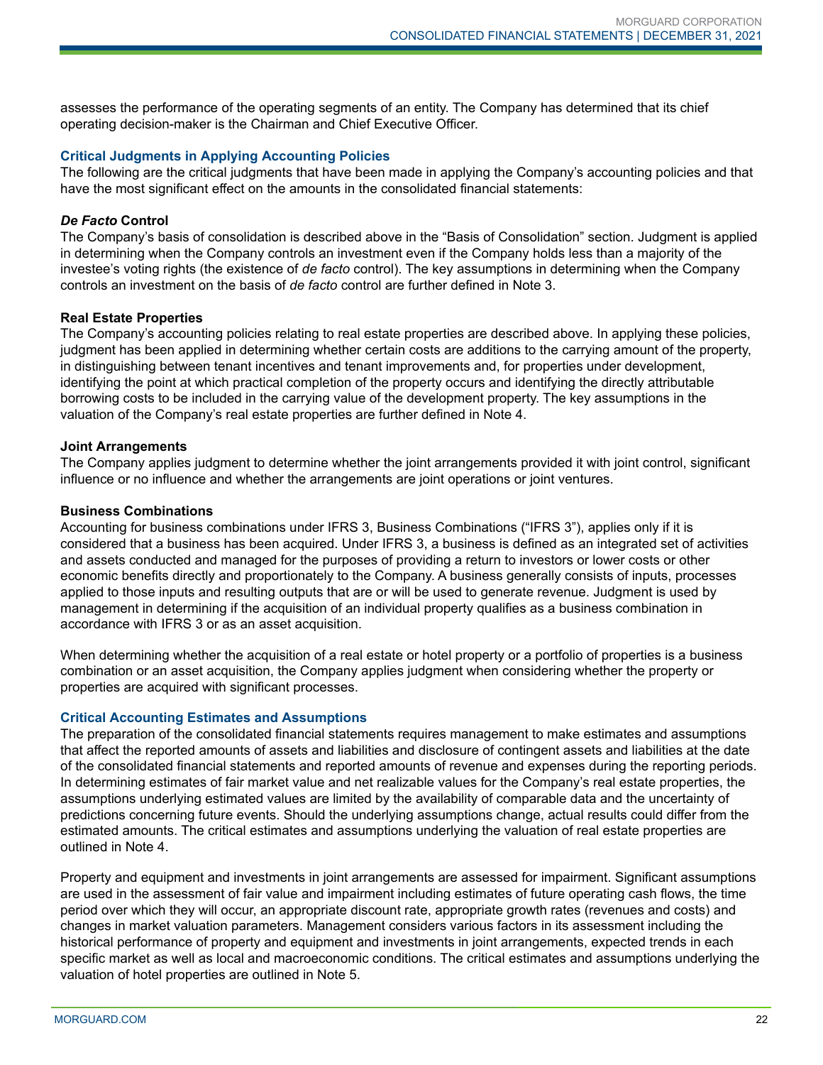assesses the performance of the operating segments of an entity. The Company has determined that its chief operating decision-maker is the Chairman and Chief Executive Officer.

### Critical Judgments in Applying Accounting Policies

The following are the critical judgments that have been made in applying the Company's accounting policies and that have the most significant effect on the amounts in the consolidated financial statements:

#### *De Facto* Control

The Company's basis of consolidation is described above in the "Basis of Consolidation" section. Judgment is applied in determining when the Company controls an investment even if the Company holds less than a majority of the investee's voting rights (the existence of *de facto* control). The key assumptions in determining when the Company controls an investment on the basis of *de facto* control are further defined in Note 3.

#### Real Estate Properties

The Company's accounting policies relating to real estate properties are described above. In applying these policies, judgment has been applied in determining whether certain costs are additions to the carrying amount of the property, in distinguishing between tenant incentives and tenant improvements and, for properties under development, identifying the point at which practical completion of the property occurs and identifying the directly attributable borrowing costs to be included in the carrying value of the development property. The key assumptions in the valuation of the Company's real estate properties are further defined in Note 4.

#### Joint Arrangements

The Company applies judgment to determine whether the joint arrangements provided it with joint control, significant influence or no influence and whether the arrangements are joint operations or joint ventures.

#### Business Combinations

Accounting for business combinations under IFRS 3, Business Combinations ("IFRS 3"), applies only if it is considered that a business has been acquired. Under IFRS 3, a business is defined as an integrated set of activities and assets conducted and managed for the purposes of providing a return to investors or lower costs or other economic benefits directly and proportionately to the Company. A business generally consists of inputs, processes applied to those inputs and resulting outputs that are or will be used to generate revenue. Judgment is used by management in determining if the acquisition of an individual property qualifies as a business combination in accordance with IFRS 3 or as an asset acquisition.

When determining whether the acquisition of a real estate or hotel property or a portfolio of properties is a business combination or an asset acquisition, the Company applies judgment when considering whether the property or properties are acquired with significant processes.

### Critical Accounting Estimates and Assumptions

The preparation of the consolidated financial statements requires management to make estimates and assumptions that affect the reported amounts of assets and liabilities and disclosure of contingent assets and liabilities at the date of the consolidated financial statements and reported amounts of revenue and expenses during the reporting periods. In determining estimates of fair market value and net realizable values for the Company's real estate properties, the assumptions underlying estimated values are limited by the availability of comparable data and the uncertainty of predictions concerning future events. Should the underlying assumptions change, actual results could differ from the estimated amounts. The critical estimates and assumptions underlying the valuation of real estate properties are outlined in Note 4.

Property and equipment and investments in joint arrangements are assessed for impairment. Significant assumptions are used in the assessment of fair value and impairment including estimates of future operating cash flows, the time period over which they will occur, an appropriate discount rate, appropriate growth rates (revenues and costs) and changes in market valuation parameters. Management considers various factors in its assessment including the historical performance of property and equipment and investments in joint arrangements, expected trends in each specific market as well as local and macroeconomic conditions. The critical estimates and assumptions underlying the valuation of hotel properties are outlined in Note 5.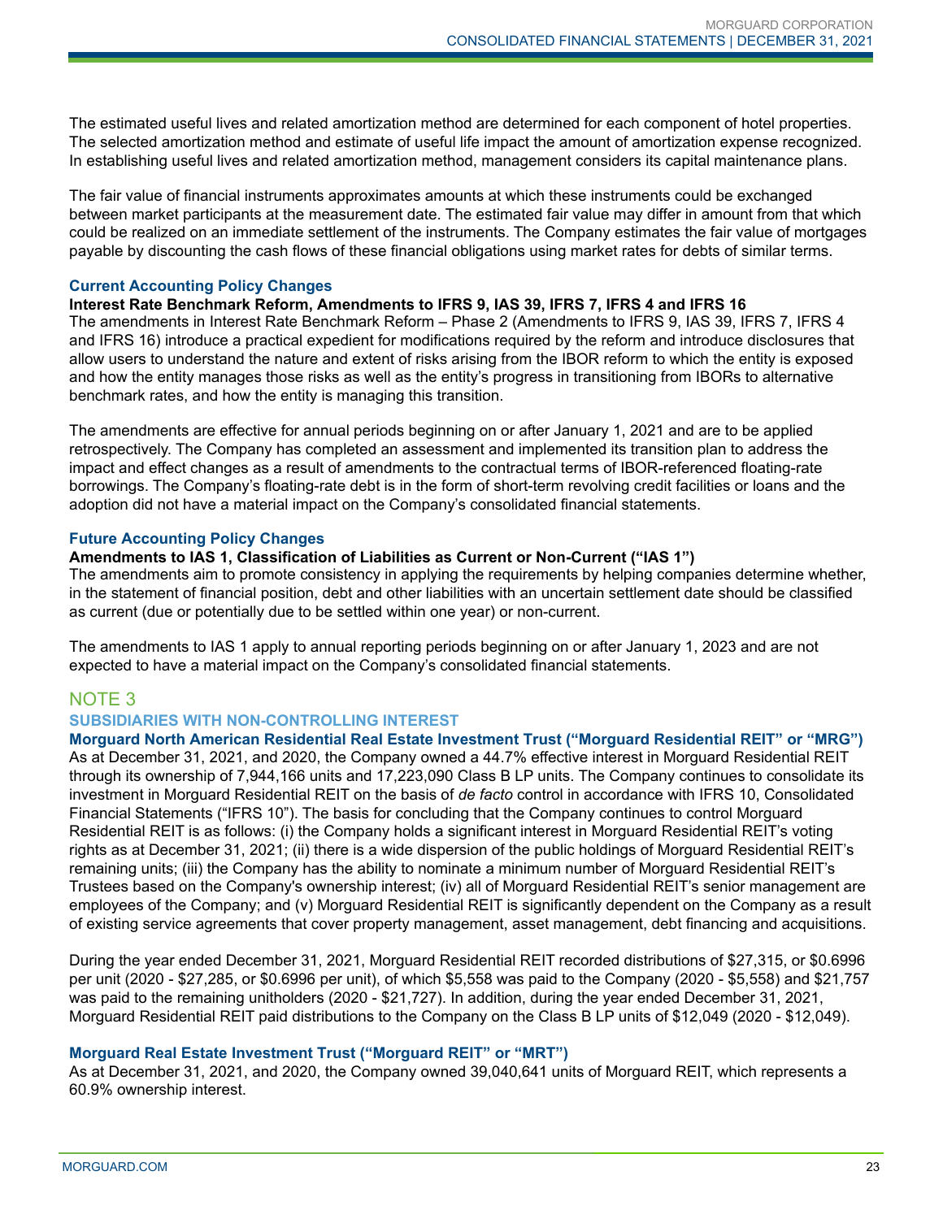The estimated useful lives and related amortization method are determined for each component of hotel properties. The selected amortization method and estimate of useful life impact the amount of amortization expense recognized. In establishing useful lives and related amortization method, management considers its capital maintenance plans.

The fair value of financial instruments approximates amounts at which these instruments could be exchanged between market participants at the measurement date. The estimated fair value may differ in amount from that which could be realized on an immediate settlement of the instruments. The Company estimates the fair value of mortgages payable by discounting the cash flows of these financial obligations using market rates for debts of similar terms.

### Current Accounting Policy Changes

**Interest Rate Benchmark Reform, Amendments to IFRS 9, IAS 39, IFRS 7, IFRS 4 and IFRS 16**

The amendments in Interest Rate Benchmark Reform – Phase 2 (Amendments to IFRS 9, IAS 39, IFRS 7, IFRS 4 and IFRS 16) introduce a practical expedient for modifications required by the reform and introduce disclosures that allow users to understand the nature and extent of risks arising from the IBOR reform to which the entity is exposed and how the entity manages those risks as well as the entity's progress in transitioning from IBORs to alternative benchmark rates, and how the entity is managing this transition.

The amendments are effective for annual periods beginning on or after January 1, 2021 and are to be applied retrospectively. The Company has completed an assessment and implemented its transition plan to address the impact and effect changes as a result of amendments to the contractual terms of IBOR-referenced floating-rate borrowings. The Company's floating-rate debt is in the form of short-term revolving credit facilities or loans and the adoption did not have a material impact on the Company's consolidated financial statements.

### Future Accounting Policy Changes

**Amendments to IAS 1, Classification of Liabilities as Current or Non-Current ("IAS 1")**

The amendments aim to promote consistency in applying the requirements by helping companies determine whether, in the statement of financial position, debt and other liabilities with an uncertain settlement date should be classified as current (due or potentially due to be settled within one year) or non-current.

The amendments to IAS 1 apply to annual reporting periods beginning on or after January 1, 2023 and are not expected to have a material impact on the Company's consolidated financial statements.

## NOTE 3

### SUBSIDIARIES WITH NON-CONTROLLING INTEREST

**Morguard North American Residential Real Estate Investment Trust ("Morguard Residential REIT" or "MRG")**

As at December 31, 2021, and 2020, the Company owned a 44.7% effective interest in Morguard Residential REIT through its ownership of 7,944,166 units and 17,223,090 Class B LP units. The Company continues to consolidate its investment in Morguard Residential REIT on the basis of *de facto* control in accordance with IFRS 10, Consolidated Financial Statements ("IFRS 10"). The basis for concluding that the Company continues to control Morguard Residential REIT is as follows: (i) the Company holds a significant interest in Morguard Residential REIT's voting rights as at December 31, 2021; (ii) there is a wide dispersion of the public holdings of Morguard Residential REIT's remaining units; (iii) the Company has the ability to nominate a minimum number of Morguard Residential REIT's Trustees based on the Company's ownership interest; (iv) all of Morguard Residential REIT's senior management are employees of the Company; and (v) Morguard Residential REIT is significantly dependent on the Company as a result of existing service agreements that cover property management, asset management, debt financing and acquisitions.

During the year ended December 31, 2021, Morguard Residential REIT recorded distributions of $27,315, or $0.6996 per unit (2020 - $27,285, or $0.6996 per unit), of which $5,558 was paid to the Company (2020 - $5,558) and $21,757 was paid to the remaining unitholders (2020 - $21,727). In addition, during the year ended December 31, 2021, Morguard Residential REIT paid distributions to the Company on the Class B LP units of $12,049 (2020 - $12,049).

**Morguard Real Estate Investment Trust ("Morguard REIT" or "MRT")**

As at December 31, 2021, and 2020, the Company owned 39,040,641 units of Morguard REIT, which represents a 60.9% ownership interest.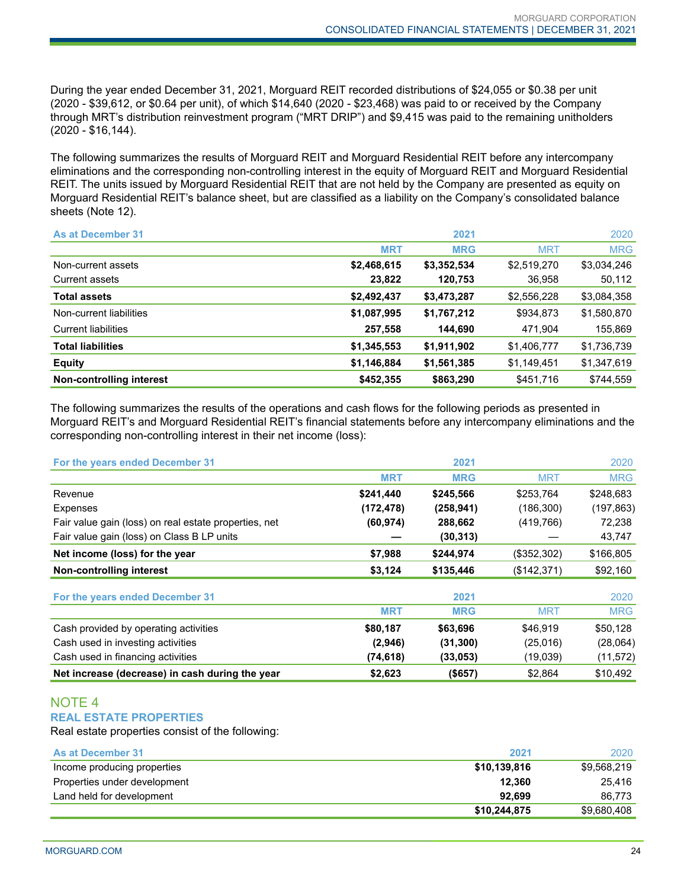During the year ended December 31, 2021, Morguard REIT recorded distributions of $24,055 or $0.38 per unit (2020 - $39,612, or $0.64 per unit), of which $14,640 (2020 - $23,468) was paid to or received by the Company through MRT's distribution reinvestment program ("MRT DRIP") and $9,415 was paid to the remaining unitholders (2020 - $16,144).

The following summarizes the results of Morguard REIT and Morguard Residential REIT before any intercompany eliminations and the corresponding non-controlling interest in the equity of Morguard REIT and Morguard Residential REIT. The units issued by Morguard Residential REIT that are not held by the Company are presented as equity on Morguard Residential REIT's balance sheet, but are classified as a liability on the Company's consolidated balance sheets (Note 12).

| As at December 31 | 2021 | | 2020 | |
|---|---|---|---|---|
| | **MRT** | **MRG** | MRT | MRG |
| Non-current assets | **$2,468,615** | **$3,352,534** | $2,519,270 | $3,034,246 |
| Current assets | **23,822** | **120,753** | 36,958 | 50,112 |
| **Total assets** | **$2,492,437** | **$3,473,287** | $2,556,228 | $3,084,358 |
| Non-current liabilities | **$1,087,995** | **$1,767,212** | $934,873 | $1,580,870 |
| Current liabilities | **257,558** | **144,690** | 471,904 | 155,869 |
| **Total liabilities** | **$1,345,553** | **$1,911,902** | $1,406,777 | $1,736,739 |
| **Equity** | **$1,146,884** | **$1,561,385** | $1,149,451 | $1,347,619 |
| **Non-controlling interest** | **$452,355** | **$863,290** | $451,716 | $744,559 |

The following summarizes the results of the operations and cash flows for the following periods as presented in Morguard REIT's and Morguard Residential REIT's financial statements before any intercompany eliminations and the corresponding non-controlling interest in their net income (loss):

| For the years ended December 31 | 2021 | | 2020 | |
|---|---|---|---|---|
| | **MRT** | **MRG** | MRT | MRG |
| Revenue | **$241,440** | **$245,566** | $253,764 | $248,683 |
| Expenses | **(172,478)** | **(258,941)** | (186,300) | (197,863) |
| Fair value gain (loss) on real estate properties, net | **(60,974)** | **288,662** | (419,766) | 72,238 |
| Fair value gain (loss) on Class B LP units | **—** | **(30,313)** | — | 43,747 |
| **Net income (loss) for the year** | **$7,988** | **$244,974** | ($352,302) | $166,805 |
| **Non-controlling interest** | **$3,124** | **$135,446** | ($142,371) | $92,160 |

| For the years ended December 31 | 2021 | | 2020 | |
|---|---|---|---|---|
| | **MRT** | **MRG** | MRT | MRG |
| Cash provided by operating activities | **$80,187** | **$63,696** | $46,919 | $50,128 |
| Cash used in investing activities | **(2,946)** | **(31,300)** | (25,016) | (28,064) |
| Cash used in financing activities | **(74,618)** | **(33,053)** | (19,039) | (11,572) |
| **Net increase (decrease) in cash during the year** | **$2,623** | **($657)** | $2,864 | $10,492 |

## NOTE 4

### REAL ESTATE PROPERTIES

Real estate properties consist of the following:

| As at December 31 | 2021 | 2020 |
|---|---|---|
| Income producing properties | **$10,139,816** | $9,568,219 |
| Properties under development | **12,360** | 25,416 |
| Land held for development | **92,699** | 86,773 |
| | **$10,244,875** | $9,680,408 |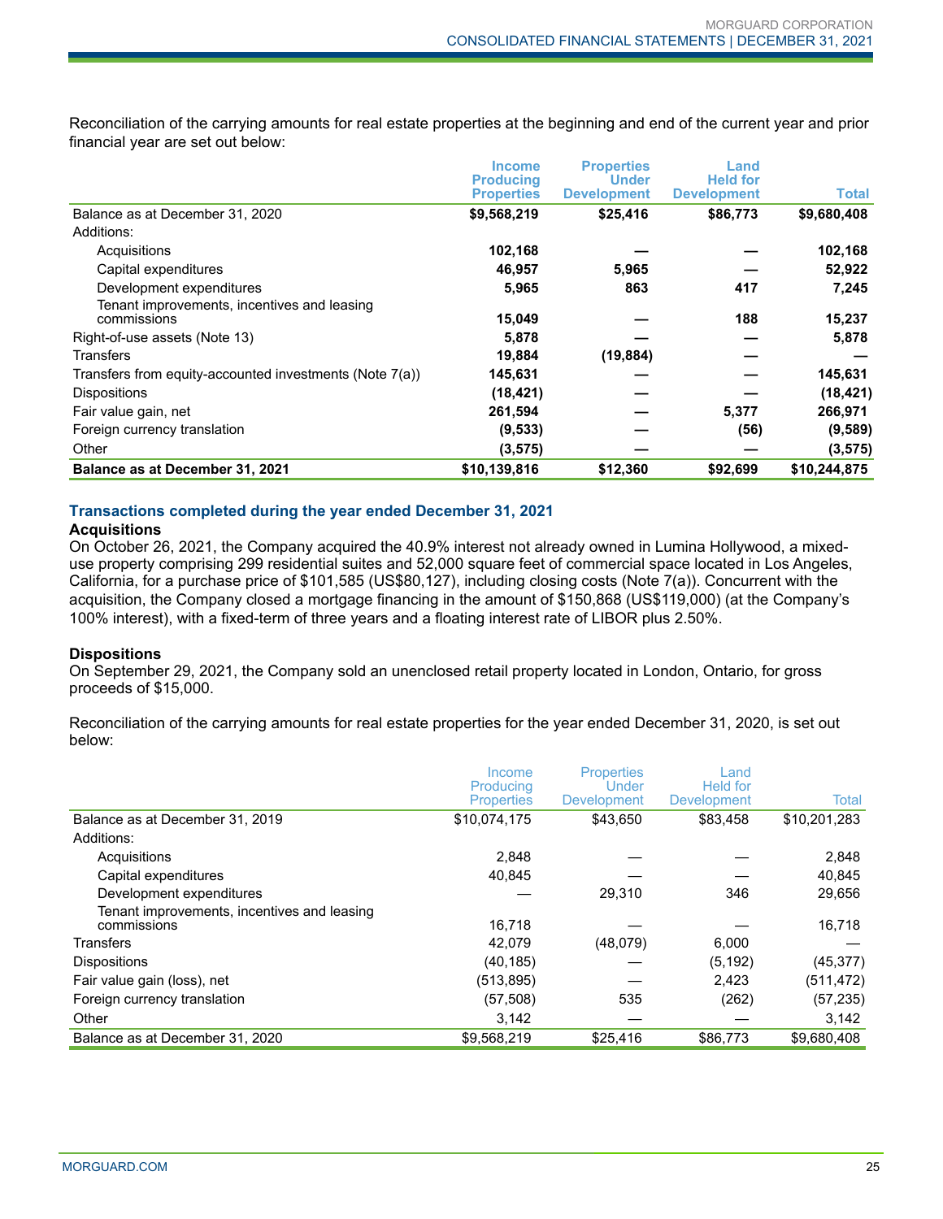Reconciliation of the carrying amounts for real estate properties at the beginning and end of the current year and prior financial year are set out below:

| | Income Producing Properties | Properties Under Development | Land Held for Development | Total |
|---|---|---|---|---|
| Balance as at December 31, 2020 | **$9,568,219** | **$25,416** | **$86,773** | **$9,680,408** |
| Additions: | | | | |
| Acquisitions | **102,168** | **—** | **—** | **102,168** |
| Capital expenditures | **46,957** | **5,965** | **—** | **52,922** |
| Development expenditures | **5,965** | **863** | **417** | **7,245** |
| Tenant improvements, incentives and leasing commissions | **15,049** | **—** | **188** | **15,237** |
| Right-of-use assets (Note 13) | **5,878** | **—** | **—** | **5,878** |
| Transfers | **19,884** | **(19,884)** | **—** | **—** |
| Transfers from equity-accounted investments (Note 7(a)) | **145,631** | **—** | **—** | **145,631** |
| Dispositions | **(18,421)** | **—** | **—** | **(18,421)** |
| Fair value gain, net | **261,594** | **—** | **5,377** | **266,971** |
| Foreign currency translation | **(9,533)** | **—** | **(56)** | **(9,589)** |
| Other | **(3,575)** | **—** | **—** | **(3,575)** |
| **Balance as at December 31, 2021** | **$10,139,816** | **$12,360** | **$92,699** | **$10,244,875** |

### Transactions completed during the year ended December 31, 2021

#### Acquisitions

On October 26, 2021, the Company acquired the 40.9% interest not already owned in Lumina Hollywood, a mixed-use property comprising 299 residential suites and 52,000 square feet of commercial space located in Los Angeles, California, for a purchase price of $101,585 (US$80,127), including closing costs (Note 7(a)). Concurrent with the acquisition, the Company closed a mortgage financing in the amount of $150,868 (US$119,000) (at the Company's 100% interest), with a fixed-term of three years and a floating interest rate of LIBOR plus 2.50%.

#### Dispositions

On September 29, 2021, the Company sold an unenclosed retail property located in London, Ontario, for gross proceeds of $15,000.

Reconciliation of the carrying amounts for real estate properties for the year ended December 31, 2020, is set out below:

| | Income Producing Properties | Properties Under Development | Land Held for Development | Total |
|---|---|---|---|---|
| Balance as at December 31, 2019 | $10,074,175 | $43,650 | $83,458 | $10,201,283 |
| Additions: | | | | |
| Acquisitions | 2,848 | — | — | 2,848 |
| Capital expenditures | 40,845 | — | — | 40,845 |
| Development expenditures | — | 29,310 | 346 | 29,656 |
| Tenant improvements, incentives and leasing commissions | 16,718 | — | — | 16,718 |
| Transfers | 42,079 | (48,079) | 6,000 | — |
| Dispositions | (40,185) | — | (5,192) | (45,377) |
| Fair value gain (loss), net | (513,895) | — | 2,423 | (511,472) |
| Foreign currency translation | (57,508) | 535 | (262) | (57,235) |
| Other | 3,142 | — | — | 3,142 |
| Balance as at December 31, 2020 | $9,568,219 | $25,416 | $86,773 | $9,680,408 |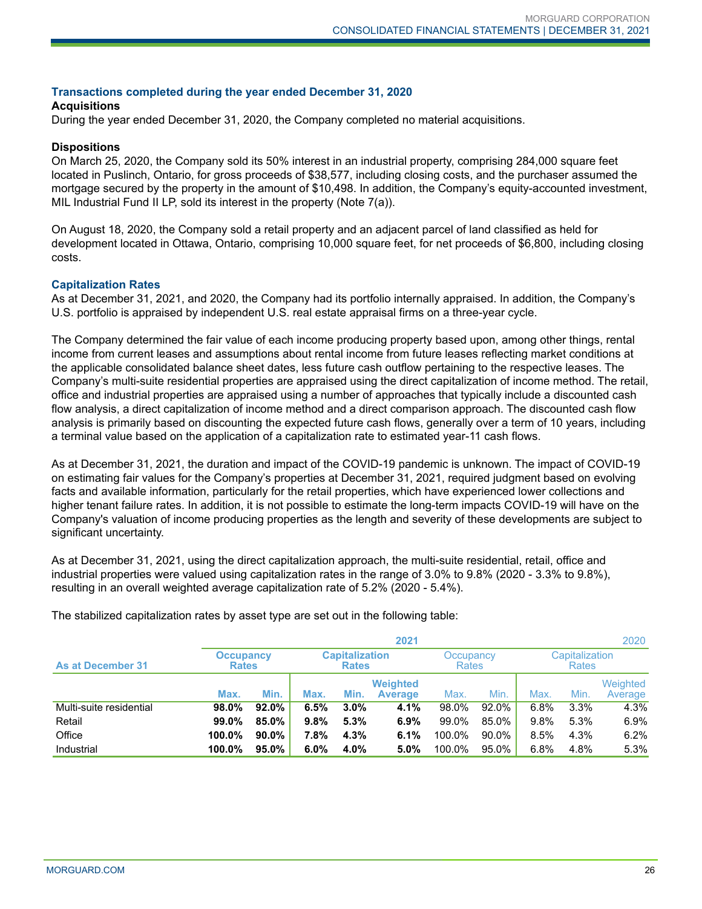### Transactions completed during the year ended December 31, 2020

**Acquisitions**

During the year ended December 31, 2020, the Company completed no material acquisitions.

**Dispositions**

On March 25, 2020, the Company sold its 50% interest in an industrial property, comprising 284,000 square feet located in Puslinch, Ontario, for gross proceeds of $38,577, including closing costs, and the purchaser assumed the mortgage secured by the property in the amount of $10,498. In addition, the Company's equity-accounted investment, MIL Industrial Fund II LP, sold its interest in the property (Note 7(a)).

On August 18, 2020, the Company sold a retail property and an adjacent parcel of land classified as held for development located in Ottawa, Ontario, comprising 10,000 square feet, for net proceeds of $6,800, including closing costs.

### Capitalization Rates

As at December 31, 2021, and 2020, the Company had its portfolio internally appraised. In addition, the Company's U.S. portfolio is appraised by independent U.S. real estate appraisal firms on a three-year cycle.

The Company determined the fair value of each income producing property based upon, among other things, rental income from current leases and assumptions about rental income from future leases reflecting market conditions at the applicable consolidated balance sheet dates, less future cash outflow pertaining to the respective leases. The Company's multi-suite residential properties are appraised using the direct capitalization of income method. The retail, office and industrial properties are appraised using a number of approaches that typically include a discounted cash flow analysis, a direct capitalization of income method and a direct comparison approach. The discounted cash flow analysis is primarily based on discounting the expected future cash flows, generally over a term of 10 years, including a terminal value based on the application of a capitalization rate to estimated year-11 cash flows.

As at December 31, 2021, the duration and impact of the COVID-19 pandemic is unknown. The impact of COVID-19 on estimating fair values for the Company's properties at December 31, 2021, required judgment based on evolving facts and available information, particularly for the retail properties, which have experienced lower collections and higher tenant failure rates. In addition, it is not possible to estimate the long-term impacts COVID-19 will have on the Company's valuation of income producing properties as the length and severity of these developments are subject to significant uncertainty.

As at December 31, 2021, using the direct capitalization approach, the multi-suite residential, retail, office and industrial properties were valued using capitalization rates in the range of 3.0% to 9.8% (2020 - 3.3% to 9.8%), resulting in an overall weighted average capitalization rate of 5.2% (2020 - 5.4%).

The stabilized capitalization rates by asset type are set out in the following table:

| As at December 31 | **2021** | | | | | 2020 | | | | |
|---|---|---|---|---|---|---|---|---|---|---|
| | **Occupancy Rates** | | **Capitalization Rates** | | | Occupancy Rates | | Capitalization Rates | | |
| | **Max.** | **Min.** | **Max.** | **Min.** | **Weighted Average** | Max. | Min. | Max. | Min. | Weighted Average |
| Multi-suite residential | **98.0%** | **92.0%** | **6.5%** | **3.0%** | **4.1%** | 98.0% | 92.0% | 6.8% | 3.3% | 4.3% |
| Retail | **99.0%** | **85.0%** | **9.8%** | **5.3%** | **6.9%** | 99.0% | 85.0% | 9.8% | 5.3% | 6.9% |
| Office | **100.0%** | **90.0%** | **7.8%** | **4.3%** | **6.1%** | 100.0% | 90.0% | 8.5% | 4.3% | 6.2% |
| Industrial | **100.0%** | **95.0%** | **6.0%** | **4.0%** | **5.0%** | 100.0% | 95.0% | 6.8% | 4.8% | 5.3% |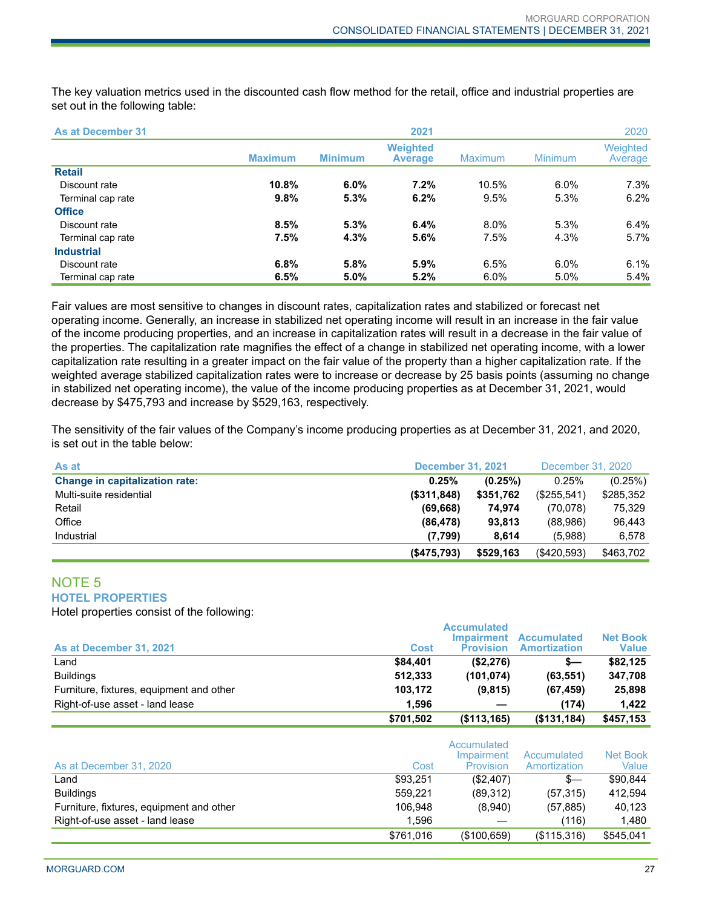The key valuation metrics used in the discounted cash flow method for the retail, office and industrial properties are set out in the following table:

| As at December 31 | | 2021 | | | 2020 | |
|---|---|---|---|---|---|---|
| | **Maximum** | **Minimum** | **Weighted Average** | Maximum | Minimum | Weighted Average |
| **Retail** | | | | | | |
| Discount rate | **10.8%** | **6.0%** | **7.2%** | 10.5% | 6.0% | 7.3% |
| Terminal cap rate | **9.8%** | **5.3%** | **6.2%** | 9.5% | 5.3% | 6.2% |
| **Office** | | | | | | |
| Discount rate | **8.5%** | **5.3%** | **6.4%** | 8.0% | 5.3% | 6.4% |
| Terminal cap rate | **7.5%** | **4.3%** | **5.6%** | 7.5% | 4.3% | 5.7% |
| **Industrial** | | | | | | |
| Discount rate | **6.8%** | **5.8%** | **5.9%** | 6.5% | 6.0% | 6.1% |
| Terminal cap rate | **6.5%** | **5.0%** | **5.2%** | 6.0% | 5.0% | 5.4% |

Fair values are most sensitive to changes in discount rates, capitalization rates and stabilized or forecast net operating income. Generally, an increase in stabilized net operating income will result in an increase in the fair value of the income producing properties, and an increase in capitalization rates will result in a decrease in the fair value of the properties. The capitalization rate magnifies the effect of a change in stabilized net operating income, with a lower capitalization rate resulting in a greater impact on the fair value of the property than a higher capitalization rate. If the weighted average stabilized capitalization rates were to increase or decrease by 25 basis points (assuming no change in stabilized net operating income), the value of the income producing properties as at December 31, 2021, would decrease by $475,793 and increase by $529,163, respectively.

The sensitivity of the fair values of the Company's income producing properties as at December 31, 2021, and 2020, is set out in the table below:

| As at | December 31, 2021 | | December 31, 2020 | |
|---|---|---|---|---|
| **Change in capitalization rate:** | **0.25%** | **(0.25%)** | 0.25% | (0.25%) |
| Multi-suite residential | **($311,848)** | **$351,762** | ($255,541) | $285,352 |
| Retail | **(69,668)** | **74,974** | (70,078) | 75,329 |
| Office | **(86,478)** | **93,813** | (88,986) | 96,443 |
| Industrial | **(7,799)** | **8,614** | (5,988) | 6,578 |
| | **($475,793)** | **$529,163** | ($420,593) | $463,702 |

## NOTE 5

### HOTEL PROPERTIES

Hotel properties consist of the following:

| As at December 31, 2021 | Cost | Accumulated Impairment Provision | Accumulated Amortization | Net Book Value |
|---|---|---|---|---|
| Land | **$84,401** | **($2,276)** | **$—** | **$82,125** |
| Buildings | **512,333** | **(101,074)** | **(63,551)** | **347,708** |
| Furniture, fixtures, equipment and other | **103,172** | **(9,815)** | **(67,459)** | **25,898** |
| Right-of-use asset - land lease | **1,596** | **—** | **(174)** | **1,422** |
| | **$701,502** | **($113,165)** | **($131,184)** | **$457,153** |

| As at December 31, 2020 | Cost | Accumulated Impairment Provision | Accumulated Amortization | Net Book Value |
|---|---|---|---|---|
| Land | $93,251 | ($2,407) | $— | $90,844 |
| Buildings | 559,221 | (89,312) | (57,315) | 412,594 |
| Furniture, fixtures, equipment and other | 106,948 | (8,940) | (57,885) | 40,123 |
| Right-of-use asset - land lease | 1,596 | — | (116) | 1,480 |
| | $761,016 | ($100,659) | ($115,316) | $545,041 |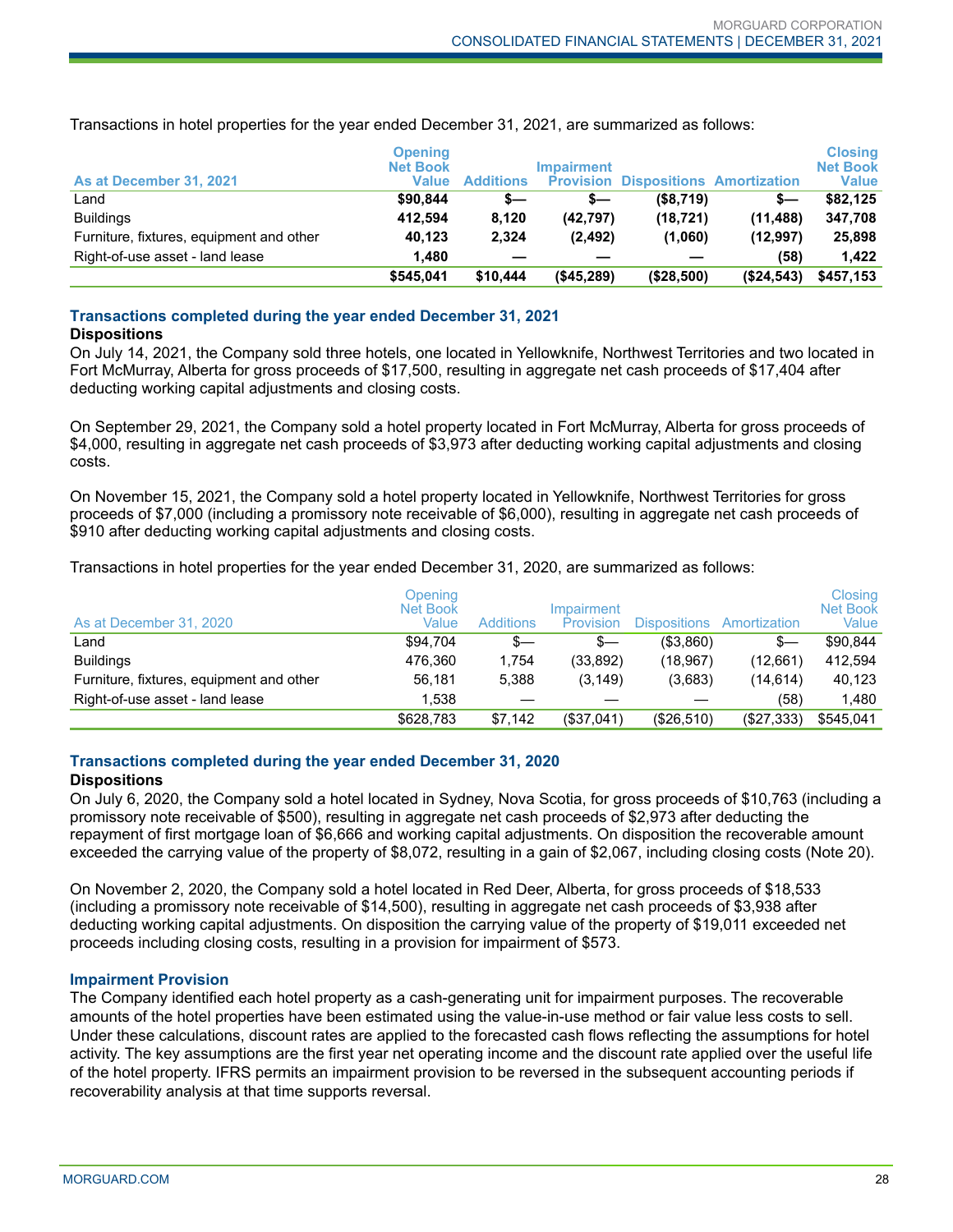Transactions in hotel properties for the year ended December 31, 2021, are summarized as follows:

| As at December 31, 2021 | Opening Net Book Value | Additions | Impairment Provision | Dispositions | Amortization | Closing Net Book Value |
|---|---|---|---|---|---|---|
| Land | **$90,844** | **$—** | **$—** | **($8,719)** | **$—** | **$82,125** |
| Buildings | **412,594** | **8,120** | **(42,797)** | **(18,721)** | **(11,488)** | **347,708** |
| Furniture, fixtures, equipment and other | **40,123** | **2,324** | **(2,492)** | **(1,060)** | **(12,997)** | **25,898** |
| Right-of-use asset - land lease | **1,480** | **—** | **—** | **—** | **(58)** | **1,422** |
| | **$545,041** | **$10,444** | **($45,289)** | **($28,500)** | **($24,543)** | **$457,153** |

## Transactions completed during the year ended December 31, 2021

**Dispositions**

On July 14, 2021, the Company sold three hotels, one located in Yellowknife, Northwest Territories and two located in Fort McMurray, Alberta for gross proceeds of $17,500, resulting in aggregate net cash proceeds of $17,404 after deducting working capital adjustments and closing costs.

On September 29, 2021, the Company sold a hotel property located in Fort McMurray, Alberta for gross proceeds of $4,000, resulting in aggregate net cash proceeds of $3,973 after deducting working capital adjustments and closing costs.

On November 15, 2021, the Company sold a hotel property located in Yellowknife, Northwest Territories for gross proceeds of $7,000 (including a promissory note receivable of $6,000), resulting in aggregate net cash proceeds of $910 after deducting working capital adjustments and closing costs.

Transactions in hotel properties for the year ended December 31, 2020, are summarized as follows:

| As at December 31, 2020 | Opening Net Book Value | Additions | Impairment Provision | Dispositions | Amortization | Closing Net Book Value |
|---|---|---|---|---|---|---|
| Land | $94,704 | $— | $— | ($3,860) | $— | $90,844 |
| Buildings | 476,360 | 1,754 | (33,892) | (18,967) | (12,661) | 412,594 |
| Furniture, fixtures, equipment and other | 56,181 | 5,388 | (3,149) | (3,683) | (14,614) | 40,123 |
| Right-of-use asset - land lease | 1,538 | — | — | — | (58) | 1,480 |
| | $628,783 | $7,142 | ($37,041) | ($26,510) | ($27,333) | $545,041 |

## Transactions completed during the year ended December 31, 2020

**Dispositions**

On July 6, 2020, the Company sold a hotel located in Sydney, Nova Scotia, for gross proceeds of $10,763 (including a promissory note receivable of $500), resulting in aggregate net cash proceeds of $2,973 after deducting the repayment of first mortgage loan of $6,666 and working capital adjustments. On disposition the recoverable amount exceeded the carrying value of the property of $8,072, resulting in a gain of $2,067, including closing costs (Note 20).

On November 2, 2020, the Company sold a hotel located in Red Deer, Alberta, for gross proceeds of $18,533 (including a promissory note receivable of $14,500), resulting in aggregate net cash proceeds of $3,938 after deducting working capital adjustments. On disposition the carrying value of the property of $19,011 exceeded net proceeds including closing costs, resulting in a provision for impairment of $573.

## Impairment Provision

The Company identified each hotel property as a cash-generating unit for impairment purposes. The recoverable amounts of the hotel properties have been estimated using the value-in-use method or fair value less costs to sell. Under these calculations, discount rates are applied to the forecasted cash flows reflecting the assumptions for hotel activity. The key assumptions are the first year net operating income and the discount rate applied over the useful life of the hotel property. IFRS permits an impairment provision to be reversed in the subsequent accounting periods if recoverability analysis at that time supports reversal.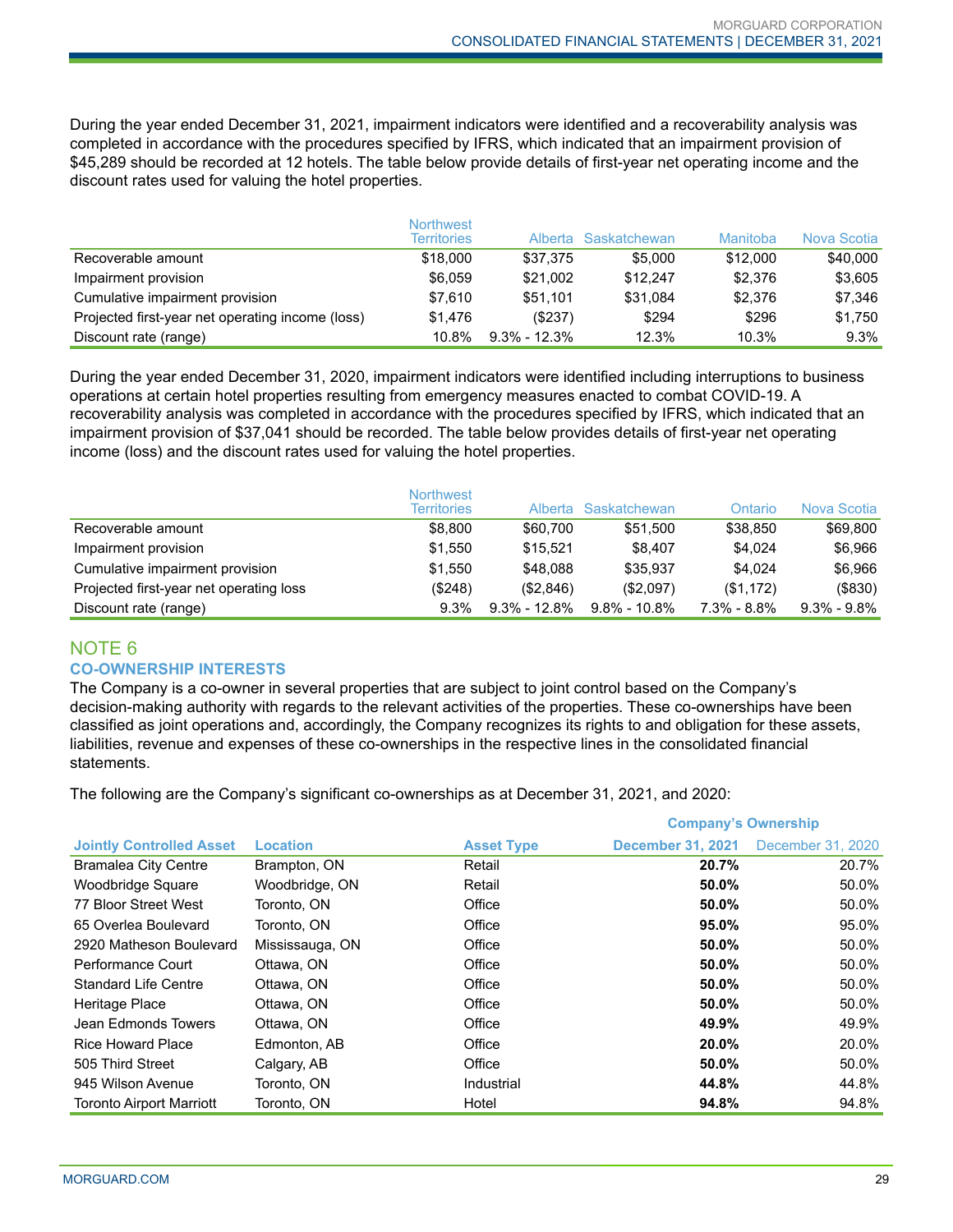During the year ended December 31, 2021, impairment indicators were identified and a recoverability analysis was completed in accordance with the procedures specified by IFRS, which indicated that an impairment provision of $45,289 should be recorded at 12 hotels. The table below provide details of first-year net operating income and the discount rates used for valuing the hotel properties.

| | Northwest Territories | Alberta | Saskatchewan | Manitoba | Nova Scotia |
|---|---|---|---|---|---|
| Recoverable amount | $18,000 | $37,375 | $5,000 | $12,000 | $40,000 |
| Impairment provision | $6,059 | $21,002 | $12,247 | $2,376 | $3,605 |
| Cumulative impairment provision | $7,610 | $51,101 | $31,084 | $2,376 | $7,346 |
| Projected first-year net operating income (loss) | $1,476 | ($237) | $294 | $296 | $1,750 |
| Discount rate (range) | 10.8% | 9.3% - 12.3% | 12.3% | 10.3% | 9.3% |

During the year ended December 31, 2020, impairment indicators were identified including interruptions to business operations at certain hotel properties resulting from emergency measures enacted to combat COVID-19. A recoverability analysis was completed in accordance with the procedures specified by IFRS, which indicated that an impairment provision of $37,041 should be recorded. The table below provides details of first-year net operating income (loss) and the discount rates used for valuing the hotel properties.

| | Northwest Territories | Alberta | Saskatchewan | Ontario | Nova Scotia |
|---|---|---|---|---|---|
| Recoverable amount | $8,800 | $60,700 | $51,500 | $38,850 | $69,800 |
| Impairment provision | $1,550 | $15,521 | $8,407 | $4,024 | $6,966 |
| Cumulative impairment provision | $1,550 | $48,088 | $35,937 | $4,024 | $6,966 |
| Projected first-year net operating loss | ($248) | ($2,846) | ($2,097) | ($1,172) | ($830) |
| Discount rate (range) | 9.3% | 9.3% - 12.8% | 9.8% - 10.8% | 7.3% - 8.8% | 9.3% - 9.8% |

## NOTE 6

### CO-OWNERSHIP INTERESTS

The Company is a co-owner in several properties that are subject to joint control based on the Company's decision-making authority with regards to the relevant activities of the properties. These co-ownerships have been classified as joint operations and, accordingly, the Company recognizes its rights to and obligation for these assets, liabilities, revenue and expenses of these co-ownerships in the respective lines in the consolidated financial statements.

The following are the Company's significant co-ownerships as at December 31, 2021, and 2020:

| | | | Company's Ownership | |
|---|---|---|---|---|
| **Jointly Controlled Asset** | **Location** | **Asset Type** | **December 31, 2021** | December 31, 2020 |
| Bramalea City Centre | Brampton, ON | Retail | **20.7%** | 20.7% |
| Woodbridge Square | Woodbridge, ON | Retail | **50.0%** | 50.0% |
| 77 Bloor Street West | Toronto, ON | Office | **50.0%** | 50.0% |
| 65 Overlea Boulevard | Toronto, ON | Office | **95.0%** | 95.0% |
| 2920 Matheson Boulevard | Mississauga, ON | Office | **50.0%** | 50.0% |
| Performance Court | Ottawa, ON | Office | **50.0%** | 50.0% |
| Standard Life Centre | Ottawa, ON | Office | **50.0%** | 50.0% |
| Heritage Place | Ottawa, ON | Office | **50.0%** | 50.0% |
| Jean Edmonds Towers | Ottawa, ON | Office | **49.9%** | 49.9% |
| Rice Howard Place | Edmonton, AB | Office | **20.0%** | 20.0% |
| 505 Third Street | Calgary, AB | Office | **50.0%** | 50.0% |
| 945 Wilson Avenue | Toronto, ON | Industrial | **44.8%** | 44.8% |
| Toronto Airport Marriott | Toronto, ON | Hotel | **94.8%** | 94.8% |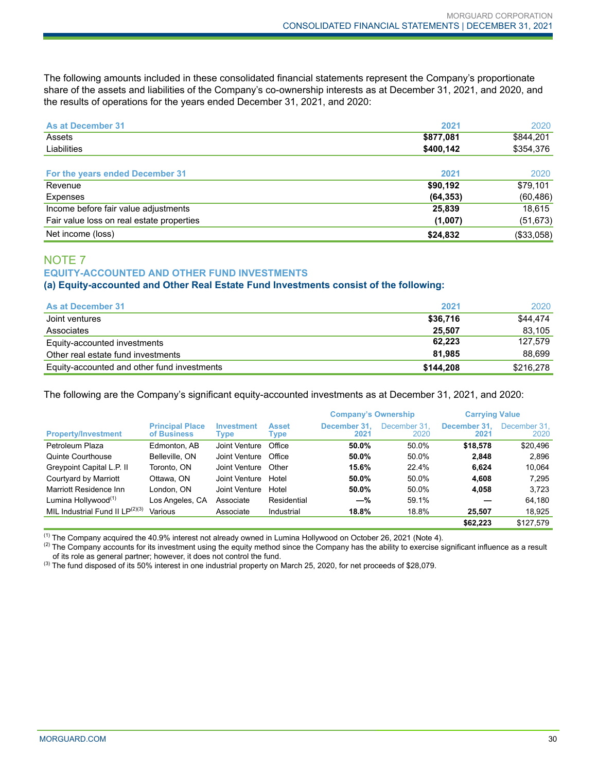The following amounts included in these consolidated financial statements represent the Company's proportionate share of the assets and liabilities of the Company's co-ownership interests as at December 31, 2021, and 2020, and the results of operations for the years ended December 31, 2021, and 2020:

| As at December 31 | 2021 | 2020 |
|---|---|---|
| Assets | **$877,081** | $844,201 |
| Liabilities | **$400,142** | $354,376 |

| For the years ended December 31 | 2021 | 2020 |
|---|---|---|
| Revenue | **$90,192** | $79,101 |
| Expenses | **(64,353)** | (60,486) |
| Income before fair value adjustments | **25,839** | 18,615 |
| Fair value loss on real estate properties | **(1,007)** | (51,673) |
| Net income (loss) | **$24,832** | ($33,058) |

## NOTE 7

### EQUITY-ACCOUNTED AND OTHER FUND INVESTMENTS

#### (a) Equity-accounted and Other Real Estate Fund Investments consist of the following:

| As at December 31 | 2021 | 2020 |
|---|---|---|
| Joint ventures | **$36,716** | $44,474 |
| Associates | **25,507** | 83,105 |
| Equity-accounted investments | **62,223** | 127,579 |
| Other real estate fund investments | **81,985** | 88,699 |
| Equity-accounted and other fund investments | **$144,208** | $216,278 |

The following are the Company's significant equity-accounted investments as at December 31, 2021, and 2020:

| | | | | Company's Ownership | | Carrying Value | |
|---|---|---|---|---|---|---|---|
| Property/Investment | Principal Place of Business | Investment Type | Asset Type | December 31, 2021 | December 31, 2020 | December 31, 2021 | December 31, 2020 |
| Petroleum Plaza | Edmonton, AB | Joint Venture | Office | **50.0%** | 50.0% | **$18,578** | $20,496 |
| Quinte Courthouse | Belleville, ON | Joint Venture | Office | **50.0%** | 50.0% | **2,848** | 2,896 |
| Greypoint Capital L.P. II | Toronto, ON | Joint Venture | Other | **15.6%** | 22.4% | **6,624** | 10,064 |
| Courtyard by Marriott | Ottawa, ON | Joint Venture | Hotel | **50.0%** | 50.0% | **4,608** | 7,295 |
| Marriott Residence Inn | London, ON | Joint Venture | Hotel | **50.0%** | 50.0% | **4,058** | 3,723 |
| Lumina Hollywood[1] | Los Angeles, CA | Associate | Residential | **—%** | 59.1% | **—** | 64,180 |
| MIL Industrial Fund II LP[2][3] | Various | Associate | Industrial | **18.8%** | 18.8% | **25,507** | 18,925 |
| | | | | | | **$62,223** | $127,579 |

[1] The Company acquired the 40.9% interest not already owned in Lumina Hollywood on October 26, 2021 (Note 4).
[2] The Company accounts for its investment using the equity method since the Company has the ability to exercise significant influence as a result of its role as general partner; however, it does not control the fund.
[3] The fund disposed of its 50% interest in one industrial property on March 25, 2020, for net proceeds of $28,079.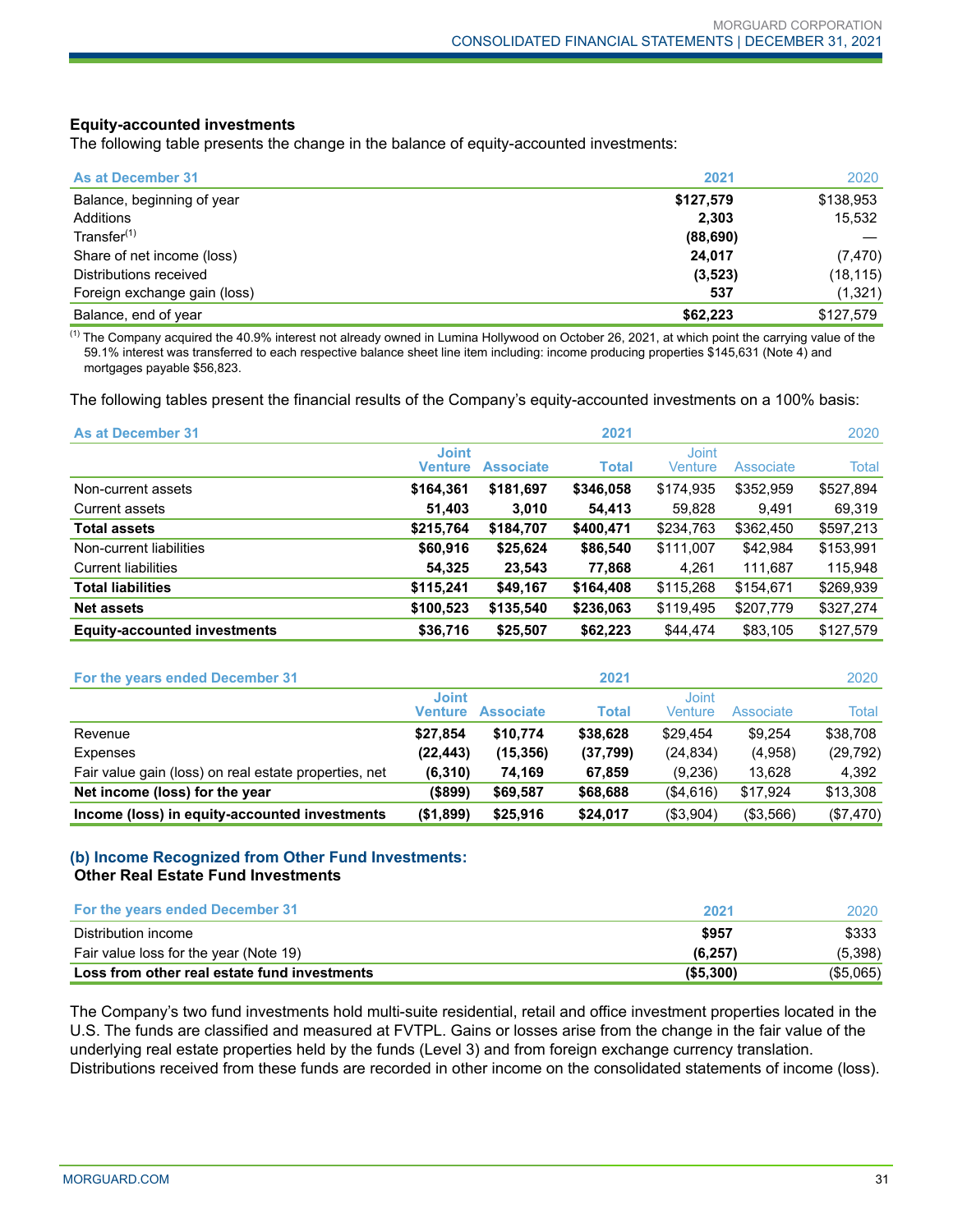**Equity-accounted investments**

The following table presents the change in the balance of equity-accounted investments:

| As at December 31 | 2021 | 2020 |
|---|---|---|
| Balance, beginning of year | **$127,579** | $138,953 |
| Additions | **2,303** | 15,532 |
| Transfer[1] | **(88,690)** | — |
| Share of net income (loss) | **24,017** | (7,470) |
| Distributions received | **(3,523)** | (18,115) |
| Foreign exchange gain (loss) | **537** | (1,321) |
| Balance, end of year | **$62,223** | $127,579 |

[1] The Company acquired the 40.9% interest not already owned in Lumina Hollywood on October 26, 2021, at which point the carrying value of the 59.1% interest was transferred to each respective balance sheet line item including: income producing properties $145,631 (Note 4) and mortgages payable $56,823.

The following tables present the financial results of the Company's equity-accounted investments on a 100% basis:

| As at December 31 | 2021 | | | 2020 | | |
|---|---|---|---|---|---|---|
| | **Joint Venture** | **Associate** | **Total** | Joint Venture | Associate | Total |
| Non-current assets | **$164,361** | **$181,697** | **$346,058** | $174,935 | $352,959 | $527,894 |
| Current assets | **51,403** | **3,010** | **54,413** | 59,828 | 9,491 | 69,319 |
| **Total assets** | **$215,764** | **$184,707** | **$400,471** | $234,763 | $362,450 | $597,213 |
| Non-current liabilities | **$60,916** | **$25,624** | **$86,540** | $111,007 | $42,984 | $153,991 |
| Current liabilities | **54,325** | **23,543** | **77,868** | 4,261 | 111,687 | 115,948 |
| **Total liabilities** | **$115,241** | **$49,167** | **$164,408** | $115,268 | $154,671 | $269,939 |
| **Net assets** | **$100,523** | **$135,540** | **$236,063** | $119,495 | $207,779 | $327,274 |
| **Equity-accounted investments** | **$36,716** | **$25,507** | **$62,223** | $44,474 | $83,105 | $127,579 |

| For the years ended December 31 | 2021 | | | 2020 | | |
|---|---|---|---|---|---|---|
| | **Joint Venture** | **Associate** | **Total** | Joint Venture | Associate | Total |
| Revenue | **$27,854** | **$10,774** | **$38,628** | $29,454 | $9,254 | $38,708 |
| Expenses | **(22,443)** | **(15,356)** | **(37,799)** | (24,834) | (4,958) | (29,792) |
| Fair value gain (loss) on real estate properties, net | **(6,310)** | **74,169** | **67,859** | (9,236) | 13,628 | 4,392 |
| **Net income (loss) for the year** | **($899)** | **$69,587** | **$68,688** | ($4,616) | $17,924 | $13,308 |
| **Income (loss) in equity-accounted investments** | **($1,899)** | **$25,916** | **$24,017** | ($3,904) | ($3,566) | ($7,470) |

### (b) Income Recognized from Other Fund Investments:

**Other Real Estate Fund Investments**

| For the years ended December 31 | 2021 | 2020 |
|---|---|---|
| Distribution income | **$957** | $333 |
| Fair value loss for the year (Note 19) | **(6,257)** | (5,398) |
| **Loss from other real estate fund investments** | **($5,300)** | ($5,065) |

The Company's two fund investments hold multi-suite residential, retail and office investment properties located in the U.S. The funds are classified and measured at FVTPL. Gains or losses arise from the change in the fair value of the underlying real estate properties held by the funds (Level 3) and from foreign exchange currency translation. Distributions received from these funds are recorded in other income on the consolidated statements of income (loss).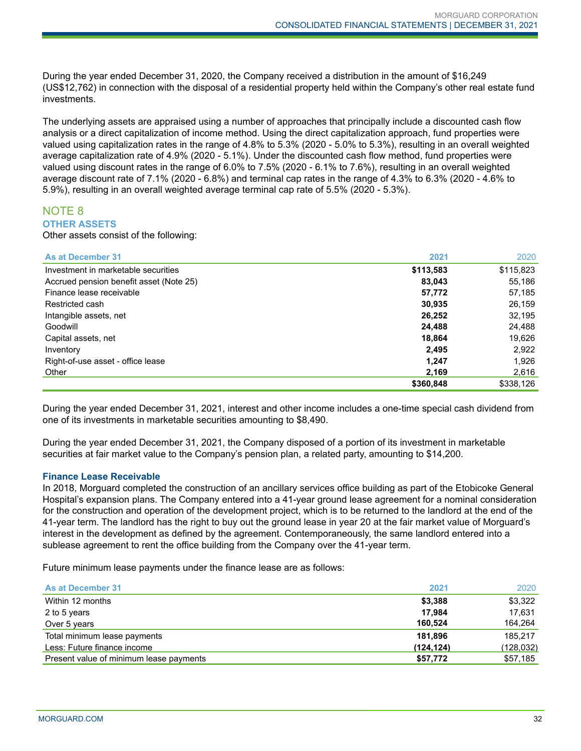During the year ended December 31, 2020, the Company received a distribution in the amount of $16,249 (US$12,762) in connection with the disposal of a residential property held within the Company's other real estate fund investments.

The underlying assets are appraised using a number of approaches that principally include a discounted cash flow analysis or a direct capitalization of income method. Using the direct capitalization approach, fund properties were valued using capitalization rates in the range of 4.8% to 5.3% (2020 - 5.0% to 5.3%), resulting in an overall weighted average capitalization rate of 4.9% (2020 - 5.1%). Under the discounted cash flow method, fund properties were valued using discount rates in the range of 6.0% to 7.5% (2020 - 6.1% to 7.6%), resulting in an overall weighted average discount rate of 7.1% (2020 - 6.8%) and terminal cap rates in the range of 4.3% to 6.3% (2020 - 4.6% to 5.9%), resulting in an overall weighted average terminal cap rate of 5.5% (2020 - 5.3%).

## NOTE 8

### OTHER ASSETS

Other assets consist of the following:

| As at December 31 | 2021 | 2020 |
|---|---|---|
| Investment in marketable securities | **$113,583** | $115,823 |
| Accrued pension benefit asset (Note 25) | **83,043** | 55,186 |
| Finance lease receivable | **57,772** | 57,185 |
| Restricted cash | **30,935** | 26,159 |
| Intangible assets, net | **26,252** | 32,195 |
| Goodwill | **24,488** | 24,488 |
| Capital assets, net | **18,864** | 19,626 |
| Inventory | **2,495** | 2,922 |
| Right-of-use asset - office lease | **1,247** | 1,926 |
| Other | **2,169** | 2,616 |
| | **$360,848** | $338,126 |

During the year ended December 31, 2021, interest and other income includes a one-time special cash dividend from one of its investments in marketable securities amounting to $8,490.

During the year ended December 31, 2021, the Company disposed of a portion of its investment in marketable securities at fair market value to the Company's pension plan, a related party, amounting to $14,200.

#### Finance Lease Receivable

In 2018, Morguard completed the construction of an ancillary services office building as part of the Etobicoke General Hospital's expansion plans. The Company entered into a 41-year ground lease agreement for a nominal consideration for the construction and operation of the development project, which is to be returned to the landlord at the end of the 41-year term. The landlord has the right to buy out the ground lease in year 20 at the fair market value of Morguard's interest in the development as defined by the agreement. Contemporaneously, the same landlord entered into a sublease agreement to rent the office building from the Company over the 41-year term.

Future minimum lease payments under the finance lease are as follows:

| As at December 31 | 2021 | 2020 |
|---|---|---|
| Within 12 months | **$3,388** | $3,322 |
| 2 to 5 years | **17,984** | 17,631 |
| Over 5 years | **160,524** | 164,264 |
| Total minimum lease payments | **181,896** | 185,217 |
| Less: Future finance income | **(124,124)** | (128,032) |
| Present value of minimum lease payments | **$57,772** | $57,185 |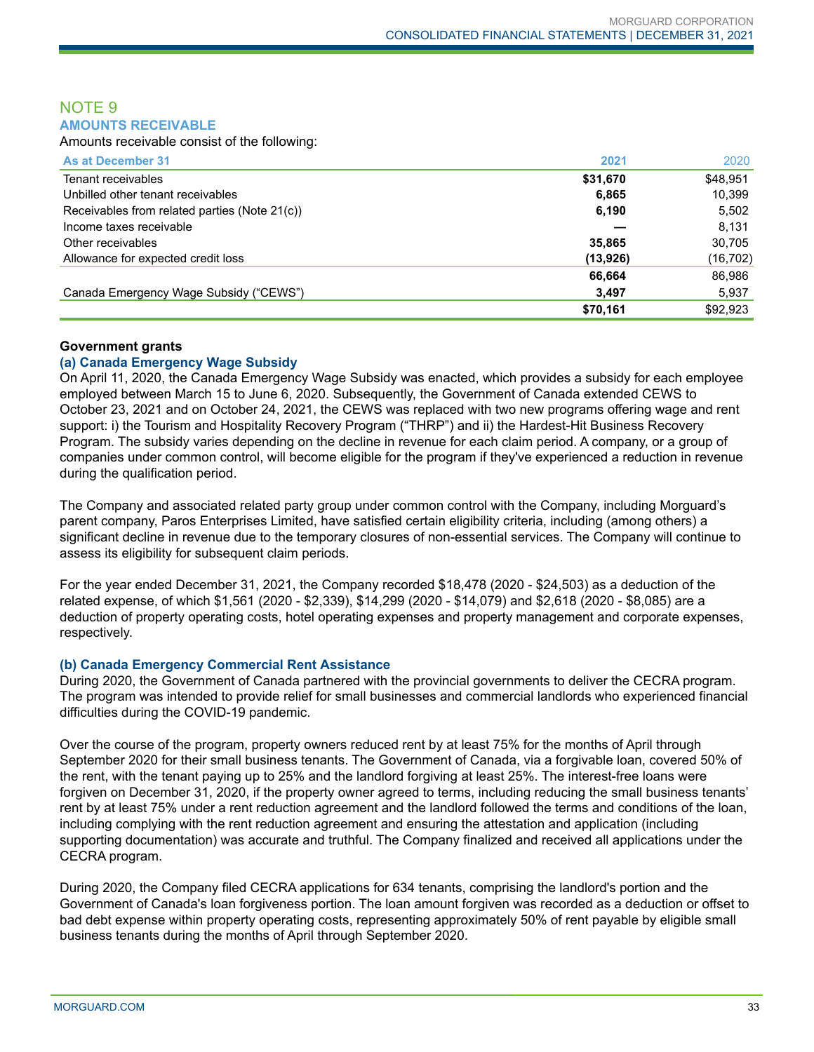## NOTE 9
### AMOUNTS RECEIVABLE

Amounts receivable consist of the following:

| As at December 31 | 2021 | 2020 |
|---|---|---|
| Tenant receivables | **$31,670** | $48,951 |
| Unbilled other tenant receivables | **6,865** | 10,399 |
| Receivables from related parties (Note 21(c)) | **6,190** | 5,502 |
| Income taxes receivable | **—** | 8,131 |
| Other receivables | **35,865** | 30,705 |
| Allowance for expected credit loss | **(13,926)** | (16,702) |
| | **66,664** | 86,986 |
| Canada Emergency Wage Subsidy ("CEWS") | **3,497** | 5,937 |
| | **$70,161** | $92,923 |

**Government grants**

#### (a) Canada Emergency Wage Subsidy

On April 11, 2020, the Canada Emergency Wage Subsidy was enacted, which provides a subsidy for each employee employed between March 15 to June 6, 2020. Subsequently, the Government of Canada extended CEWS to October 23, 2021 and on October 24, 2021, the CEWS was replaced with two new programs offering wage and rent support: i) the Tourism and Hospitality Recovery Program ("THRP") and ii) the Hardest-Hit Business Recovery Program. The subsidy varies depending on the decline in revenue for each claim period. A company, or a group of companies under common control, will become eligible for the program if they've experienced a reduction in revenue during the qualification period.

The Company and associated related party group under common control with the Company, including Morguard's parent company, Paros Enterprises Limited, have satisfied certain eligibility criteria, including (among others) a significant decline in revenue due to the temporary closures of non-essential services. The Company will continue to assess its eligibility for subsequent claim periods.

For the year ended December 31, 2021, the Company recorded $18,478 (2020 - $24,503) as a deduction of the related expense, of which $1,561 (2020 - $2,339), $14,299 (2020 - $14,079) and $2,618 (2020 - $8,085) are a deduction of property operating costs, hotel operating expenses and property management and corporate expenses, respectively.

#### (b) Canada Emergency Commercial Rent Assistance

During 2020, the Government of Canada partnered with the provincial governments to deliver the CECRA program. The program was intended to provide relief for small businesses and commercial landlords who experienced financial difficulties during the COVID-19 pandemic.

Over the course of the program, property owners reduced rent by at least 75% for the months of April through September 2020 for their small business tenants. The Government of Canada, via a forgivable loan, covered 50% of the rent, with the tenant paying up to 25% and the landlord forgiving at least 25%. The interest-free loans were forgiven on December 31, 2020, if the property owner agreed to terms, including reducing the small business tenants' rent by at least 75% under a rent reduction agreement and the landlord followed the terms and conditions of the loan, including complying with the rent reduction agreement and ensuring the attestation and application (including supporting documentation) was accurate and truthful. The Company finalized and received all applications under the CECRA program.

During 2020, the Company filed CECRA applications for 634 tenants, comprising the landlord's portion and the Government of Canada's loan forgiveness portion. The loan amount forgiven was recorded as a deduction or offset to bad debt expense within property operating costs, representing approximately 50% of rent payable by eligible small business tenants during the months of April through September 2020.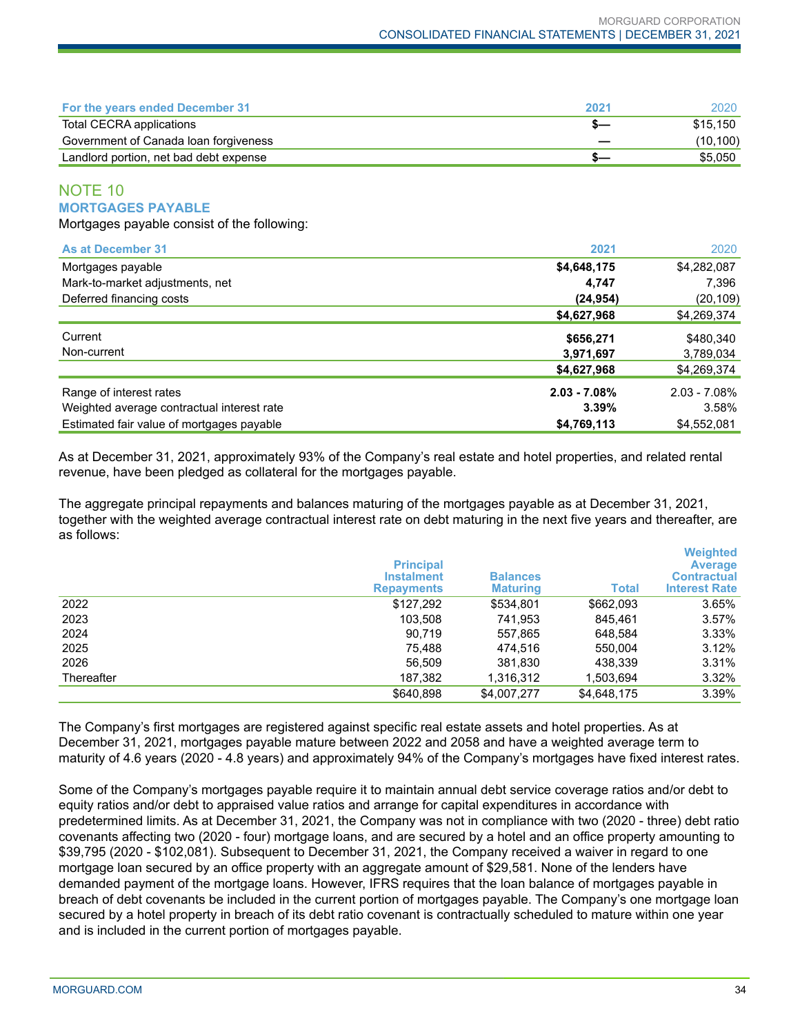| For the years ended December 31 | 2021 | 2020 |
|---|---|---|
| Total CECRA applications | **$—** | $15,150 |
| Government of Canada loan forgiveness | **—** | (10,100) |
| Landlord portion, net bad debt expense | **$—** | $5,050 |

## NOTE 10

### MORTGAGES PAYABLE

Mortgages payable consist of the following:

| As at December 31 | 2021 | 2020 |
|---|---|---|
| Mortgages payable | **$4,648,175** | $4,282,087 |
| Mark-to-market adjustments, net | **4,747** | 7,396 |
| Deferred financing costs | **(24,954)** | (20,109) |
| | **$4,627,968** | $4,269,374 |
| Current | **$656,271** | $480,340 |
| Non-current | **3,971,697** | 3,789,034 |
| | **$4,627,968** | $4,269,374 |
| Range of interest rates | **2.03 - 7.08%** | 2.03 - 7.08% |
| Weighted average contractual interest rate | **3.39%** | 3.58% |
| Estimated fair value of mortgages payable | **$4,769,113** | $4,552,081 |

As at December 31, 2021, approximately 93% of the Company's real estate and hotel properties, and related rental revenue, have been pledged as collateral for the mortgages payable.

The aggregate principal repayments and balances maturing of the mortgages payable as at December 31, 2021, together with the weighted average contractual interest rate on debt maturing in the next five years and thereafter, are as follows:

| | Principal Instalment Repayments | Balances Maturing | Total | Weighted Average Contractual Interest Rate |
|---|---|---|---|---|
| 2022 | $127,292 | $534,801 | $662,093 | 3.65% |
| 2023 | 103,508 | 741,953 | 845,461 | 3.57% |
| 2024 | 90,719 | 557,865 | 648,584 | 3.33% |
| 2025 | 75,488 | 474,516 | 550,004 | 3.12% |
| 2026 | 56,509 | 381,830 | 438,339 | 3.31% |
| Thereafter | 187,382 | 1,316,312 | 1,503,694 | 3.32% |
| | $640,898 | $4,007,277 | $4,648,175 | 3.39% |

The Company's first mortgages are registered against specific real estate assets and hotel properties. As at December 31, 2021, mortgages payable mature between 2022 and 2058 and have a weighted average term to maturity of 4.6 years (2020 - 4.8 years) and approximately 94% of the Company's mortgages have fixed interest rates.

Some of the Company's mortgages payable require it to maintain annual debt service coverage ratios and/or debt to equity ratios and/or debt to appraised value ratios and arrange for capital expenditures in accordance with predetermined limits. As at December 31, 2021, the Company was not in compliance with two (2020 - three) debt ratio covenants affecting two (2020 - four) mortgage loans, and are secured by a hotel and an office property amounting to $39,795 (2020 - $102,081). Subsequent to December 31, 2021, the Company received a waiver in regard to one mortgage loan secured by an office property with an aggregate amount of $29,581. None of the lenders have demanded payment of the mortgage loans. However, IFRS requires that the loan balance of mortgages payable in breach of debt covenants be included in the current portion of mortgages payable. The Company's one mortgage loan secured by a hotel property in breach of its debt ratio covenant is contractually scheduled to mature within one year and is included in the current portion of mortgages payable.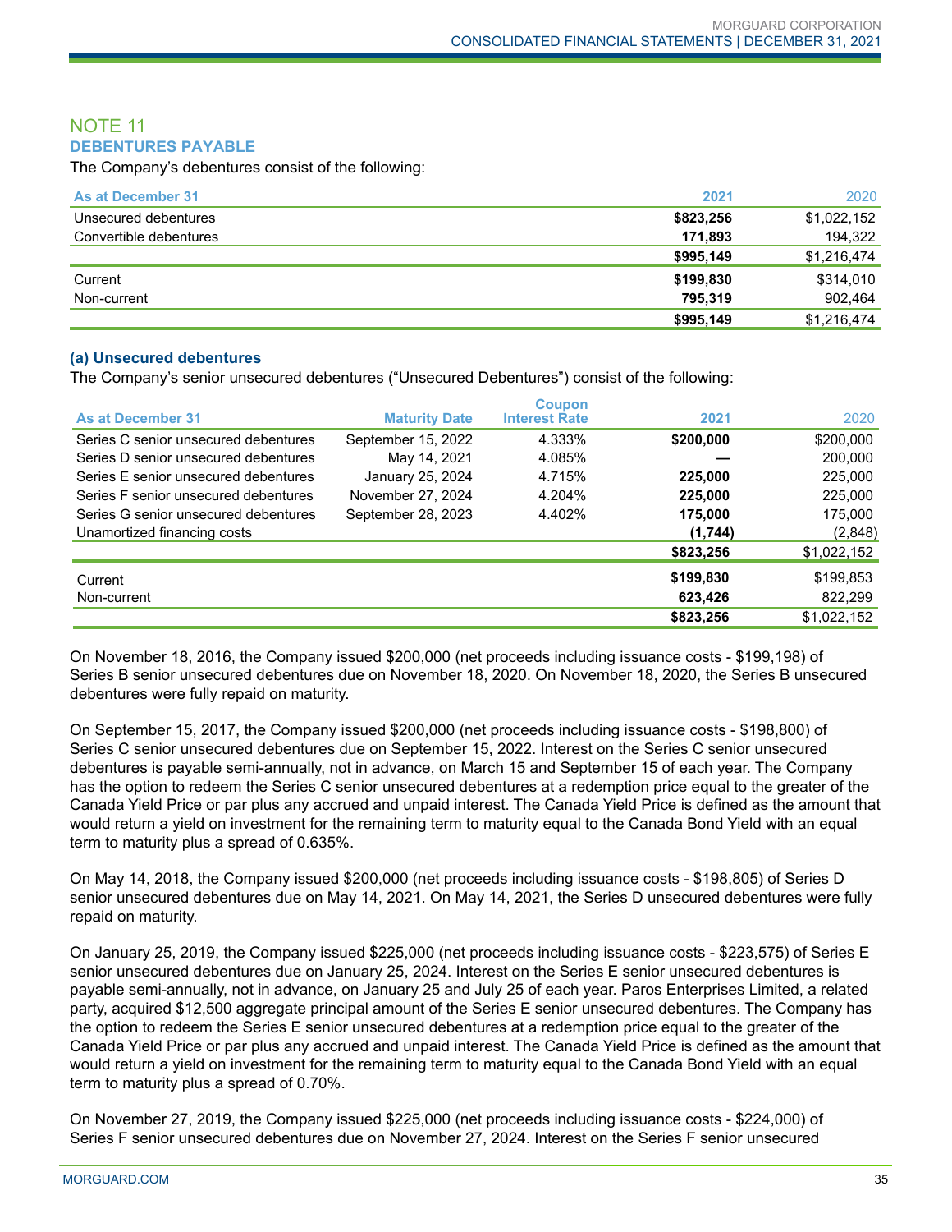## NOTE 11

### DEBENTURES PAYABLE

The Company's debentures consist of the following:

| As at December 31 | 2021 | 2020 |
|---|---|---|
| Unsecured debentures | **$823,256** | $1,022,152 |
| Convertible debentures | **171,893** | 194,322 |
| | **$995,149** | $1,216,474 |
| Current | **$199,830** | $314,010 |
| Non-current | **795,319** | 902,464 |
| | **$995,149** | $1,216,474 |

#### (a) Unsecured debentures

The Company's senior unsecured debentures ("Unsecured Debentures") consist of the following:

| As at December 31 | Maturity Date | Coupon Interest Rate | 2021 | 2020 |
|---|---|---|---|---|
| Series C senior unsecured debentures | September 15, 2022 | 4.333% | **$200,000** | $200,000 |
| Series D senior unsecured debentures | May 14, 2021 | 4.085% | **—** | 200,000 |
| Series E senior unsecured debentures | January 25, 2024 | 4.715% | **225,000** | 225,000 |
| Series F senior unsecured debentures | November 27, 2024 | 4.204% | **225,000** | 225,000 |
| Series G senior unsecured debentures | September 28, 2023 | 4.402% | **175,000** | 175,000 |
| Unamortized financing costs | | | **(1,744)** | (2,848) |
| | | | **$823,256** | $1,022,152 |
| Current | | | **$199,830** | $199,853 |
| Non-current | | | **623,426** | 822,299 |
| | | | **$823,256** | $1,022,152 |

On November 18, 2016, the Company issued $200,000 (net proceeds including issuance costs - $199,198) of Series B senior unsecured debentures due on November 18, 2020. On November 18, 2020, the Series B unsecured debentures were fully repaid on maturity.

On September 15, 2017, the Company issued $200,000 (net proceeds including issuance costs - $198,800) of Series C senior unsecured debentures due on September 15, 2022. Interest on the Series C senior unsecured debentures is payable semi-annually, not in advance, on March 15 and September 15 of each year. The Company has the option to redeem the Series C senior unsecured debentures at a redemption price equal to the greater of the Canada Yield Price or par plus any accrued and unpaid interest. The Canada Yield Price is defined as the amount that would return a yield on investment for the remaining term to maturity equal to the Canada Bond Yield with an equal term to maturity plus a spread of 0.635%.

On May 14, 2018, the Company issued $200,000 (net proceeds including issuance costs - $198,805) of Series D senior unsecured debentures due on May 14, 2021. On May 14, 2021, the Series D unsecured debentures were fully repaid on maturity.

On January 25, 2019, the Company issued $225,000 (net proceeds including issuance costs - $223,575) of Series E senior unsecured debentures due on January 25, 2024. Interest on the Series E senior unsecured debentures is payable semi-annually, not in advance, on January 25 and July 25 of each year. Paros Enterprises Limited, a related party, acquired $12,500 aggregate principal amount of the Series E senior unsecured debentures. The Company has the option to redeem the Series E senior unsecured debentures at a redemption price equal to the greater of the Canada Yield Price or par plus any accrued and unpaid interest. The Canada Yield Price is defined as the amount that would return a yield on investment for the remaining term to maturity equal to the Canada Bond Yield with an equal term to maturity plus a spread of 0.70%.

On November 27, 2019, the Company issued $225,000 (net proceeds including issuance costs - $224,000) of Series F senior unsecured debentures due on November 27, 2024. Interest on the Series F senior unsecured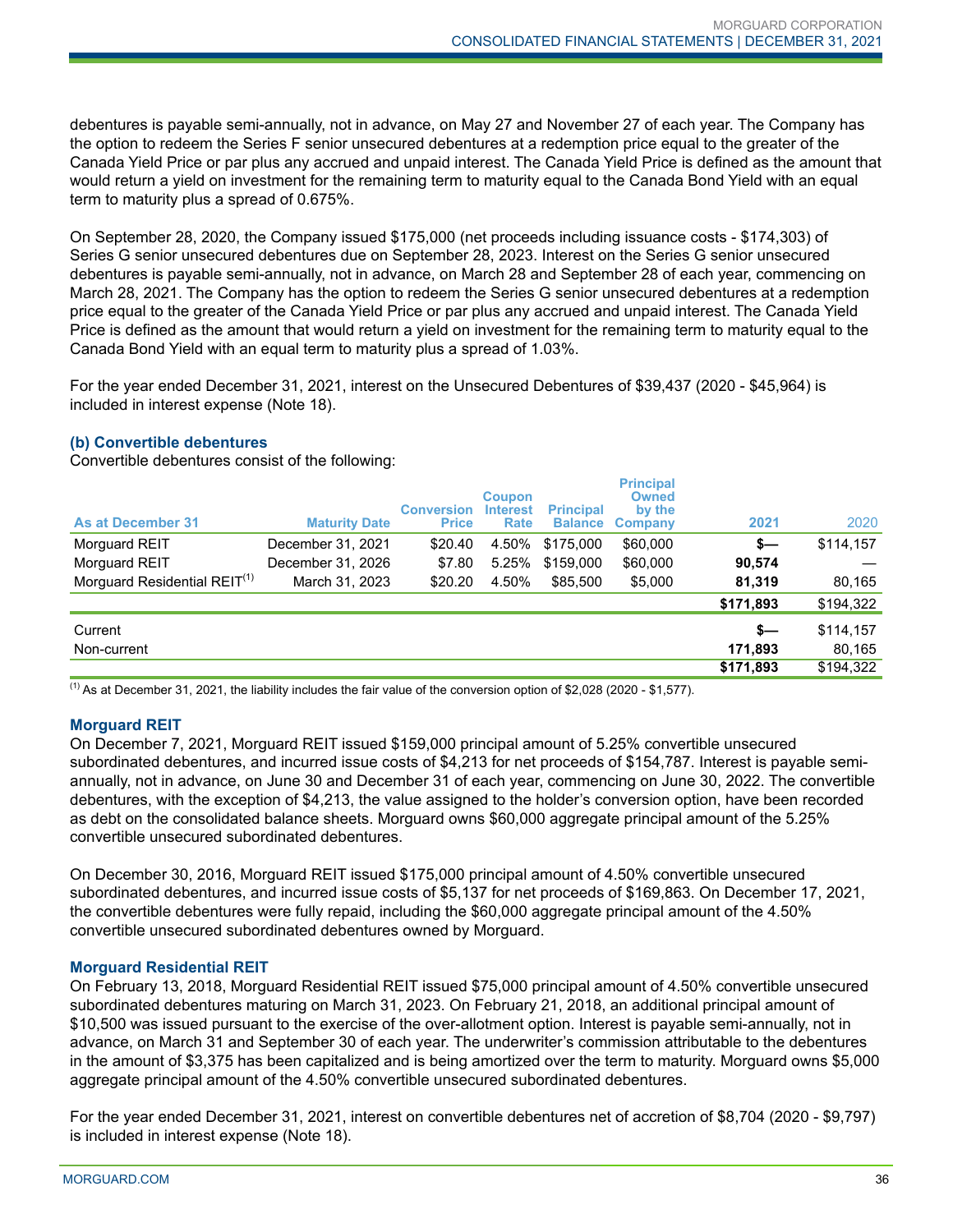debentures is payable semi-annually, not in advance, on May 27 and November 27 of each year. The Company has the option to redeem the Series F senior unsecured debentures at a redemption price equal to the greater of the Canada Yield Price or par plus any accrued and unpaid interest. The Canada Yield Price is defined as the amount that would return a yield on investment for the remaining term to maturity equal to the Canada Bond Yield with an equal term to maturity plus a spread of 0.675%.

On September 28, 2020, the Company issued $175,000 (net proceeds including issuance costs - $174,303) of Series G senior unsecured debentures due on September 28, 2023. Interest on the Series G senior unsecured debentures is payable semi-annually, not in advance, on March 28 and September 28 of each year, commencing on March 28, 2021. The Company has the option to redeem the Series G senior unsecured debentures at a redemption price equal to the greater of the Canada Yield Price or par plus any accrued and unpaid interest. The Canada Yield Price is defined as the amount that would return a yield on investment for the remaining term to maturity equal to the Canada Bond Yield with an equal term to maturity plus a spread of 1.03%.

For the year ended December 31, 2021, interest on the Unsecured Debentures of $39,437 (2020 - $45,964) is included in interest expense (Note 18).

### (b) Convertible debentures

Convertible debentures consist of the following:

| As at December 31 | Maturity Date | Conversion Price | Coupon Interest Rate | Principal Balance | Principal Owned by the Company | 2021 | 2020 |
|---|---|---|---|---|---|---|---|
| Morguard REIT | December 31, 2021 | $20.40 | 4.50% | $175,000 | $60,000 | **$—** | $114,157 |
| Morguard REIT | December 31, 2026 | $7.80 | 5.25% | $159,000 | $60,000 | **90,574** | — |
| Morguard Residential REIT[(1)] | March 31, 2023 | $20.20 | 4.50% | $85,500 | $5,000 | **81,319** | 80,165 |
| | | | | | | **$171,893** | $194,322 |
| Current | | | | | | **$—** | $114,157 |
| Non-current | | | | | | **171,893** | 80,165 |
| | | | | | | **$171,893** | $194,322 |

(1) As at December 31, 2021, the liability includes the fair value of the conversion option of $2,028 (2020 - $1,577).

#### Morguard REIT

On December 7, 2021, Morguard REIT issued $159,000 principal amount of 5.25% convertible unsecured subordinated debentures, and incurred issue costs of $4,213 for net proceeds of $154,787. Interest is payable semi-annually, not in advance, on June 30 and December 31 of each year, commencing on June 30, 2022. The convertible debentures, with the exception of $4,213, the value assigned to the holder's conversion option, have been recorded as debt on the consolidated balance sheets. Morguard owns $60,000 aggregate principal amount of the 5.25% convertible unsecured subordinated debentures.

On December 30, 2016, Morguard REIT issued $175,000 principal amount of 4.50% convertible unsecured subordinated debentures, and incurred issue costs of $5,137 for net proceeds of $169,863. On December 17, 2021, the convertible debentures were fully repaid, including the $60,000 aggregate principal amount of the 4.50% convertible unsecured subordinated debentures owned by Morguard.

#### Morguard Residential REIT

On February 13, 2018, Morguard Residential REIT issued $75,000 principal amount of 4.50% convertible unsecured subordinated debentures maturing on March 31, 2023. On February 21, 2018, an additional principal amount of $10,500 was issued pursuant to the exercise of the over-allotment option. Interest is payable semi-annually, not in advance, on March 31 and September 30 of each year. The underwriter's commission attributable to the debentures in the amount of $3,375 has been capitalized and is being amortized over the term to maturity. Morguard owns $5,000 aggregate principal amount of the 4.50% convertible unsecured subordinated debentures.

For the year ended December 31, 2021, interest on convertible debentures net of accretion of $8,704 (2020 - $9,797) is included in interest expense (Note 18).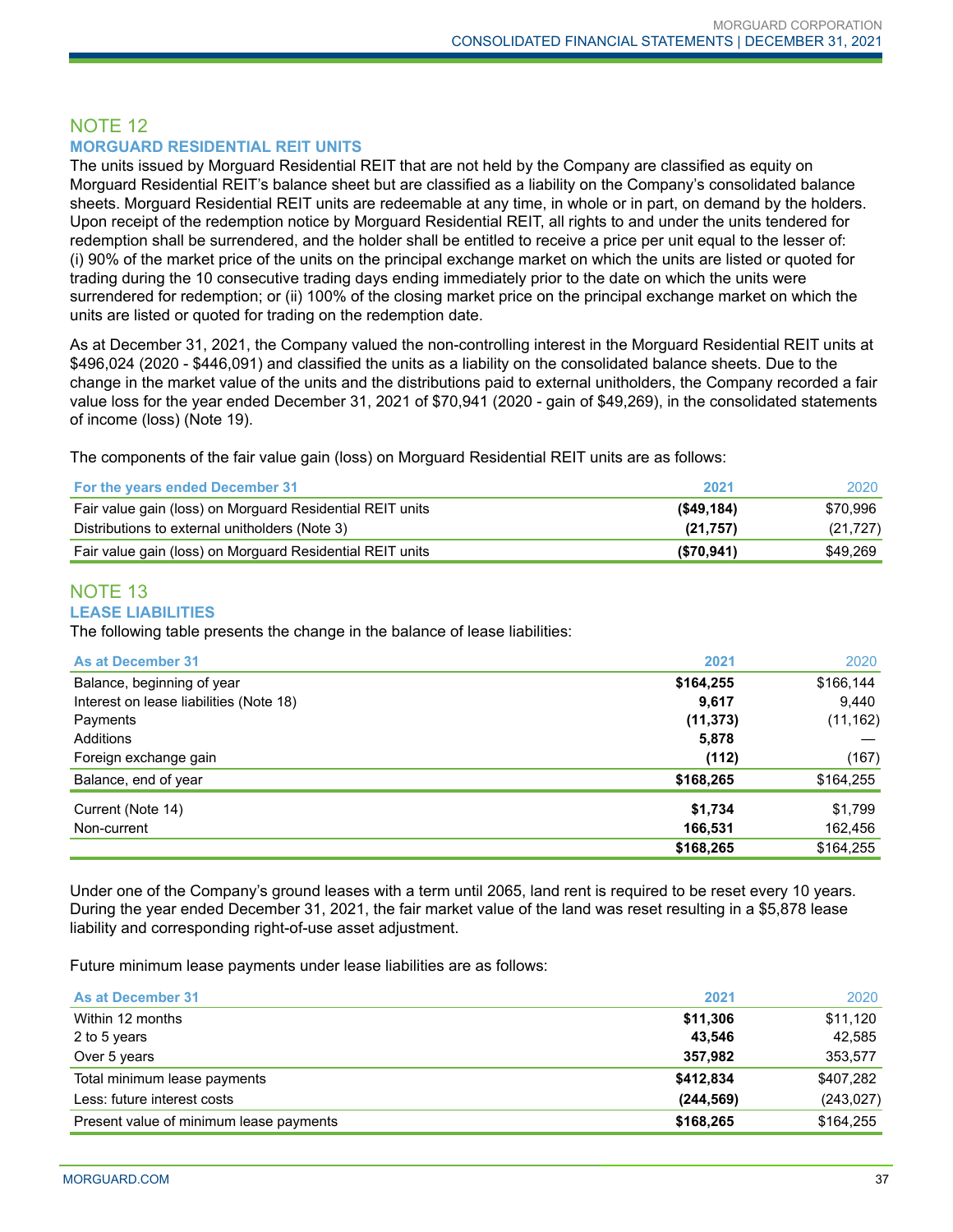## NOTE 12

### MORGUARD RESIDENTIAL REIT UNITS

The units issued by Morguard Residential REIT that are not held by the Company are classified as equity on Morguard Residential REIT's balance sheet but are classified as a liability on the Company's consolidated balance sheets. Morguard Residential REIT units are redeemable at any time, in whole or in part, on demand by the holders. Upon receipt of the redemption notice by Morguard Residential REIT, all rights to and under the units tendered for redemption shall be surrendered, and the holder shall be entitled to receive a price per unit equal to the lesser of: (i) 90% of the market price of the units on the principal exchange market on which the units are listed or quoted for trading during the 10 consecutive trading days ending immediately prior to the date on which the units were surrendered for redemption; or (ii) 100% of the closing market price on the principal exchange market on which the units are listed or quoted for trading on the redemption date.

As at December 31, 2021, the Company valued the non-controlling interest in the Morguard Residential REIT units at $496,024 (2020 - $446,091) and classified the units as a liability on the consolidated balance sheets. Due to the change in the market value of the units and the distributions paid to external unitholders, the Company recorded a fair value loss for the year ended December 31, 2021 of $70,941 (2020 - gain of $49,269), in the consolidated statements of income (loss) (Note 19).

The components of the fair value gain (loss) on Morguard Residential REIT units are as follows:

| For the years ended December 31 | 2021 | 2020 |
|---|---|---|
| Fair value gain (loss) on Morguard Residential REIT units | **($49,184)** | $70,996 |
| Distributions to external unitholders (Note 3) | **(21,757)** | (21,727) |
| Fair value gain (loss) on Morguard Residential REIT units | **($70,941)** | $49,269 |

## NOTE 13

### LEASE LIABILITIES

The following table presents the change in the balance of lease liabilities:

| As at December 31 | 2021 | 2020 |
|---|---|---|
| Balance, beginning of year | **$164,255** | $166,144 |
| Interest on lease liabilities (Note 18) | **9,617** | 9,440 |
| Payments | **(11,373)** | (11,162) |
| Additions | **5,878** | — |
| Foreign exchange gain | **(112)** | (167) |
| Balance, end of year | **$168,265** | $164,255 |
| Current (Note 14) | **$1,734** | $1,799 |
| Non-current | **166,531** | 162,456 |
| | **$168,265** | $164,255 |

Under one of the Company's ground leases with a term until 2065, land rent is required to be reset every 10 years. During the year ended December 31, 2021, the fair market value of the land was reset resulting in a $5,878 lease liability and corresponding right-of-use asset adjustment.

Future minimum lease payments under lease liabilities are as follows:

| As at December 31 | 2021 | 2020 |
|---|---|---|
| Within 12 months | **$11,306** | $11,120 |
| 2 to 5 years | **43,546** | 42,585 |
| Over 5 years | **357,982** | 353,577 |
| Total minimum lease payments | **$412,834** | $407,282 |
| Less: future interest costs | **(244,569)** | (243,027) |
| Present value of minimum lease payments | **$168,265** | $164,255 |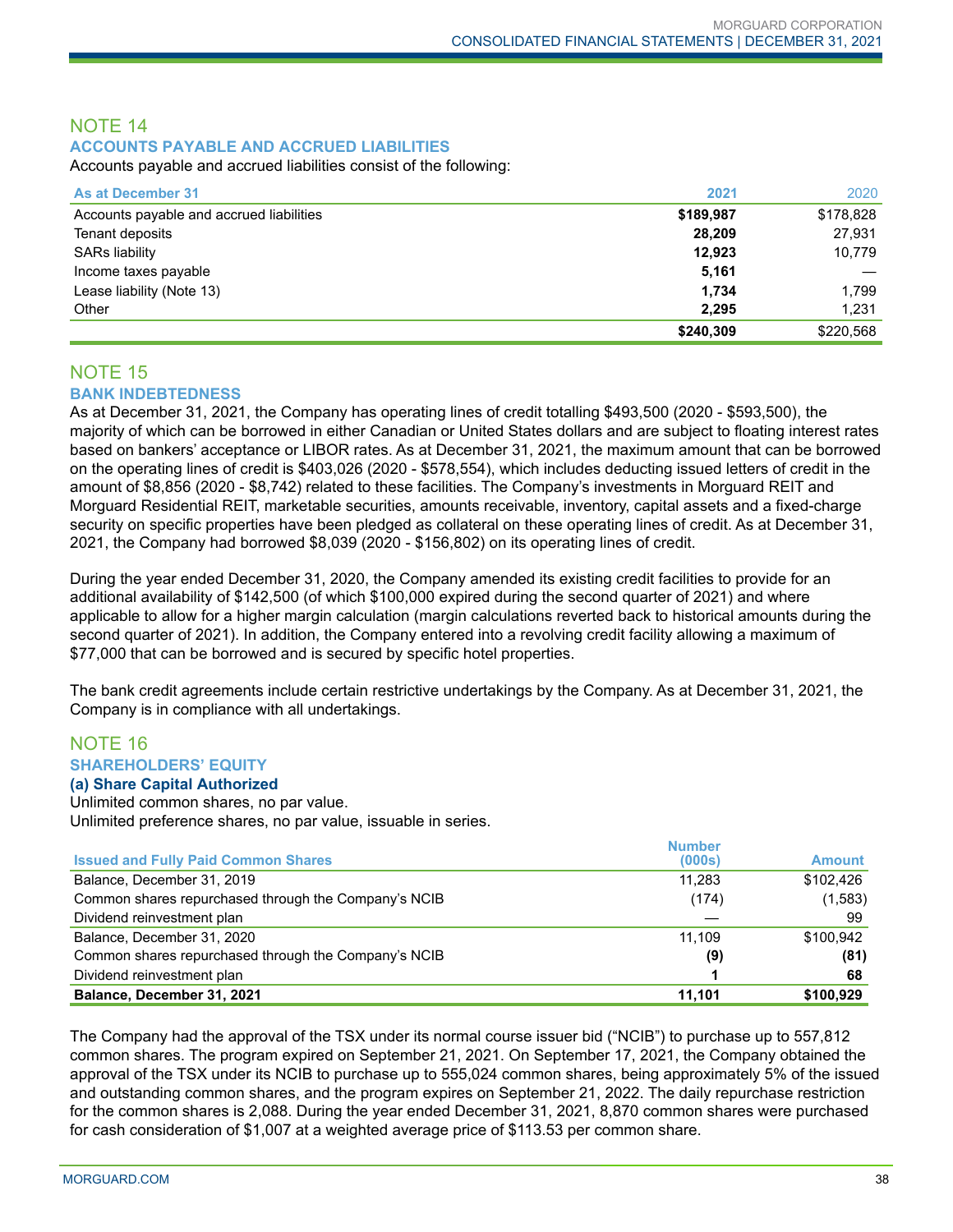## NOTE 14

### ACCOUNTS PAYABLE AND ACCRUED LIABILITIES

Accounts payable and accrued liabilities consist of the following:

| As at December 31 | 2021 | 2020 |
|---|---|---|
| Accounts payable and accrued liabilities | **$189,987** | $178,828 |
| Tenant deposits | **28,209** | 27,931 |
| SARs liability | **12,923** | 10,779 |
| Income taxes payable | **5,161** | — |
| Lease liability (Note 13) | **1,734** | 1,799 |
| Other | **2,295** | 1,231 |
| | **$240,309** | $220,568 |

## NOTE 15

### BANK INDEBTEDNESS

As at December 31, 2021, the Company has operating lines of credit totalling $493,500 (2020 - $593,500), the majority of which can be borrowed in either Canadian or United States dollars and are subject to floating interest rates based on bankers' acceptance or LIBOR rates. As at December 31, 2021, the maximum amount that can be borrowed on the operating lines of credit is $403,026 (2020 - $578,554), which includes deducting issued letters of credit in the amount of $8,856 (2020 - $8,742) related to these facilities. The Company's investments in Morguard REIT and Morguard Residential REIT, marketable securities, amounts receivable, inventory, capital assets and a fixed-charge security on specific properties have been pledged as collateral on these operating lines of credit. As at December 31, 2021, the Company had borrowed $8,039 (2020 - $156,802) on its operating lines of credit.

During the year ended December 31, 2020, the Company amended its existing credit facilities to provide for an additional availability of $142,500 (of which $100,000 expired during the second quarter of 2021) and where applicable to allow for a higher margin calculation (margin calculations reverted back to historical amounts during the second quarter of 2021). In addition, the Company entered into a revolving credit facility allowing a maximum of $77,000 that can be borrowed and is secured by specific hotel properties.

The bank credit agreements include certain restrictive undertakings by the Company. As at December 31, 2021, the Company is in compliance with all undertakings.

## NOTE 16

### SHAREHOLDERS' EQUITY

#### (a) Share Capital Authorized

Unlimited common shares, no par value.
Unlimited preference shares, no par value, issuable in series.

| Issued and Fully Paid Common Shares | Number (000s) | Amount |
|---|---|---|
| Balance, December 31, 2019 | 11,283 | $102,426 |
| Common shares repurchased through the Company's NCIB | (174) | (1,583) |
| Dividend reinvestment plan | — | 99 |
| Balance, December 31, 2020 | 11,109 | $100,942 |
| Common shares repurchased through the Company's NCIB | **(9)** | **(81)** |
| Dividend reinvestment plan | **1** | **68** |
| **Balance, December 31, 2021** | **11,101** | **$100,929** |

The Company had the approval of the TSX under its normal course issuer bid ("NCIB") to purchase up to 557,812 common shares. The program expired on September 21, 2021. On September 17, 2021, the Company obtained the approval of the TSX under its NCIB to purchase up to 555,024 common shares, being approximately 5% of the issued and outstanding common shares, and the program expires on September 21, 2022. The daily repurchase restriction for the common shares is 2,088. During the year ended December 31, 2021, 8,870 common shares were purchased for cash consideration of $1,007 at a weighted average price of $113.53 per common share.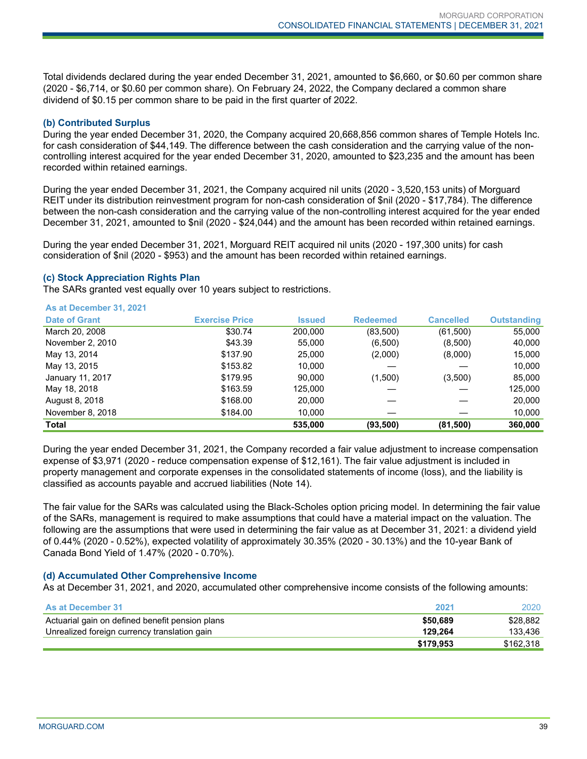Total dividends declared during the year ended December 31, 2021, amounted to $6,660, or $0.60 per common share (2020 - $6,714, or $0.60 per common share). On February 24, 2022, the Company declared a common share dividend of $0.15 per common share to be paid in the first quarter of 2022.

### (b) Contributed Surplus

During the year ended December 31, 2020, the Company acquired 20,668,856 common shares of Temple Hotels Inc. for cash consideration of $44,149. The difference between the cash consideration and the carrying value of the non-controlling interest acquired for the year ended December 31, 2020, amounted to $23,235 and the amount has been recorded within retained earnings.

During the year ended December 31, 2021, the Company acquired nil units (2020 - 3,520,153 units) of Morguard REIT under its distribution reinvestment program for non-cash consideration of $nil (2020 - $17,784). The difference between the non-cash consideration and the carrying value of the non-controlling interest acquired for the year ended December 31, 2021, amounted to $nil (2020 - $24,044) and the amount has been recorded within retained earnings.

During the year ended December 31, 2021, Morguard REIT acquired nil units (2020 - 197,300 units) for cash consideration of $nil (2020 - $953) and the amount has been recorded within retained earnings.

### (c) Stock Appreciation Rights Plan

The SARs granted vest equally over 10 years subject to restrictions.

**As at December 31, 2021**

| Date of Grant | Exercise Price | Issued | Redeemed | Cancelled | Outstanding |
|---|---|---|---|---|---|
| March 20, 2008 | $30.74 | 200,000 | (83,500) | (61,500) | 55,000 |
| November 2, 2010 | $43.39 | 55,000 | (6,500) | (8,500) | 40,000 |
| May 13, 2014 | $137.90 | 25,000 | (2,000) | (8,000) | 15,000 |
| May 13, 2015 | $153.82 | 10,000 | — | — | 10,000 |
| January 11, 2017 | $179.95 | 90,000 | (1,500) | (3,500) | 85,000 |
| May 18, 2018 | $163.59 | 125,000 | — | — | 125,000 |
| August 8, 2018 | $168.00 | 20,000 | — | — | 20,000 |
| November 8, 2018 | $184.00 | 10,000 | — | — | 10,000 |
| **Total** | | **535,000** | **(93,500)** | **(81,500)** | **360,000** |

During the year ended December 31, 2021, the Company recorded a fair value adjustment to increase compensation expense of $3,971 (2020 - reduce compensation expense of $12,161). The fair value adjustment is included in property management and corporate expenses in the consolidated statements of income (loss), and the liability is classified as accounts payable and accrued liabilities (Note 14).

The fair value for the SARs was calculated using the Black-Scholes option pricing model. In determining the fair value of the SARs, management is required to make assumptions that could have a material impact on the valuation. The following are the assumptions that were used in determining the fair value as at December 31, 2021: a dividend yield of 0.44% (2020 - 0.52%), expected volatility of approximately 30.35% (2020 - 30.13%) and the 10-year Bank of Canada Bond Yield of 1.47% (2020 - 0.70%).

### (d) Accumulated Other Comprehensive Income

As at December 31, 2021, and 2020, accumulated other comprehensive income consists of the following amounts:

| As at December 31 | 2021 | 2020 |
|---|---|---|
| Actuarial gain on defined benefit pension plans | **$50,689** | $28,882 |
| Unrealized foreign currency translation gain | **129,264** | 133,436 |
| | **$179,953** | $162,318 |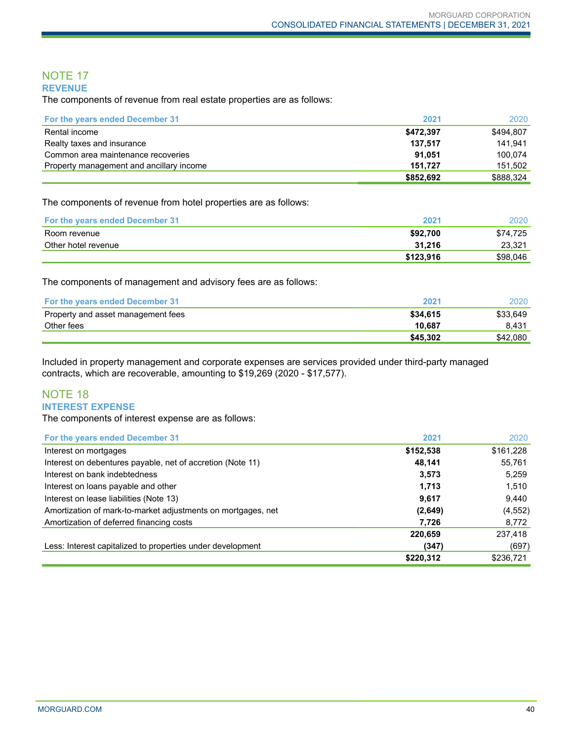## NOTE 17

### REVENUE

The components of revenue from real estate properties are as follows:

| For the years ended December 31 | 2021 | 2020 |
|---|---|---|
| Rental income | **$472,397** | $494,807 |
| Realty taxes and insurance | **137,517** | 141,941 |
| Common area maintenance recoveries | **91,051** | 100,074 |
| Property management and ancillary income | **151,727** | 151,502 |
| | **$852,692** | $888,324 |

The components of revenue from hotel properties are as follows:

| For the years ended December 31 | 2021 | 2020 |
|---|---|---|
| Room revenue | **$92,700** | $74,725 |
| Other hotel revenue | **31,216** | 23,321 |
| | **$123,916** | $98,046 |

The components of management and advisory fees are as follows:

| For the years ended December 31 | 2021 | 2020 |
|---|---|---|
| Property and asset management fees | **$34,615** | $33,649 |
| Other fees | **10,687** | 8,431 |
| | **$45,302** | $42,080 |

Included in property management and corporate expenses are services provided under third-party managed contracts, which are recoverable, amounting to $19,269 (2020 - $17,577).

## NOTE 18

### INTEREST EXPENSE

The components of interest expense are as follows:

| For the years ended December 31 | 2021 | 2020 |
|---|---|---|
| Interest on mortgages | **$152,538** | $161,228 |
| Interest on debentures payable, net of accretion (Note 11) | **48,141** | 55,761 |
| Interest on bank indebtedness | **3,573** | 5,259 |
| Interest on loans payable and other | **1,713** | 1,510 |
| Interest on lease liabilities (Note 13) | **9,617** | 9,440 |
| Amortization of mark-to-market adjustments on mortgages, net | **(2,649)** | (4,552) |
| Amortization of deferred financing costs | **7,726** | 8,772 |
| | **220,659** | 237,418 |
| Less: Interest capitalized to properties under development | **(347)** | (697) |
| | **$220,312** | $236,721 |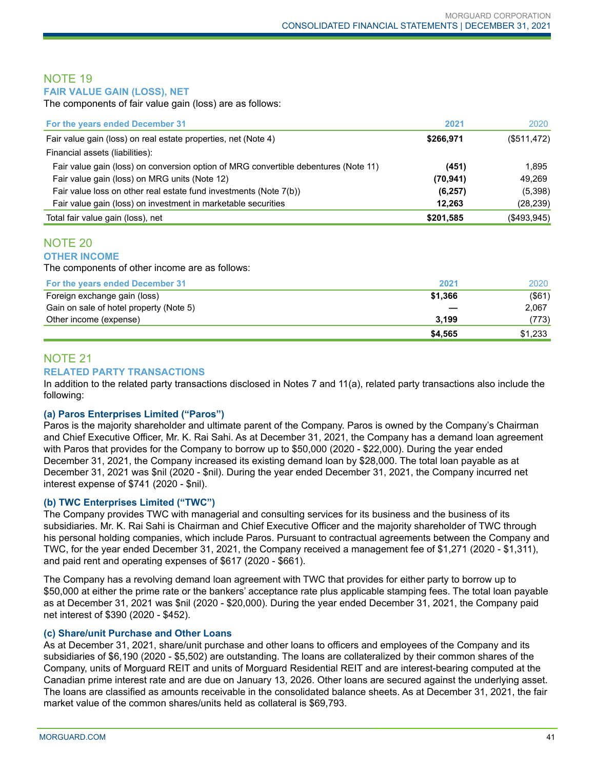## NOTE 19

### FAIR VALUE GAIN (LOSS), NET

The components of fair value gain (loss) are as follows:

| For the years ended December 31 | 2021 | 2020 |
|---|---|---|
| Fair value gain (loss) on real estate properties, net (Note 4) | **$266,971** | ($511,472) |
| Financial assets (liabilities): | | |
| Fair value gain (loss) on conversion option of MRG convertible debentures (Note 11) | **(451)** | 1,895 |
| Fair value gain (loss) on MRG units (Note 12) | **(70,941)** | 49,269 |
| Fair value loss on other real estate fund investments (Note 7(b)) | **(6,257)** | (5,398) |
| Fair value gain (loss) on investment in marketable securities | **12,263** | (28,239) |
| Total fair value gain (loss), net | **$201,585** | ($493,945) |

## NOTE 20

### OTHER INCOME

The components of other income are as follows:

| For the years ended December 31 | 2021 | 2020 |
|---|---|---|
| Foreign exchange gain (loss) | **$1,366** | ($61) |
| Gain on sale of hotel property (Note 5) | **—** | 2,067 |
| Other income (expense) | **3,199** | (773) |
| | **$4,565** | $1,233 |

## NOTE 21

### RELATED PARTY TRANSACTIONS

In addition to the related party transactions disclosed in Notes 7 and 11(a), related party transactions also include the following:

#### (a) Paros Enterprises Limited ("Paros")

Paros is the majority shareholder and ultimate parent of the Company. Paros is owned by the Company's Chairman and Chief Executive Officer, Mr. K. Rai Sahi. As at December 31, 2021, the Company has a demand loan agreement with Paros that provides for the Company to borrow up to $50,000 (2020 - $22,000). During the year ended December 31, 2021, the Company increased its existing demand loan by $28,000. The total loan payable as at December 31, 2021 was $nil (2020 - $nil). During the year ended December 31, 2021, the Company incurred net interest expense of $741 (2020 - $nil).

#### (b) TWC Enterprises Limited ("TWC")

The Company provides TWC with managerial and consulting services for its business and the business of its subsidiaries. Mr. K. Rai Sahi is Chairman and Chief Executive Officer and the majority shareholder of TWC through his personal holding companies, which include Paros. Pursuant to contractual agreements between the Company and TWC, for the year ended December 31, 2021, the Company received a management fee of $1,271 (2020 - $1,311), and paid rent and operating expenses of $617 (2020 - $661).

The Company has a revolving demand loan agreement with TWC that provides for either party to borrow up to $50,000 at either the prime rate or the bankers' acceptance rate plus applicable stamping fees. The total loan payable as at December 31, 2021 was $nil (2020 - $20,000). During the year ended December 31, 2021, the Company paid net interest of $390 (2020 - $452).

#### (c) Share/unit Purchase and Other Loans

As at December 31, 2021, share/unit purchase and other loans to officers and employees of the Company and its subsidiaries of $6,190 (2020 - $5,502) are outstanding. The loans are collateralized by their common shares of the Company, units of Morguard REIT and units of Morguard Residential REIT and are interest-bearing computed at the Canadian prime interest rate and are due on January 13, 2026. Other loans are secured against the underlying asset. The loans are classified as amounts receivable in the consolidated balance sheets. As at December 31, 2021, the fair market value of the common shares/units held as collateral is $69,793.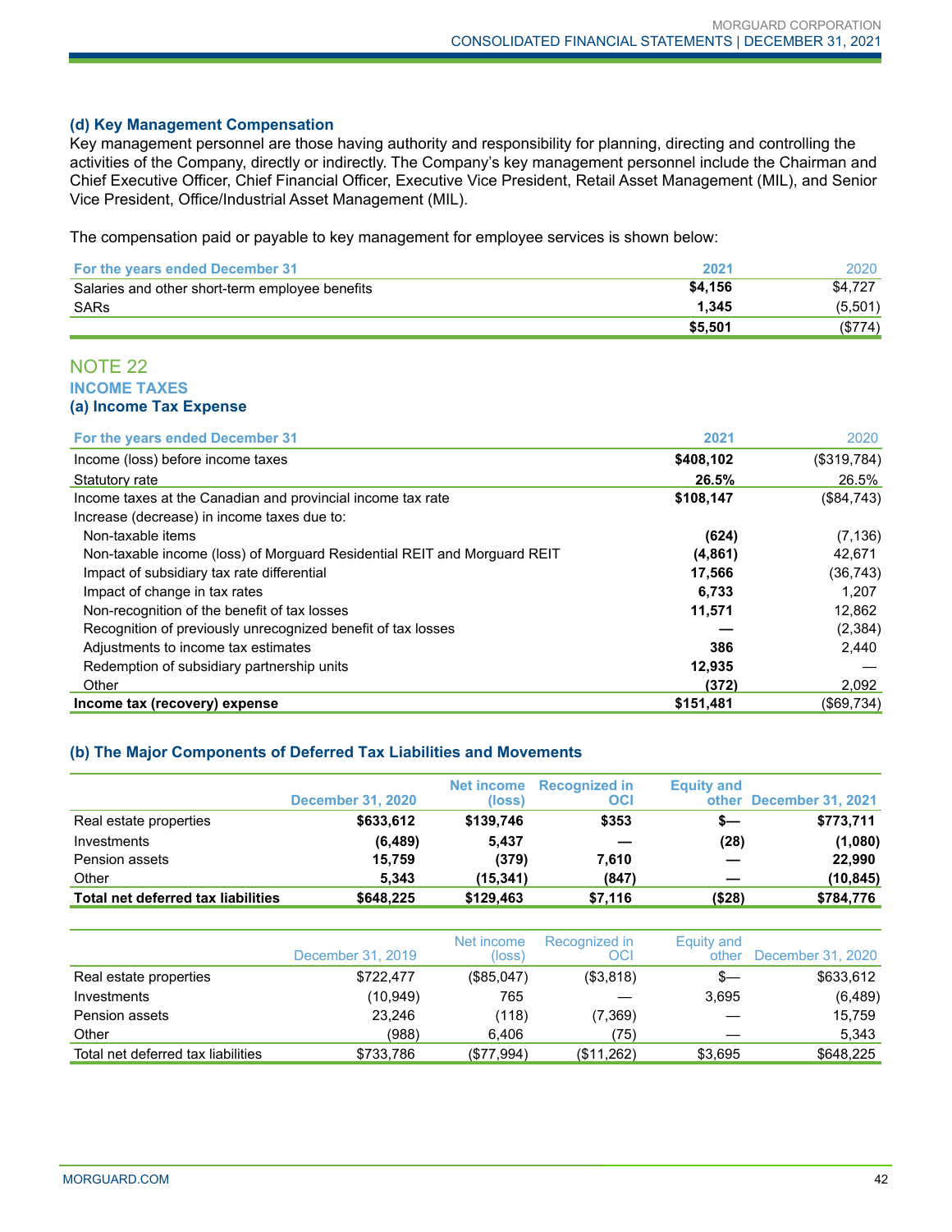### (d) Key Management Compensation

Key management personnel are those having authority and responsibility for planning, directing and controlling the activities of the Company, directly or indirectly. The Company's key management personnel include the Chairman and Chief Executive Officer, Chief Financial Officer, Executive Vice President, Retail Asset Management (MIL), and Senior Vice President, Office/Industrial Asset Management (MIL).

The compensation paid or payable to key management for employee services is shown below:

| For the years ended December 31 | 2021 | 2020 |
|---|---|---|
| Salaries and other short-term employee benefits | **$4,156** | $4,727 |
| SARs | **1,345** | (5,501) |
| | **$5,501** | ($774) |

## NOTE 22

## INCOME TAXES

### (a) Income Tax Expense

| For the years ended December 31 | 2021 | 2020 |
|---|---|---|
| Income (loss) before income taxes | **$408,102** | ($319,784) |
| Statutory rate | **26.5%** | 26.5% |
| Income taxes at the Canadian and provincial income tax rate | **$108,147** | ($84,743) |
| Increase (decrease) in income taxes due to: | | |
| Non-taxable items | **(624)** | (7,136) |
| Non-taxable income (loss) of Morguard Residential REIT and Morguard REIT | **(4,861)** | 42,671 |
| Impact of subsidiary tax rate differential | **17,566** | (36,743) |
| Impact of change in tax rates | **6,733** | 1,207 |
| Non-recognition of the benefit of tax losses | **11,571** | 12,862 |
| Recognition of previously unrecognized benefit of tax losses | **—** | (2,384) |
| Adjustments to income tax estimates | **386** | 2,440 |
| Redemption of subsidiary partnership units | **12,935** | — |
| Other | **(372)** | 2,092 |
| **Income tax (recovery) expense** | **$151,481** | ($69,734) |

### (b) The Major Components of Deferred Tax Liabilities and Movements

| | December 31, 2020 | Net income (loss) | Recognized in OCI | Equity and other | December 31, 2021 |
|---|---|---|---|---|---|
| Real estate properties | **$633,612** | **$139,746** | **$353** | **$—** | **$773,711** |
| Investments | **(6,489)** | **5,437** | **—** | **(28)** | **(1,080)** |
| Pension assets | **15,759** | **(379)** | **7,610** | **—** | **22,990** |
| Other | **5,343** | **(15,341)** | **(847)** | **—** | **(10,845)** |
| **Total net deferred tax liabilities** | **$648,225** | **$129,463** | **$7,116** | **($28)** | **$784,776** |

| | December 31, 2019 | Net income (loss) | Recognized in OCI | Equity and other | December 31, 2020 |
|---|---|---|---|---|---|
| Real estate properties | $722,477 | ($85,047) | ($3,818) | $— | $633,612 |
| Investments | (10,949) | 765 | — | 3,695 | (6,489) |
| Pension assets | 23,246 | (118) | (7,369) | — | 15,759 |
| Other | (988) | 6,406 | (75) | — | 5,343 |
| Total net deferred tax liabilities | $733,786 | ($77,994) | ($11,262) | $3,695 | $648,225 |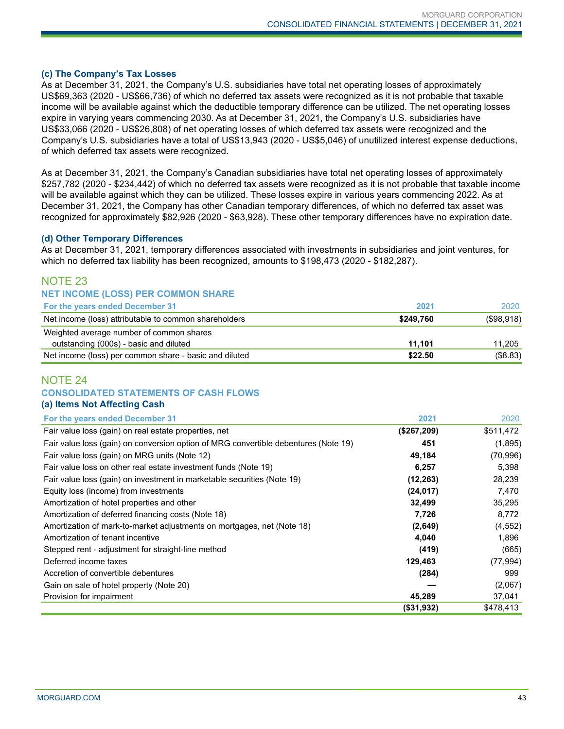### (c) The Company's Tax Losses

As at December 31, 2021, the Company's U.S. subsidiaries have total net operating losses of approximately US$69,363 (2020 - US$66,736) of which no deferred tax assets were recognized as it is not probable that taxable income will be available against which the deductible temporary difference can be utilized. The net operating losses expire in varying years commencing 2030. As at December 31, 2021, the Company's U.S. subsidiaries have US$33,066 (2020 - US$26,808) of net operating losses of which deferred tax assets were recognized and the Company's U.S. subsidiaries have a total of US$13,943 (2020 - US$5,046) of unutilized interest expense deductions, of which deferred tax assets were recognized.

As at December 31, 2021, the Company's Canadian subsidiaries have total net operating losses of approximately $257,782 (2020 - $234,442) of which no deferred tax assets were recognized as it is not probable that taxable income will be available against which they can be utilized. These losses expire in various years commencing 2022. As at December 31, 2021, the Company has other Canadian temporary differences, of which no deferred tax asset was recognized for approximately $82,926 (2020 - $63,928). These other temporary differences have no expiration date.

### (d) Other Temporary Differences

As at December 31, 2021, temporary differences associated with investments in subsidiaries and joint ventures, for which no deferred tax liability has been recognized, amounts to $198,473 (2020 - $182,287).

## NOTE 23

### NET INCOME (LOSS) PER COMMON SHARE

| For the years ended December 31 | 2021 | 2020 |
|---|---|---|
| Net income (loss) attributable to common shareholders | **$249,760** | ($98,918) |
| Weighted average number of common shares outstanding (000s) - basic and diluted | **11,101** | 11,205 |
| Net income (loss) per common share - basic and diluted | **$22.50** | ($8.83) |

## NOTE 24

### CONSOLIDATED STATEMENTS OF CASH FLOWS

### (a) Items Not Affecting Cash

| For the years ended December 31 | 2021 | 2020 |
|---|---|---|
| Fair value loss (gain) on real estate properties, net | **($267,209)** | $511,472 |
| Fair value loss (gain) on conversion option of MRG convertible debentures (Note 19) | **451** | (1,895) |
| Fair value loss (gain) on MRG units (Note 12) | **49,184** | (70,996) |
| Fair value loss on other real estate investment funds (Note 19) | **6,257** | 5,398 |
| Fair value loss (gain) on investment in marketable securities (Note 19) | **(12,263)** | 28,239 |
| Equity loss (income) from investments | **(24,017)** | 7,470 |
| Amortization of hotel properties and other | **32,499** | 35,295 |
| Amortization of deferred financing costs (Note 18) | **7,726** | 8,772 |
| Amortization of mark-to-market adjustments on mortgages, net (Note 18) | **(2,649)** | (4,552) |
| Amortization of tenant incentive | **4,040** | 1,896 |
| Stepped rent - adjustment for straight-line method | **(419)** | (665) |
| Deferred income taxes | **129,463** | (77,994) |
| Accretion of convertible debentures | **(284)** | 999 |
| Gain on sale of hotel property (Note 20) | **—** | (2,067) |
| Provision for impairment | **45,289** | 37,041 |
| | **($31,932)** | $478,413 |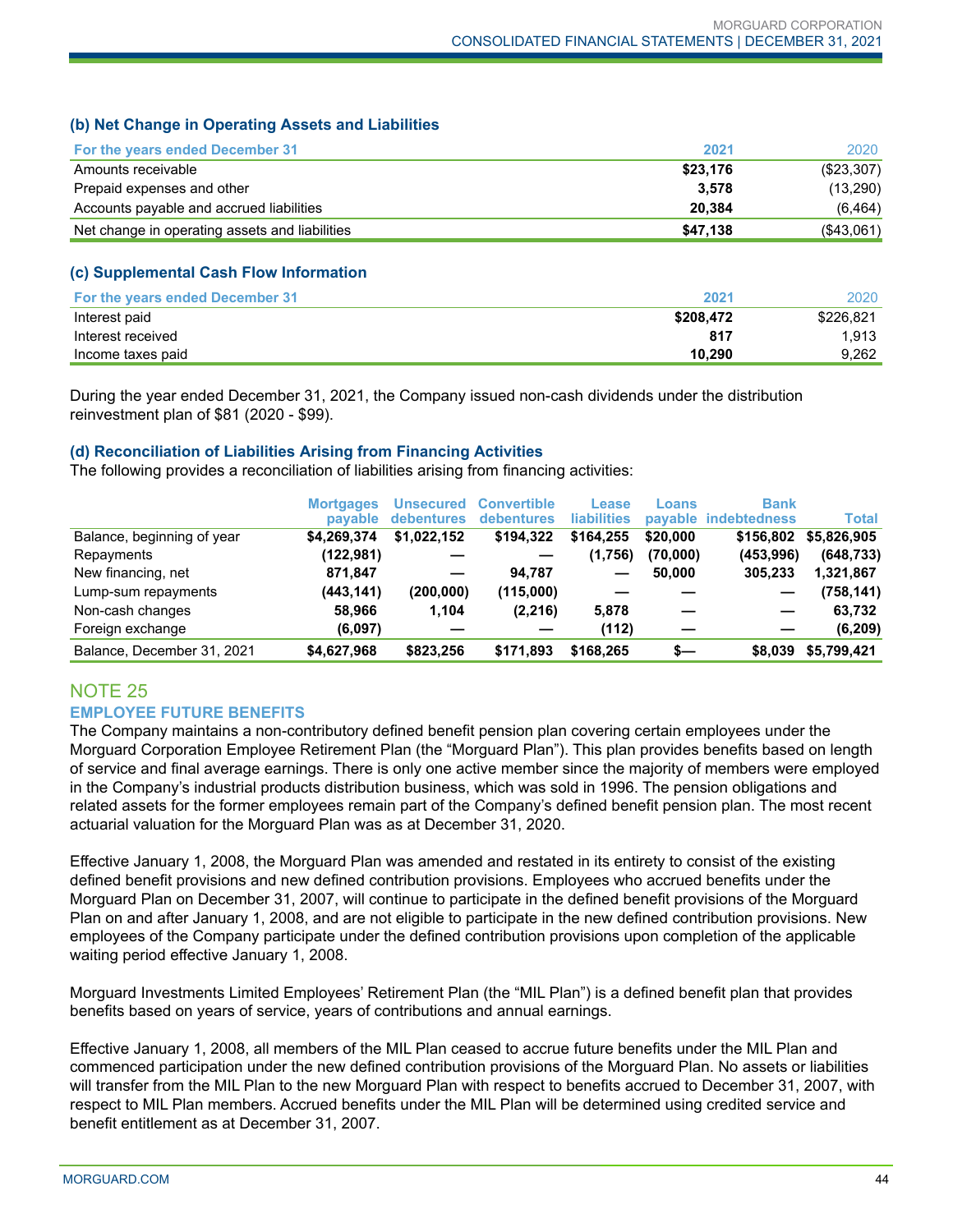### (b) Net Change in Operating Assets and Liabilities

| For the years ended December 31 | 2021 | 2020 |
|---|---|---|
| Amounts receivable | **$23,176** | ($23,307) |
| Prepaid expenses and other | **3,578** | (13,290) |
| Accounts payable and accrued liabilities | **20,384** | (6,464) |
| Net change in operating assets and liabilities | **$47,138** | ($43,061) |

### (c) Supplemental Cash Flow Information

| For the years ended December 31 | 2021 | 2020 |
|---|---|---|
| Interest paid | **$208,472** | $226,821 |
| Interest received | **817** | 1,913 |
| Income taxes paid | **10,290** | 9,262 |

During the year ended December 31, 2021, the Company issued non-cash dividends under the distribution reinvestment plan of $81 (2020 - $99).

### (d) Reconciliation of Liabilities Arising from Financing Activities

The following provides a reconciliation of liabilities arising from financing activities:

| | Mortgages payable | Unsecured debentures | Convertible debentures | Lease liabilities | Loans payable | Bank indebtedness | Total |
|---|---|---|---|---|---|---|---|
| Balance, beginning of year | **$4,269,374** | **$1,022,152** | **$194,322** | **$164,255** | **$20,000** | **$156,802** | **$5,826,905** |
| Repayments | **(122,981)** | **—** | **—** | **(1,756)** | **(70,000)** | **(453,996)** | **(648,733)** |
| New financing, net | **871,847** | **—** | **94,787** | **—** | **50,000** | **305,233** | **1,321,867** |
| Lump-sum repayments | **(443,141)** | **(200,000)** | **(115,000)** | **—** | **—** | **—** | **(758,141)** |
| Non-cash changes | **58,966** | **1,104** | **(2,216)** | **5,878** | **—** | **—** | **63,732** |
| Foreign exchange | **(6,097)** | **—** | **—** | **(112)** | **—** | **—** | **(6,209)** |
| Balance, December 31, 2021 | **$4,627,968** | **$823,256** | **$171,893** | **$168,265** | **$—** | **$8,039** | **$5,799,421** |

## NOTE 25

### EMPLOYEE FUTURE BENEFITS

The Company maintains a non-contributory defined benefit pension plan covering certain employees under the Morguard Corporation Employee Retirement Plan (the "Morguard Plan"). This plan provides benefits based on length of service and final average earnings. There is only one active member since the majority of members were employed in the Company's industrial products distribution business, which was sold in 1996. The pension obligations and related assets for the former employees remain part of the Company's defined benefit pension plan. The most recent actuarial valuation for the Morguard Plan was as at December 31, 2020.

Effective January 1, 2008, the Morguard Plan was amended and restated in its entirety to consist of the existing defined benefit provisions and new defined contribution provisions. Employees who accrued benefits under the Morguard Plan on December 31, 2007, will continue to participate in the defined benefit provisions of the Morguard Plan on and after January 1, 2008, and are not eligible to participate in the new defined contribution provisions. New employees of the Company participate under the defined contribution provisions upon completion of the applicable waiting period effective January 1, 2008.

Morguard Investments Limited Employees' Retirement Plan (the "MIL Plan") is a defined benefit plan that provides benefits based on years of service, years of contributions and annual earnings.

Effective January 1, 2008, all members of the MIL Plan ceased to accrue future benefits under the MIL Plan and commenced participation under the new defined contribution provisions of the Morguard Plan. No assets or liabilities will transfer from the MIL Plan to the new Morguard Plan with respect to benefits accrued to December 31, 2007, with respect to MIL Plan members. Accrued benefits under the MIL Plan will be determined using credited service and benefit entitlement as at December 31, 2007.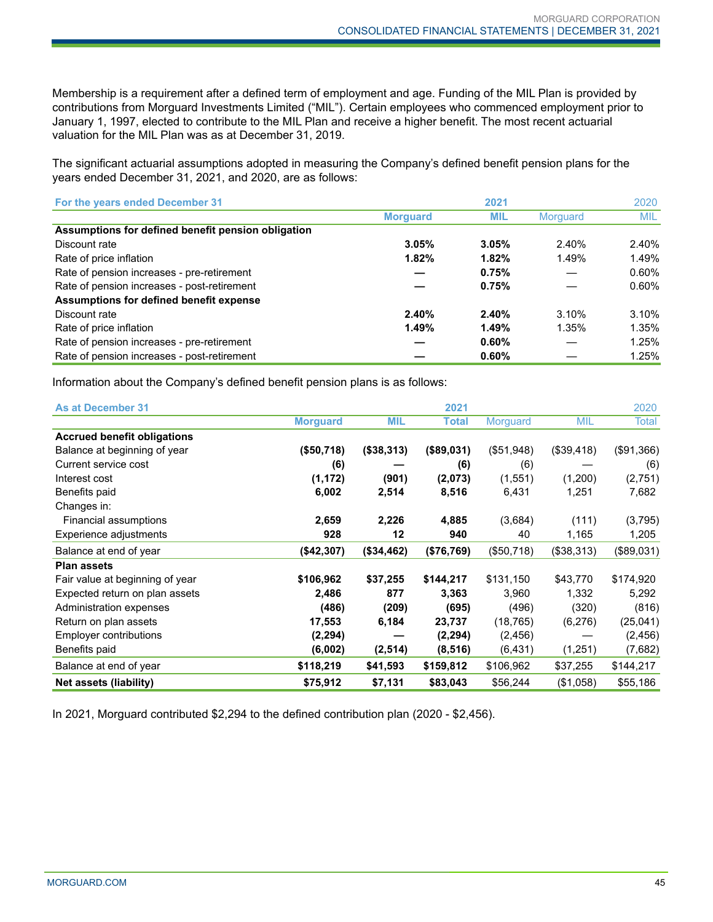Membership is a requirement after a defined term of employment and age. Funding of the MIL Plan is provided by contributions from Morguard Investments Limited ("MIL"). Certain employees who commenced employment prior to January 1, 1997, elected to contribute to the MIL Plan and receive a higher benefit. The most recent actuarial valuation for the MIL Plan was as at December 31, 2019.

The significant actuarial assumptions adopted in measuring the Company's defined benefit pension plans for the years ended December 31, 2021, and 2020, are as follows:

| For the years ended December 31 | | 2021 | | 2020 |
|---|---|---|---|---|
| | Morguard | MIL | Morguard | MIL |
| **Assumptions for defined benefit pension obligation** | | | | |
| Discount rate | **3.05%** | **3.05%** | 2.40% | 2.40% |
| Rate of price inflation | **1.82%** | **1.82%** | 1.49% | 1.49% |
| Rate of pension increases - pre-retirement | **—** | **0.75%** | — | 0.60% |
| Rate of pension increases - post-retirement | **—** | **0.75%** | — | 0.60% |
| **Assumptions for defined benefit expense** | | | | |
| Discount rate | **2.40%** | **2.40%** | 3.10% | 3.10% |
| Rate of price inflation | **1.49%** | **1.49%** | 1.35% | 1.35% |
| Rate of pension increases - pre-retirement | **—** | **0.60%** | — | 1.25% |
| Rate of pension increases - post-retirement | **—** | **0.60%** | — | 1.25% |

Information about the Company's defined benefit pension plans is as follows:

| As at December 31 | | | 2021 | | | 2020 |
|---|---|---|---|---|---|---|
| | Morguard | MIL | Total | Morguard | MIL | Total |
| **Accrued benefit obligations** | | | | | | |
| Balance at beginning of year | **($50,718)** | **($38,313)** | **($89,031)** | ($51,948) | ($39,418) | ($91,366) |
| Current service cost | **(6)** | **—** | **(6)** | (6) | — | (6) |
| Interest cost | **(1,172)** | **(901)** | **(2,073)** | (1,551) | (1,200) | (2,751) |
| Benefits paid | **6,002** | **2,514** | **8,516** | 6,431 | 1,251 | 7,682 |
| Changes in: | | | | | | |
| Financial assumptions | **2,659** | **2,226** | **4,885** | (3,684) | (111) | (3,795) |
| Experience adjustments | **928** | **12** | **940** | 40 | 1,165 | 1,205 |
| Balance at end of year | **($42,307)** | **($34,462)** | **($76,769)** | ($50,718) | ($38,313) | ($89,031) |
| **Plan assets** | | | | | | |
| Fair value at beginning of year | **$106,962** | **$37,255** | **$144,217** | $131,150 | $43,770 | $174,920 |
| Expected return on plan assets | **2,486** | **877** | **3,363** | 3,960 | 1,332 | 5,292 |
| Administration expenses | **(486)** | **(209)** | **(695)** | (496) | (320) | (816) |
| Return on plan assets | **17,553** | **6,184** | **23,737** | (18,765) | (6,276) | (25,041) |
| Employer contributions | **(2,294)** | **—** | **(2,294)** | (2,456) | — | (2,456) |
| Benefits paid | **(6,002)** | **(2,514)** | **(8,516)** | (6,431) | (1,251) | (7,682) |
| Balance at end of year | **$118,219** | **$41,593** | **$159,812** | $106,962 | $37,255 | $144,217 |
| **Net assets (liability)** | **$75,912** | **$7,131** | **$83,043** | $56,244 | ($1,058) | $55,186 |

In 2021, Morguard contributed $2,294 to the defined contribution plan (2020 - $2,456).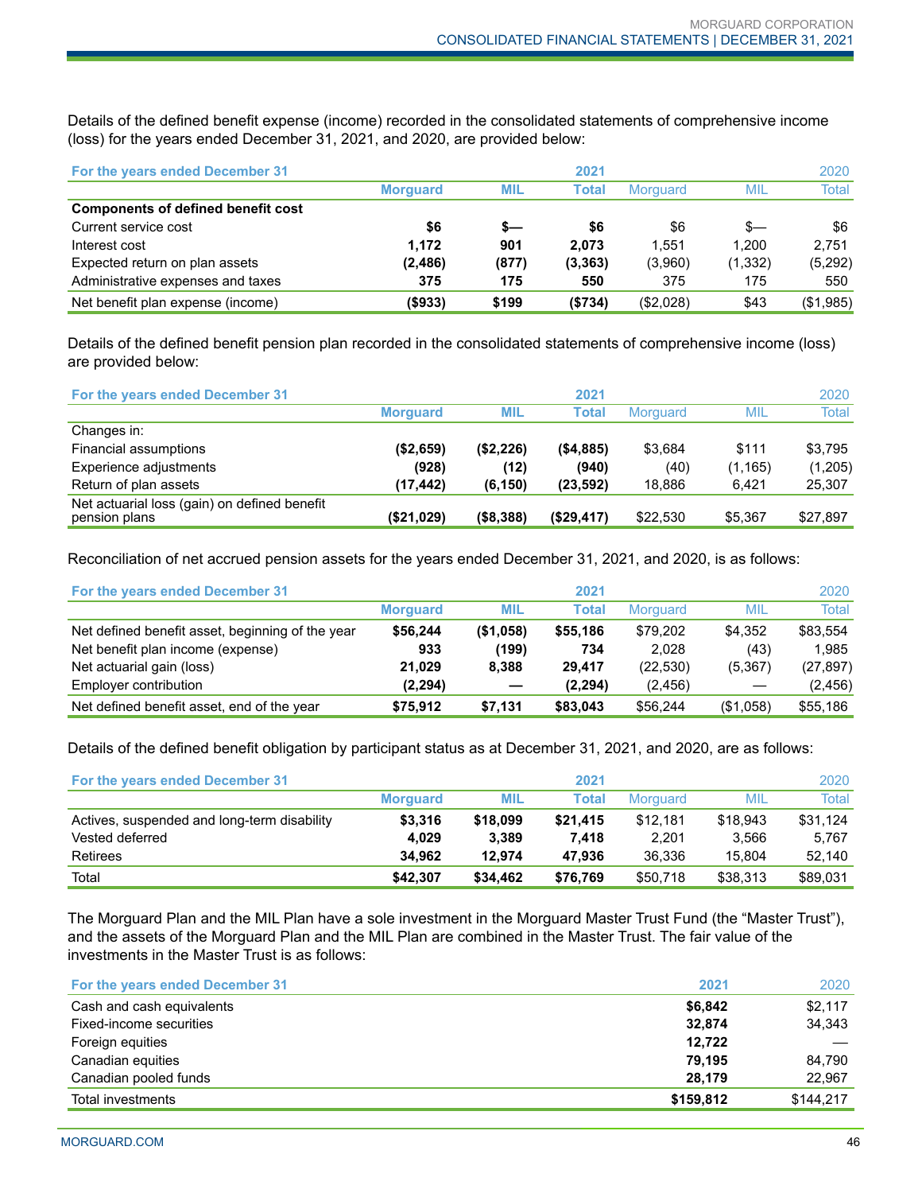Details of the defined benefit expense (income) recorded in the consolidated statements of comprehensive income (loss) for the years ended December 31, 2021, and 2020, are provided below:

| For the years ended December 31 | | | 2021 | | | 2020 |
|---|---|---|---|---|---|---|
| | Morguard | MIL | Total | Morguard | MIL | Total |
| **Components of defined benefit cost** | | | | | | |
| Current service cost | **$6** | **$—** | **$6** | $6 | $— | $6 |
| Interest cost | **1,172** | **901** | **2,073** | 1,551 | 1,200 | 2,751 |
| Expected return on plan assets | **(2,486)** | **(877)** | **(3,363)** | (3,960) | (1,332) | (5,292) |
| Administrative expenses and taxes | **375** | **175** | **550** | 375 | 175 | 550 |
| Net benefit plan expense (income) | **($933)** | **$199** | **($734)** | ($2,028) | $43 | ($1,985) |

Details of the defined benefit pension plan recorded in the consolidated statements of comprehensive income (loss) are provided below:

| For the years ended December 31 | | | 2021 | | | 2020 |
|---|---|---|---|---|---|---|
| | Morguard | MIL | Total | Morguard | MIL | Total |
| Changes in: | | | | | | |
| Financial assumptions | **($2,659)** | **($2,226)** | **($4,885)** | $3,684 | $111 | $3,795 |
| Experience adjustments | **(928)** | **(12)** | **(940)** | (40) | (1,165) | (1,205) |
| Return of plan assets | **(17,442)** | **(6,150)** | **(23,592)** | 18,886 | 6,421 | 25,307 |
| Net actuarial loss (gain) on defined benefit pension plans | **($21,029)** | **($8,388)** | **($29,417)** | $22,530 | $5,367 | $27,897 |

Reconciliation of net accrued pension assets for the years ended December 31, 2021, and 2020, is as follows:

| For the years ended December 31 | | | 2021 | | | 2020 |
|---|---|---|---|---|---|---|
| | Morguard | MIL | Total | Morguard | MIL | Total |
| Net defined benefit asset, beginning of the year | **$56,244** | **($1,058)** | **$55,186** | $79,202 | $4,352 | $83,554 |
| Net benefit plan income (expense) | **933** | **(199)** | **734** | 2,028 | (43) | 1,985 |
| Net actuarial gain (loss) | **21,029** | **8,388** | **29,417** | (22,530) | (5,367) | (27,897) |
| Employer contribution | **(2,294)** | **—** | **(2,294)** | (2,456) | — | (2,456) |
| Net defined benefit asset, end of the year | **$75,912** | **$7,131** | **$83,043** | $56,244 | ($1,058) | $55,186 |

Details of the defined benefit obligation by participant status as at December 31, 2021, and 2020, are as follows:

| For the years ended December 31 | | | 2021 | | | 2020 |
|---|---|---|---|---|---|---|
| | Morguard | MIL | Total | Morguard | MIL | Total |
| Actives, suspended and long-term disability | **$3,316** | **$18,099** | **$21,415** | $12,181 | $18,943 | $31,124 |
| Vested deferred | **4,029** | **3,389** | **7,418** | 2,201 | 3,566 | 5,767 |
| Retirees | **34,962** | **12,974** | **47,936** | 36,336 | 15,804 | 52,140 |
| Total | **$42,307** | **$34,462** | **$76,769** | $50,718 | $38,313 | $89,031 |

The Morguard Plan and the MIL Plan have a sole investment in the Morguard Master Trust Fund (the "Master Trust"), and the assets of the Morguard Plan and the MIL Plan are combined in the Master Trust. The fair value of the investments in the Master Trust is as follows:

| For the years ended December 31 | 2021 | 2020 |
|---|---|---|
| Cash and cash equivalents | **$6,842** | $2,117 |
| Fixed-income securities | **32,874** | 34,343 |
| Foreign equities | **12,722** | — |
| Canadian equities | **79,195** | 84,790 |
| Canadian pooled funds | **28,179** | 22,967 |
| Total investments | **$159,812** | $144,217 |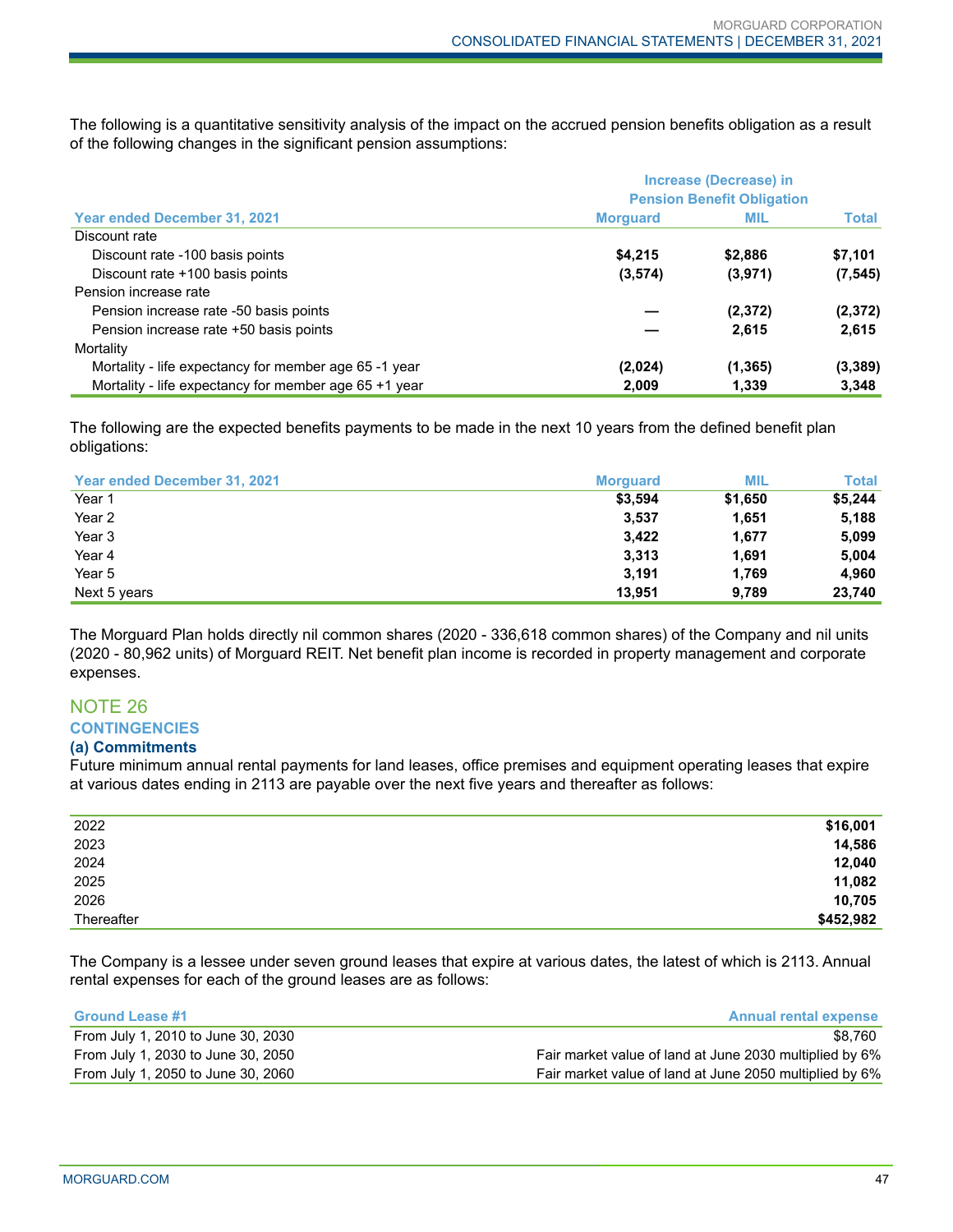The following is a quantitative sensitivity analysis of the impact on the accrued pension benefits obligation as a result of the following changes in the significant pension assumptions:

| | Increase (Decrease) in Pension Benefit Obligation | | |
|---|---|---|---|
| **Year ended December 31, 2021** | **Morguard** | **MIL** | **Total** |
| Discount rate | | | |
| Discount rate -100 basis points | **$4,215** | **$2,886** | **$7,101** |
| Discount rate +100 basis points | **(3,574)** | **(3,971)** | **(7,545)** |
| Pension increase rate | | | |
| Pension increase rate -50 basis points | **—** | **(2,372)** | **(2,372)** |
| Pension increase rate +50 basis points | **—** | **2,615** | **2,615** |
| Mortality | | | |
| Mortality - life expectancy for member age 65 -1 year | **(2,024)** | **(1,365)** | **(3,389)** |
| Mortality - life expectancy for member age 65 +1 year | **2,009** | **1,339** | **3,348** |

The following are the expected benefits payments to be made in the next 10 years from the defined benefit plan obligations:

| Year ended December 31, 2021 | Morguard | MIL | Total |
|---|---|---|---|
| Year 1 | **$3,594** | **$1,650** | **$5,244** |
| Year 2 | **3,537** | **1,651** | **5,188** |
| Year 3 | **3,422** | **1,677** | **5,099** |
| Year 4 | **3,313** | **1,691** | **5,004** |
| Year 5 | **3,191** | **1,769** | **4,960** |
| Next 5 years | **13,951** | **9,789** | **23,740** |

The Morguard Plan holds directly nil common shares (2020 - 336,618 common shares) of the Company and nil units (2020 - 80,962 units) of Morguard REIT. Net benefit plan income is recorded in property management and corporate expenses.

## NOTE 26

## CONTINGENCIES

### (a) Commitments

Future minimum annual rental payments for land leases, office premises and equipment operating leases that expire at various dates ending in 2113 are payable over the next five years and thereafter as follows:

| | |
|---|---|
| 2022 | **$16,001** |
| 2023 | **14,586** |
| 2024 | **12,040** |
| 2025 | **11,082** |
| 2026 | **10,705** |
| Thereafter | **$452,982** |

The Company is a lessee under seven ground leases that expire at various dates, the latest of which is 2113. Annual rental expenses for each of the ground leases are as follows:

| Ground Lease #1 | Annual rental expense |
|---|---|
| From July 1, 2010 to June 30, 2030 | $8,760 |
| From July 1, 2030 to June 30, 2050 | Fair market value of land at June 2030 multiplied by 6% |
| From July 1, 2050 to June 30, 2060 | Fair market value of land at June 2050 multiplied by 6% |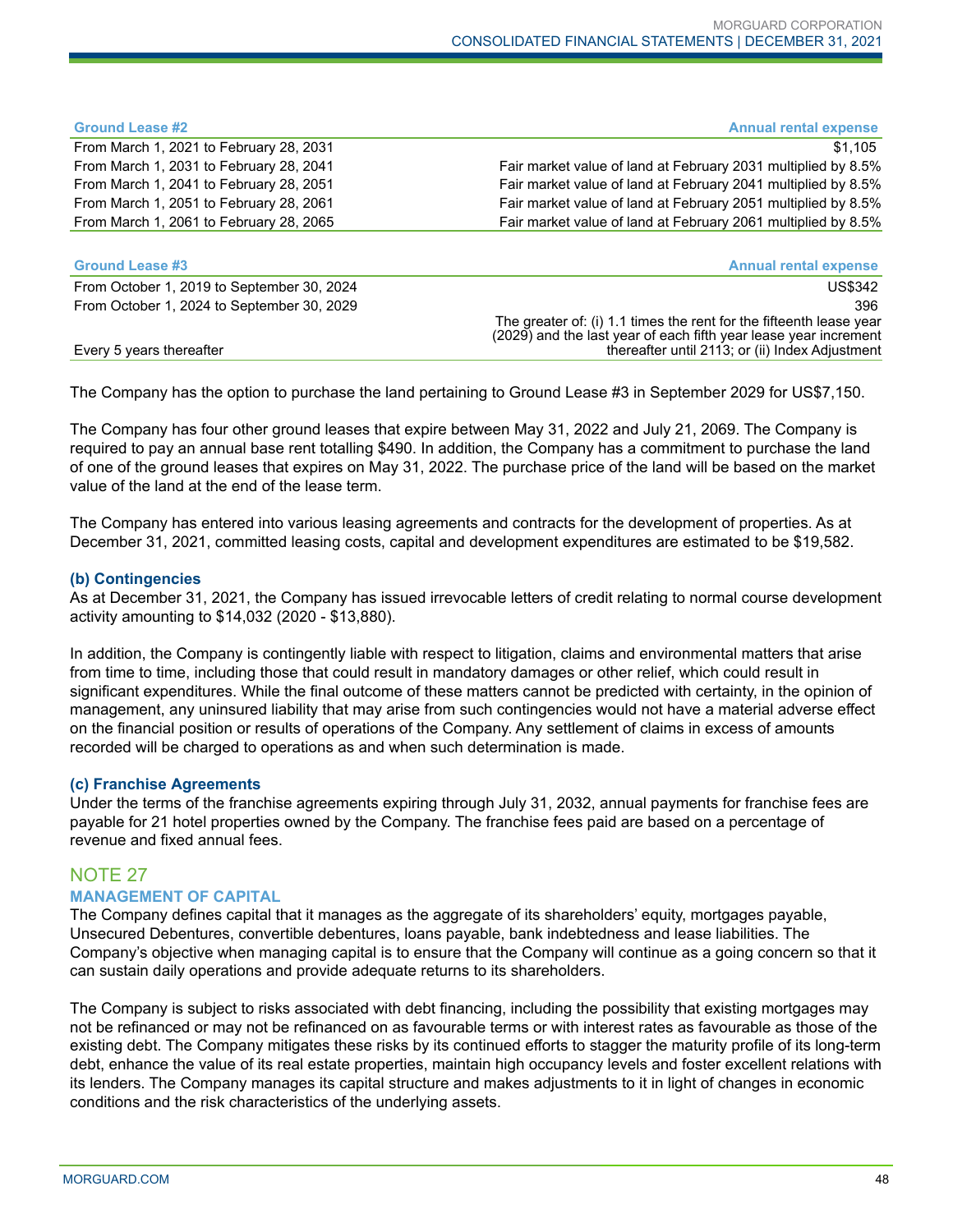| Ground Lease #2 | Annual rental expense |
|---|---|
| From March 1, 2021 to February 28, 2031 | $1,105 |
| From March 1, 2031 to February 28, 2041 | Fair market value of land at February 2031 multiplied by 8.5% |
| From March 1, 2041 to February 28, 2051 | Fair market value of land at February 2041 multiplied by 8.5% |
| From March 1, 2051 to February 28, 2061 | Fair market value of land at February 2051 multiplied by 8.5% |
| From March 1, 2061 to February 28, 2065 | Fair market value of land at February 2061 multiplied by 8.5% |

| Ground Lease #3 | Annual rental expense |
|---|---|
| From October 1, 2019 to September 30, 2024 | US$342 |
| From October 1, 2024 to September 30, 2029 | 396 |
| Every 5 years thereafter | The greater of: (i) 1.1 times the rent for the fifteenth lease year (2029) and the last year of each fifth year lease year increment thereafter until 2113; or (ii) Index Adjustment |

The Company has the option to purchase the land pertaining to Ground Lease #3 in September 2029 for US$7,150.

The Company has four other ground leases that expire between May 31, 2022 and July 21, 2069. The Company is required to pay an annual base rent totalling $490. In addition, the Company has a commitment to purchase the land of one of the ground leases that expires on May 31, 2022. The purchase price of the land will be based on the market value of the land at the end of the lease term.

The Company has entered into various leasing agreements and contracts for the development of properties. As at December 31, 2021, committed leasing costs, capital and development expenditures are estimated to be $19,582.

### (b) Contingencies

As at December 31, 2021, the Company has issued irrevocable letters of credit relating to normal course development activity amounting to $14,032 (2020 - $13,880).

In addition, the Company is contingently liable with respect to litigation, claims and environmental matters that arise from time to time, including those that could result in mandatory damages or other relief, which could result in significant expenditures. While the final outcome of these matters cannot be predicted with certainty, in the opinion of management, any uninsured liability that may arise from such contingencies would not have a material adverse effect on the financial position or results of operations of the Company. Any settlement of claims in excess of amounts recorded will be charged to operations as and when such determination is made.

### (c) Franchise Agreements

Under the terms of the franchise agreements expiring through July 31, 2032, annual payments for franchise fees are payable for 21 hotel properties owned by the Company. The franchise fees paid are based on a percentage of revenue and fixed annual fees.

## NOTE 27

### MANAGEMENT OF CAPITAL

The Company defines capital that it manages as the aggregate of its shareholders' equity, mortgages payable, Unsecured Debentures, convertible debentures, loans payable, bank indebtedness and lease liabilities. The Company's objective when managing capital is to ensure that the Company will continue as a going concern so that it can sustain daily operations and provide adequate returns to its shareholders.

The Company is subject to risks associated with debt financing, including the possibility that existing mortgages may not be refinanced or may not be refinanced on as favourable terms or with interest rates as favourable as those of the existing debt. The Company mitigates these risks by its continued efforts to stagger the maturity profile of its long-term debt, enhance the value of its real estate properties, maintain high occupancy levels and foster excellent relations with its lenders. The Company manages its capital structure and makes adjustments to it in light of changes in economic conditions and the risk characteristics of the underlying assets.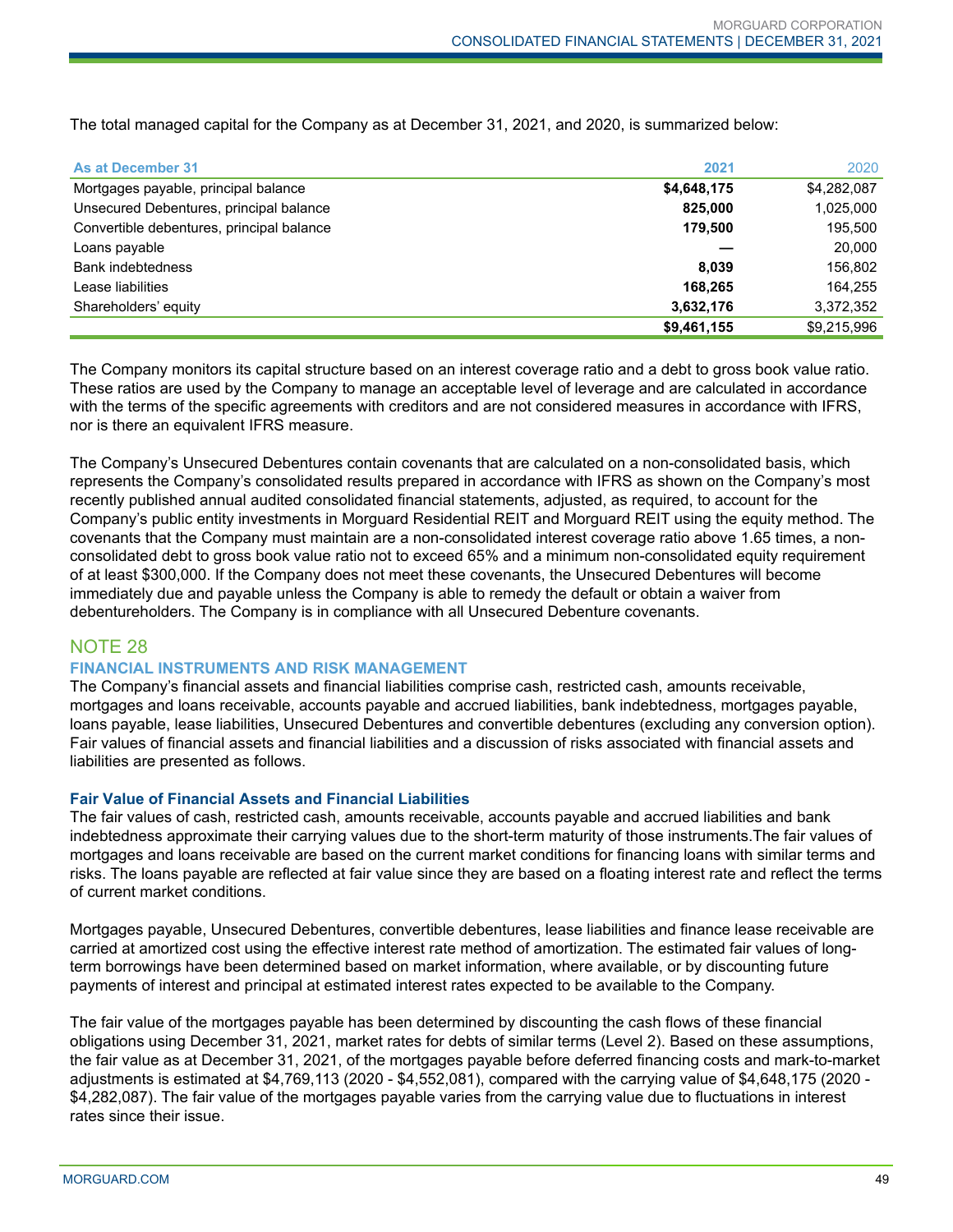The total managed capital for the Company as at December 31, 2021, and 2020, is summarized below:

| As at December 31 | 2021 | 2020 |
|---|---|---|
| Mortgages payable, principal balance | **$4,648,175** | $4,282,087 |
| Unsecured Debentures, principal balance | **825,000** | 1,025,000 |
| Convertible debentures, principal balance | **179,500** | 195,500 |
| Loans payable | **—** | 20,000 |
| Bank indebtedness | **8,039** | 156,802 |
| Lease liabilities | **168,265** | 164,255 |
| Shareholders' equity | **3,632,176** | 3,372,352 |
| | **$9,461,155** | $9,215,996 |

The Company monitors its capital structure based on an interest coverage ratio and a debt to gross book value ratio. These ratios are used by the Company to manage an acceptable level of leverage and are calculated in accordance with the terms of the specific agreements with creditors and are not considered measures in accordance with IFRS, nor is there an equivalent IFRS measure.

The Company's Unsecured Debentures contain covenants that are calculated on a non-consolidated basis, which represents the Company's consolidated results prepared in accordance with IFRS as shown on the Company's most recently published annual audited consolidated financial statements, adjusted, as required, to account for the Company's public entity investments in Morguard Residential REIT and Morguard REIT using the equity method. The covenants that the Company must maintain are a non-consolidated interest coverage ratio above 1.65 times, a non-consolidated debt to gross book value ratio not to exceed 65% and a minimum non-consolidated equity requirement of at least $300,000. If the Company does not meet these covenants, the Unsecured Debentures will become immediately due and payable unless the Company is able to remedy the default or obtain a waiver from debentureholders. The Company is in compliance with all Unsecured Debenture covenants.

## NOTE 28

### FINANCIAL INSTRUMENTS AND RISK MANAGEMENT

The Company's financial assets and financial liabilities comprise cash, restricted cash, amounts receivable, mortgages and loans receivable, accounts payable and accrued liabilities, bank indebtedness, mortgages payable, loans payable, lease liabilities, Unsecured Debentures and convertible debentures (excluding any conversion option). Fair values of financial assets and financial liabilities and a discussion of risks associated with financial assets and liabilities are presented as follows.

#### Fair Value of Financial Assets and Financial Liabilities

The fair values of cash, restricted cash, amounts receivable, accounts payable and accrued liabilities and bank indebtedness approximate their carrying values due to the short-term maturity of those instruments.The fair values of mortgages and loans receivable are based on the current market conditions for financing loans with similar terms and risks. The loans payable are reflected at fair value since they are based on a floating interest rate and reflect the terms of current market conditions.

Mortgages payable, Unsecured Debentures, convertible debentures, lease liabilities and finance lease receivable are carried at amortized cost using the effective interest rate method of amortization. The estimated fair values of long-term borrowings have been determined based on market information, where available, or by discounting future payments of interest and principal at estimated interest rates expected to be available to the Company.

The fair value of the mortgages payable has been determined by discounting the cash flows of these financial obligations using December 31, 2021, market rates for debts of similar terms (Level 2). Based on these assumptions, the fair value as at December 31, 2021, of the mortgages payable before deferred financing costs and mark-to-market adjustments is estimated at $4,769,113 (2020 - $4,552,081), compared with the carrying value of $4,648,175 (2020 - $4,282,087). The fair value of the mortgages payable varies from the carrying value due to fluctuations in interest rates since their issue.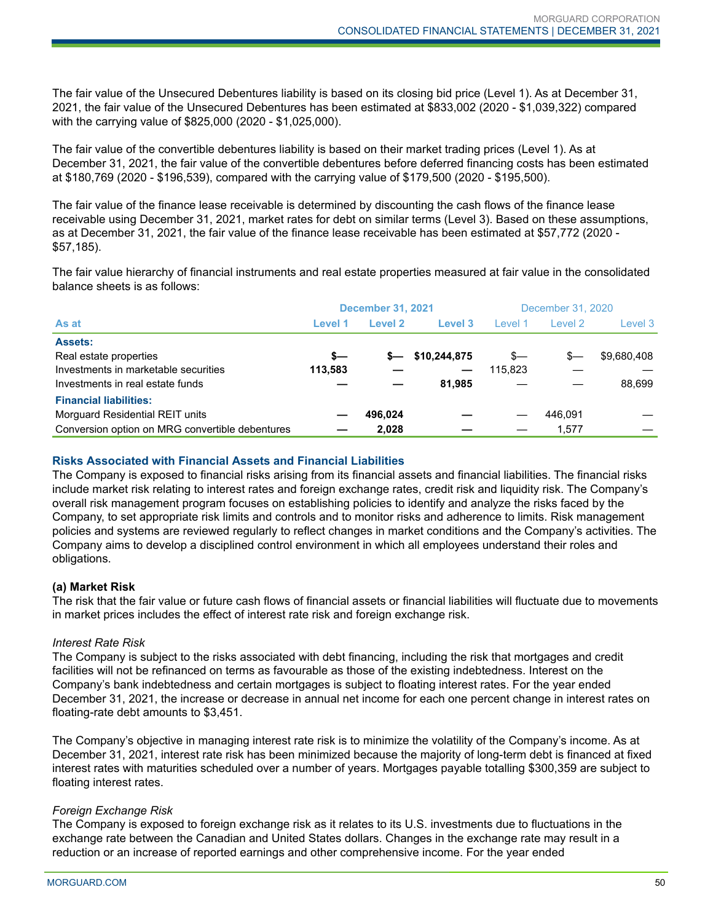The fair value of the Unsecured Debentures liability is based on its closing bid price (Level 1). As at December 31, 2021, the fair value of the Unsecured Debentures has been estimated at $833,002 (2020 - $1,039,322) compared with the carrying value of $825,000 (2020 - $1,025,000).

The fair value of the convertible debentures liability is based on their market trading prices (Level 1). As at December 31, 2021, the fair value of the convertible debentures before deferred financing costs has been estimated at $180,769 (2020 - $196,539), compared with the carrying value of $179,500 (2020 - $195,500).

The fair value of the finance lease receivable is determined by discounting the cash flows of the finance lease receivable using December 31, 2021, market rates for debt on similar terms (Level 3). Based on these assumptions, as at December 31, 2021, the fair value of the finance lease receivable has been estimated at $57,772 (2020 - $57,185).

The fair value hierarchy of financial instruments and real estate properties measured at fair value in the consolidated balance sheets is as follows:

| | **December 31, 2021** | | | December 31, 2020 | | |
|---|---|---|---|---|---|---|
| **As at** | **Level 1** | **Level 2** | **Level 3** | Level 1 | Level 2 | Level 3 |
| **Assets:** | | | | | | |
| Real estate properties | **$—** | **$—** | **$10,244,875** | $— | $— | $9,680,408 |
| Investments in marketable securities | **113,583** | **—** | **—** | 115,823 | — | — |
| Investments in real estate funds | **—** | **—** | **81,985** | — | — | 88,699 |
| **Financial liabilities:** | | | | | | |
| Morguard Residential REIT units | **—** | **496,024** | **—** | — | 446,091 | — |
| Conversion option on MRG convertible debentures | **—** | **2,028** | **—** | — | 1,577 | — |

## Risks Associated with Financial Assets and Financial Liabilities

The Company is exposed to financial risks arising from its financial assets and financial liabilities. The financial risks include market risk relating to interest rates and foreign exchange rates, credit risk and liquidity risk. The Company's overall risk management program focuses on establishing policies to identify and analyze the risks faced by the Company, to set appropriate risk limits and controls and to monitor risks and adherence to limits. Risk management policies and systems are reviewed regularly to reflect changes in market conditions and the Company's activities. The Company aims to develop a disciplined control environment in which all employees understand their roles and obligations.

### (a) Market Risk

The risk that the fair value or future cash flows of financial assets or financial liabilities will fluctuate due to movements in market prices includes the effect of interest rate risk and foreign exchange risk.

*Interest Rate Risk*

The Company is subject to the risks associated with debt financing, including the risk that mortgages and credit facilities will not be refinanced on terms as favourable as those of the existing indebtedness. Interest on the Company's bank indebtedness and certain mortgages is subject to floating interest rates. For the year ended December 31, 2021, the increase or decrease in annual net income for each one percent change in interest rates on floating-rate debt amounts to $3,451.

The Company's objective in managing interest rate risk is to minimize the volatility of the Company's income. As at December 31, 2021, interest rate risk has been minimized because the majority of long-term debt is financed at fixed interest rates with maturities scheduled over a number of years. Mortgages payable totalling $300,359 are subject to floating interest rates.

*Foreign Exchange Risk*

The Company is exposed to foreign exchange risk as it relates to its U.S. investments due to fluctuations in the exchange rate between the Canadian and United States dollars. Changes in the exchange rate may result in a reduction or an increase of reported earnings and other comprehensive income. For the year ended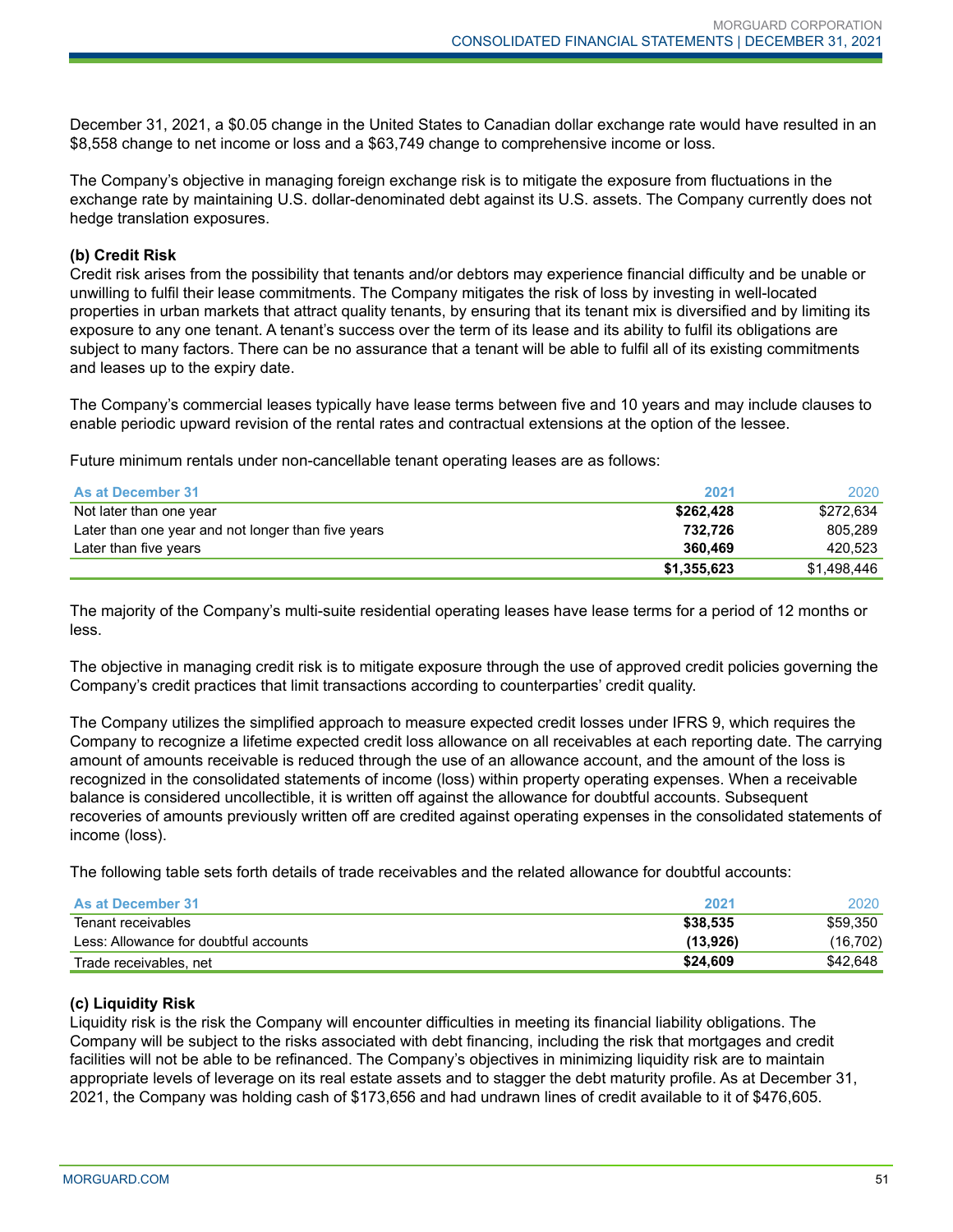December 31, 2021, a $0.05 change in the United States to Canadian dollar exchange rate would have resulted in an $8,558 change to net income or loss and a $63,749 change to comprehensive income or loss.

The Company's objective in managing foreign exchange risk is to mitigate the exposure from fluctuations in the exchange rate by maintaining U.S. dollar-denominated debt against its U.S. assets. The Company currently does not hedge translation exposures.

**(b) Credit Risk**

Credit risk arises from the possibility that tenants and/or debtors may experience financial difficulty and be unable or unwilling to fulfil their lease commitments. The Company mitigates the risk of loss by investing in well-located properties in urban markets that attract quality tenants, by ensuring that its tenant mix is diversified and by limiting its exposure to any one tenant. A tenant's success over the term of its lease and its ability to fulfil its obligations are subject to many factors. There can be no assurance that a tenant will be able to fulfil all of its existing commitments and leases up to the expiry date.

The Company's commercial leases typically have lease terms between five and 10 years and may include clauses to enable periodic upward revision of the rental rates and contractual extensions at the option of the lessee.

Future minimum rentals under non-cancellable tenant operating leases are as follows:

| As at December 31 | 2021 | 2020 |
|---|---|---|
| Not later than one year | **$262,428** | $272,634 |
| Later than one year and not longer than five years | **732,726** | 805,289 |
| Later than five years | **360,469** | 420,523 |
| | **$1,355,623** | $1,498,446 |

The majority of the Company's multi-suite residential operating leases have lease terms for a period of 12 months or less.

The objective in managing credit risk is to mitigate exposure through the use of approved credit policies governing the Company's credit practices that limit transactions according to counterparties' credit quality.

The Company utilizes the simplified approach to measure expected credit losses under IFRS 9, which requires the Company to recognize a lifetime expected credit loss allowance on all receivables at each reporting date. The carrying amount of amounts receivable is reduced through the use of an allowance account, and the amount of the loss is recognized in the consolidated statements of income (loss) within property operating expenses. When a receivable balance is considered uncollectible, it is written off against the allowance for doubtful accounts. Subsequent recoveries of amounts previously written off are credited against operating expenses in the consolidated statements of income (loss).

The following table sets forth details of trade receivables and the related allowance for doubtful accounts:

| As at December 31 | 2021 | 2020 |
|---|---|---|
| Tenant receivables | **$38,535** | $59,350 |
| Less: Allowance for doubtful accounts | **(13,926)** | (16,702) |
| Trade receivables, net | **$24,609** | $42,648 |

**(c) Liquidity Risk**

Liquidity risk is the risk the Company will encounter difficulties in meeting its financial liability obligations. The Company will be subject to the risks associated with debt financing, including the risk that mortgages and credit facilities will not be able to be refinanced. The Company's objectives in minimizing liquidity risk are to maintain appropriate levels of leverage on its real estate assets and to stagger the debt maturity profile. As at December 31, 2021, the Company was holding cash of $173,656 and had undrawn lines of credit available to it of $476,605.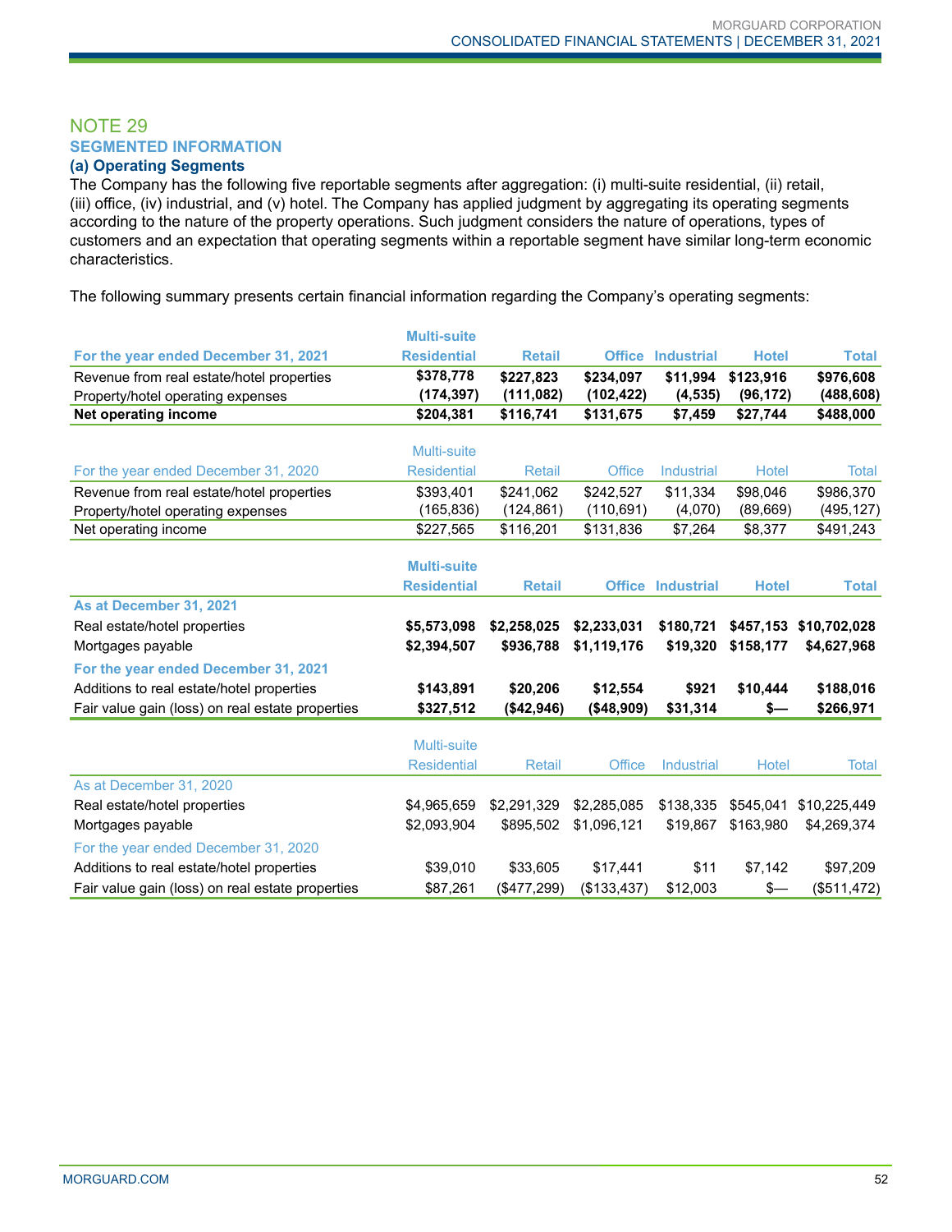## NOTE 29

### SEGMENTED INFORMATION

#### (a) Operating Segments

The Company has the following five reportable segments after aggregation: (i) multi-suite residential, (ii) retail, (iii) office, (iv) industrial, and (v) hotel. The Company has applied judgment by aggregating its operating segments according to the nature of the property operations. Such judgment considers the nature of operations, types of customers and an expectation that operating segments within a reportable segment have similar long-term economic characteristics.

The following summary presents certain financial information regarding the Company's operating segments:

| **For the year ended December 31, 2021** | **Multi-suite Residential** | **Retail** | **Office** | **Industrial** | **Hotel** | **Total** |
|---|---|---|---|---|---|---|
| Revenue from real estate/hotel properties | **$378,778** | **$227,823** | **$234,097** | **$11,994** | **$123,916** | **$976,608** |
| Property/hotel operating expenses | **(174,397)** | **(111,082)** | **(102,422)** | **(4,535)** | **(96,172)** | **(488,608)** |
| **Net operating income** | **$204,381** | **$116,741** | **$131,675** | **$7,459** | **$27,744** | **$488,000** |

| For the year ended December 31, 2020 | Multi-suite Residential | Retail | Office | Industrial | Hotel | Total |
|---|---|---|---|---|---|---|
| Revenue from real estate/hotel properties | $393,401 | $241,062 | $242,527 | $11,334 | $98,046 | $986,370 |
| Property/hotel operating expenses | (165,836) | (124,861) | (110,691) | (4,070) | (89,669) | (495,127) |
| Net operating income | $227,565 | $116,201 | $131,836 | $7,264 | $8,377 | $491,243 |

| | **Multi-suite Residential** | **Retail** | **Office** | **Industrial** | **Hotel** | **Total** |
|---|---|---|---|---|---|---|
| **As at December 31, 2021** | | | | | | |
| Real estate/hotel properties | **$5,573,098** | **$2,258,025** | **$2,233,031** | **$180,721** | **$457,153** | **$10,702,028** |
| Mortgages payable | **$2,394,507** | **$936,788** | **$1,119,176** | **$19,320** | **$158,177** | **$4,627,968** |
| **For the year ended December 31, 2021** | | | | | | |
| Additions to real estate/hotel properties | **$143,891** | **$20,206** | **$12,554** | **$921** | **$10,444** | **$188,016** |
| Fair value gain (loss) on real estate properties | **$327,512** | **($42,946)** | **($48,909)** | **$31,314** | **$—** | **$266,971** |

| | Multi-suite Residential | Retail | Office | Industrial | Hotel | Total |
|---|---|---|---|---|---|---|
| As at December 31, 2020 | | | | | | |
| Real estate/hotel properties | $4,965,659 | $2,291,329 | $2,285,085 | $138,335 | $545,041 | $10,225,449 |
| Mortgages payable | $2,093,904 | $895,502 | $1,096,121 | $19,867 | $163,980 | $4,269,374 |
| For the year ended December 31, 2020 | | | | | | |
| Additions to real estate/hotel properties | $39,010 | $33,605 | $17,441 | $11 | $7,142 | $97,209 |
| Fair value gain (loss) on real estate properties | $87,261 | ($477,299) | ($133,437) | $12,003 | $— | ($511,472) |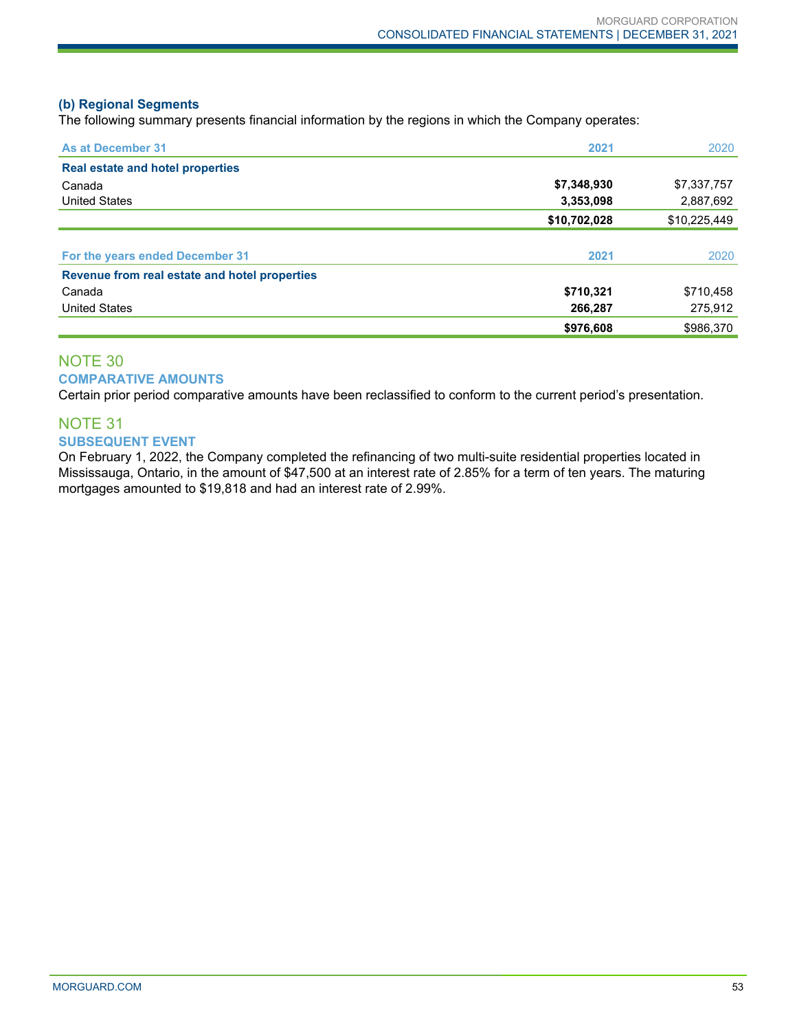### (b) Regional Segments

The following summary presents financial information by the regions in which the Company operates:

| As at December 31 | 2021 | 2020 |
|---|---|---|
| **Real estate and hotel properties** | | |
| Canada | **$7,348,930** | $7,337,757 |
| United States | **3,353,098** | 2,887,692 |
| | **$10,702,028** | $10,225,449 |

| For the years ended December 31 | 2021 | 2020 |
|---|---|---|
| **Revenue from real estate and hotel properties** | | |
| Canada | **$710,321** | $710,458 |
| United States | **266,287** | 275,912 |
| | **$976,608** | $986,370 |

## NOTE 30

### COMPARATIVE AMOUNTS

Certain prior period comparative amounts have been reclassified to conform to the current period's presentation.

## NOTE 31

### SUBSEQUENT EVENT

On February 1, 2022, the Company completed the refinancing of two multi-suite residential properties located in Mississauga, Ontario, in the amount of $47,500 at an interest rate of 2.85% for a term of ten years. The maturing mortgages amounted to $19,818 and had an interest rate of 2.99%.